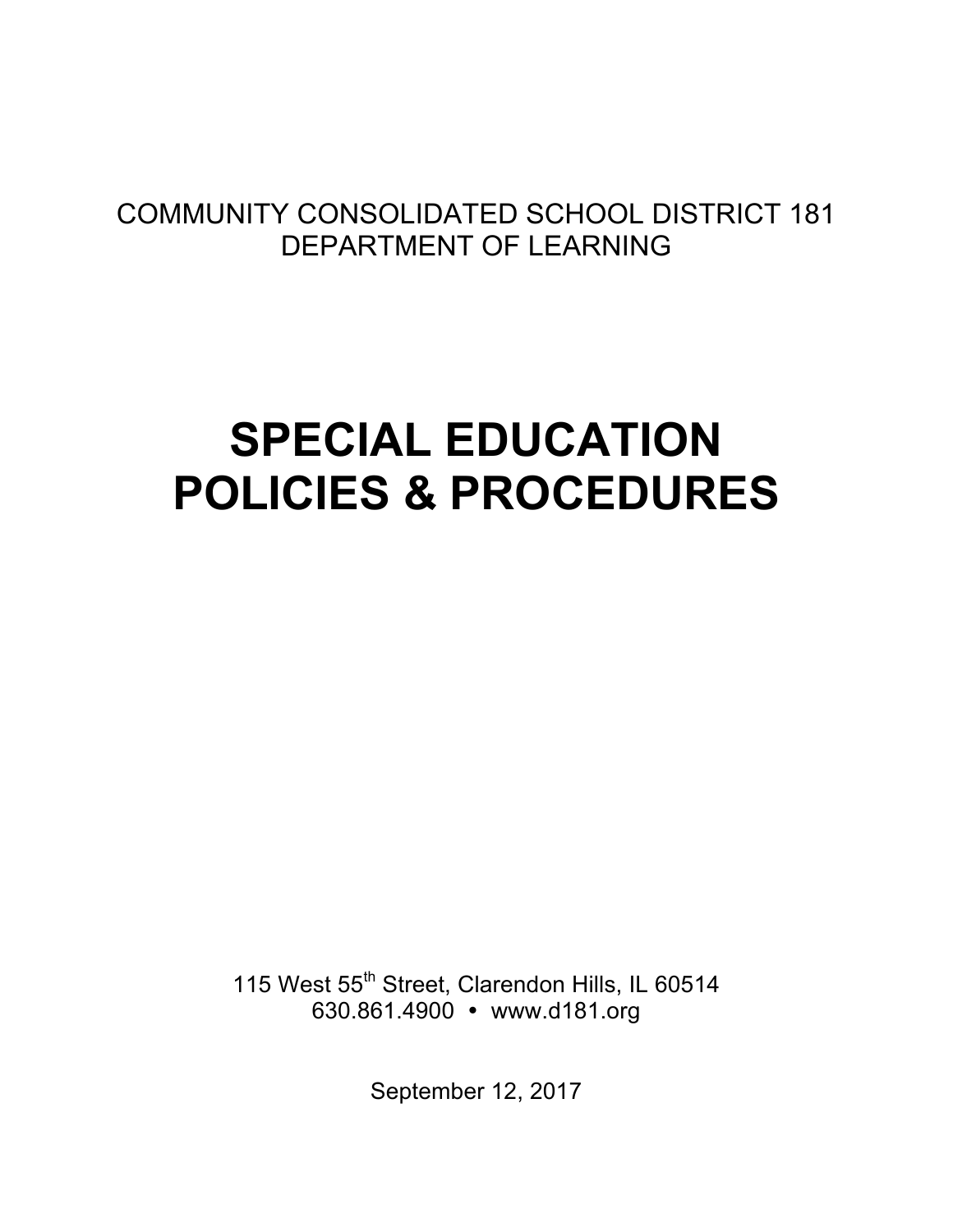COMMUNITY CONSOLIDATED SCHOOL DISTRICT 181
DEPARTMENT OF LEARNING

# SPECIAL EDUCATION POLICIES & PROCEDURES

115 West 55th Street, Clarendon Hills, IL 60514
630.861.4900 • www.d181.org

September 12, 2017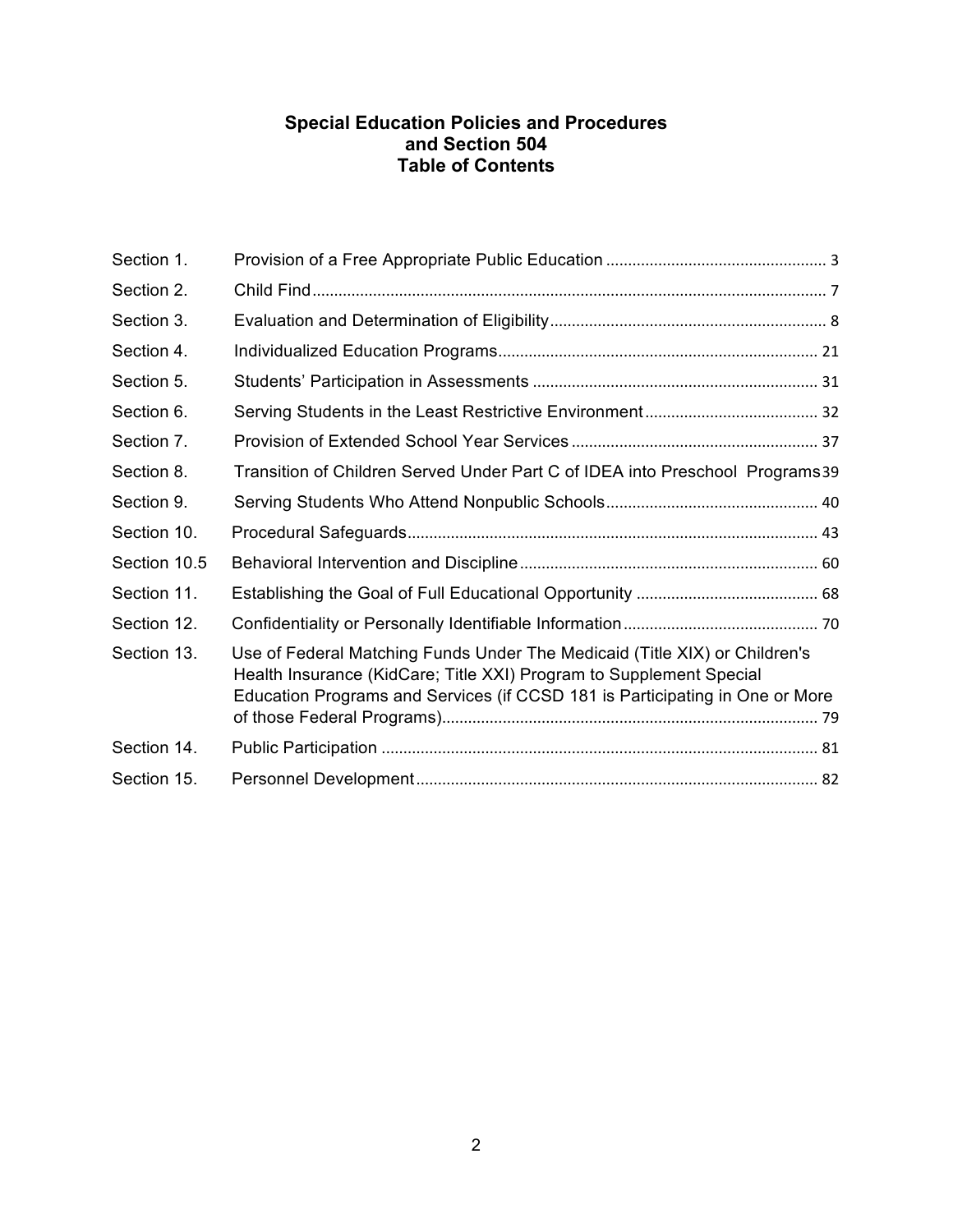# Special Education Policies and Procedures and Section 504 Table of Contents

| | | |
|---|---|---|
| Section 1. | Provision of a Free Appropriate Public Education | 3 |
| Section 2. | Child Find | 7 |
| Section 3. | Evaluation and Determination of Eligibility | 8 |
| Section 4. | Individualized Education Programs | 21 |
| Section 5. | Students' Participation in Assessments | 31 |
| Section 6. | Serving Students in the Least Restrictive Environment | 32 |
| Section 7. | Provision of Extended School Year Services | 37 |
| Section 8. | Transition of Children Served Under Part C of IDEA into Preschool Programs | 39 |
| Section 9. | Serving Students Who Attend Nonpublic Schools | 40 |
| Section 10. | Procedural Safeguards | 43 |
| Section 10.5 | Behavioral Intervention and Discipline | 60 |
| Section 11. | Establishing the Goal of Full Educational Opportunity | 68 |
| Section 12. | Confidentiality or Personally Identifiable Information | 70 |
| Section 13. | Use of Federal Matching Funds Under The Medicaid (Title XIX) or Children's Health Insurance (KidCare; Title XXI) Program to Supplement Special Education Programs and Services (if CCSD 181 is Participating in One or More of those Federal Programs) | 79 |
| Section 14. | Public Participation | 81 |
| Section 15. | Personnel Development | 82 |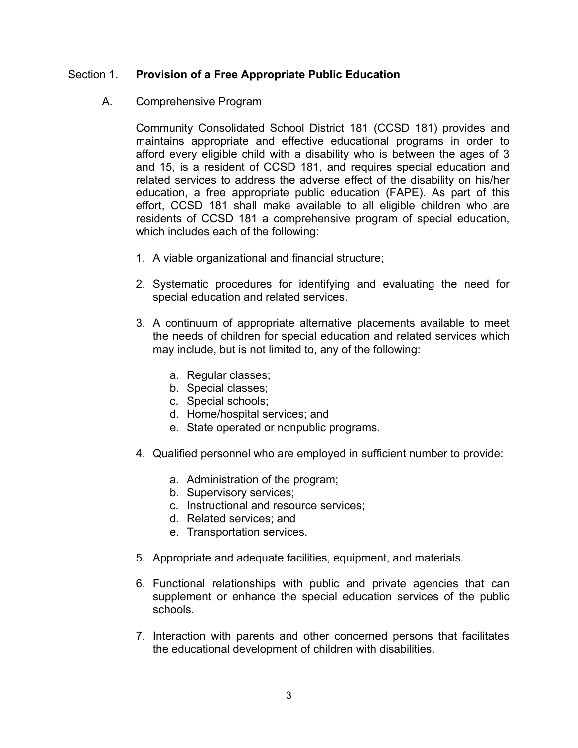## Section 1. Provision of a Free Appropriate Public Education

### A. Comprehensive Program

Community Consolidated School District 181 (CCSD 181) provides and maintains appropriate and effective educational programs in order to afford every eligible child with a disability who is between the ages of 3 and 15, is a resident of CCSD 181, and requires special education and related services to address the adverse effect of the disability on his/her education, a free appropriate public education (FAPE). As part of this effort, CCSD 181 shall make available to all eligible children who are residents of CCSD 181 a comprehensive program of special education, which includes each of the following:

1. A viable organizational and financial structure;

2. Systematic procedures for identifying and evaluating the need for special education and related services.

3. A continuum of appropriate alternative placements available to meet the needs of children for special education and related services which may include, but is not limited to, any of the following:

   a. Regular classes;
   b. Special classes;
   c. Special schools;
   d. Home/hospital services; and
   e. State operated or nonpublic programs.

4. Qualified personnel who are employed in sufficient number to provide:

   a. Administration of the program;
   b. Supervisory services;
   c. Instructional and resource services;
   d. Related services; and
   e. Transportation services.

5. Appropriate and adequate facilities, equipment, and materials.

6. Functional relationships with public and private agencies that can supplement or enhance the special education services of the public schools.

7. Interaction with parents and other concerned persons that facilitates the educational development of children with disabilities.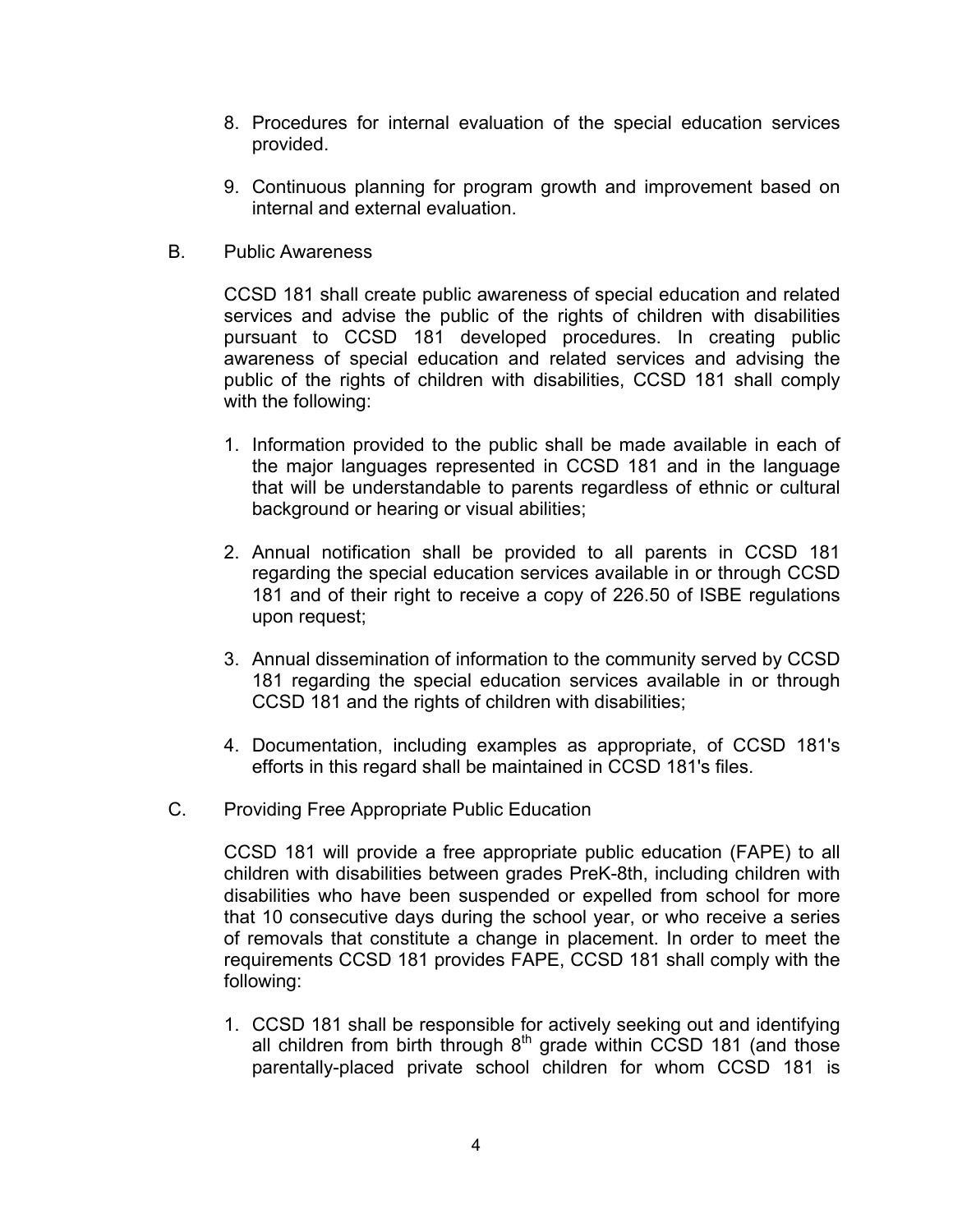8. Procedures for internal evaluation of the special education services provided.

9. Continuous planning for program growth and improvement based on internal and external evaluation.

B. Public Awareness

CCSD 181 shall create public awareness of special education and related services and advise the public of the rights of children with disabilities pursuant to CCSD 181 developed procedures. In creating public awareness of special education and related services and advising the public of the rights of children with disabilities, CCSD 181 shall comply with the following:

1. Information provided to the public shall be made available in each of the major languages represented in CCSD 181 and in the language that will be understandable to parents regardless of ethnic or cultural background or hearing or visual abilities;

2. Annual notification shall be provided to all parents in CCSD 181 regarding the special education services available in or through CCSD 181 and of their right to receive a copy of 226.50 of ISBE regulations upon request;

3. Annual dissemination of information to the community served by CCSD 181 regarding the special education services available in or through CCSD 181 and the rights of children with disabilities;

4. Documentation, including examples as appropriate, of CCSD 181's efforts in this regard shall be maintained in CCSD 181's files.

C. Providing Free Appropriate Public Education

CCSD 181 will provide a free appropriate public education (FAPE) to all children with disabilities between grades PreK-8th, including children with disabilities who have been suspended or expelled from school for more that 10 consecutive days during the school year, or who receive a series of removals that constitute a change in placement. In order to meet the requirements CCSD 181 provides FAPE, CCSD 181 shall comply with the following:

1. CCSD 181 shall be responsible for actively seeking out and identifying all children from birth through 8th grade within CCSD 181 (and those parentally-placed private school children for whom CCSD 181 is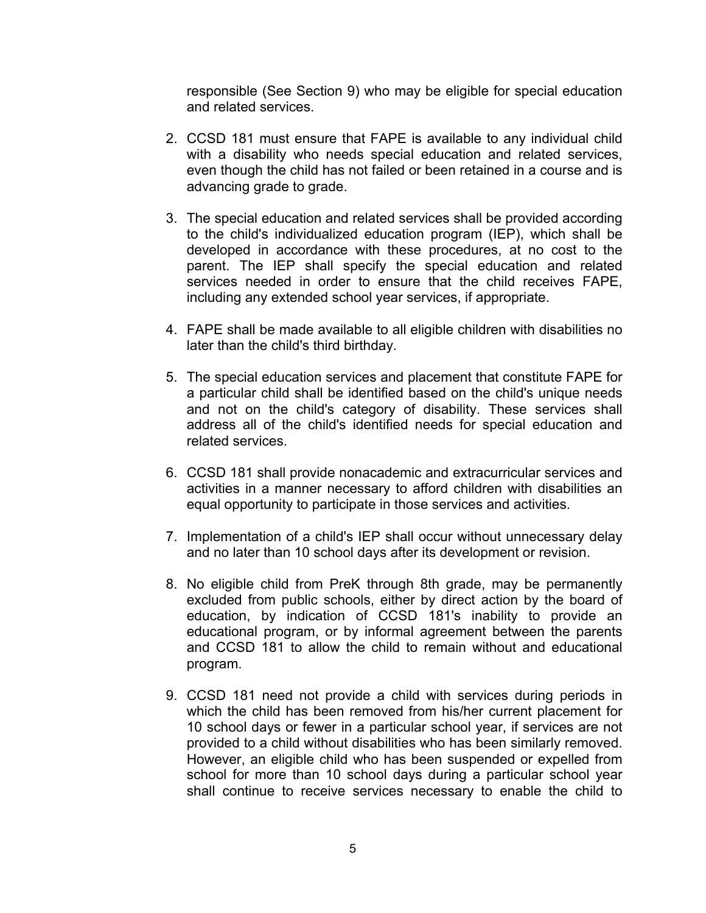responsible (See Section 9) who may be eligible for special education and related services.

2. CCSD 181 must ensure that FAPE is available to any individual child with a disability who needs special education and related services, even though the child has not failed or been retained in a course and is advancing grade to grade.

3. The special education and related services shall be provided according to the child's individualized education program (IEP), which shall be developed in accordance with these procedures, at no cost to the parent. The IEP shall specify the special education and related services needed in order to ensure that the child receives FAPE, including any extended school year services, if appropriate.

4. FAPE shall be made available to all eligible children with disabilities no later than the child's third birthday.

5. The special education services and placement that constitute FAPE for a particular child shall be identified based on the child's unique needs and not on the child's category of disability. These services shall address all of the child's identified needs for special education and related services.

6. CCSD 181 shall provide nonacademic and extracurricular services and activities in a manner necessary to afford children with disabilities an equal opportunity to participate in those services and activities.

7. Implementation of a child's IEP shall occur without unnecessary delay and no later than 10 school days after its development or revision.

8. No eligible child from PreK through 8th grade, may be permanently excluded from public schools, either by direct action by the board of education, by indication of CCSD 181's inability to provide an educational program, or by informal agreement between the parents and CCSD 181 to allow the child to remain without and educational program.

9. CCSD 181 need not provide a child with services during periods in which the child has been removed from his/her current placement for 10 school days or fewer in a particular school year, if services are not provided to a child without disabilities who has been similarly removed. However, an eligible child who has been suspended or expelled from school for more than 10 school days during a particular school year shall continue to receive services necessary to enable the child to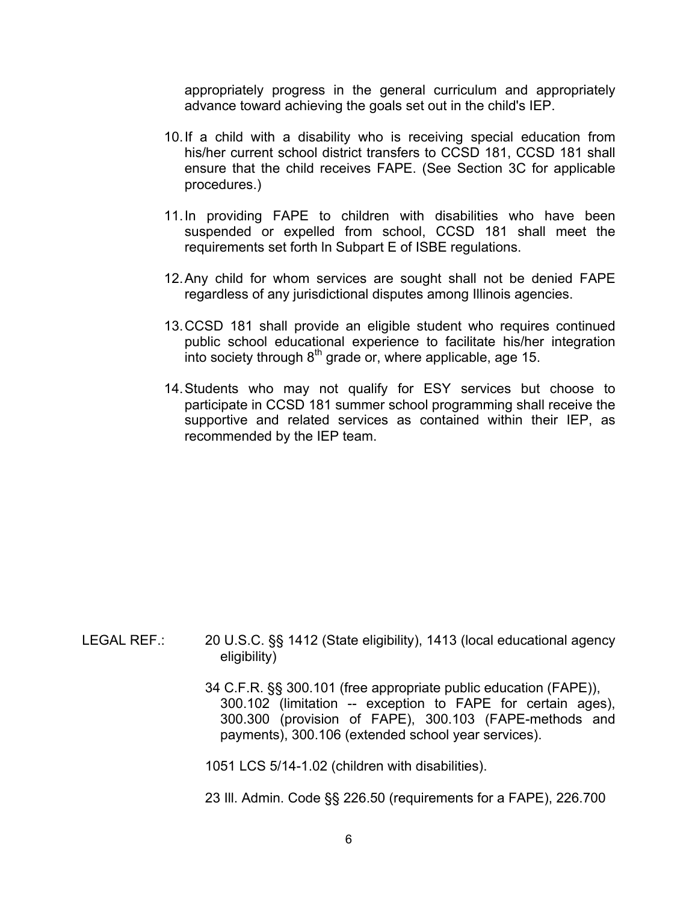appropriately progress in the general curriculum and appropriately advance toward achieving the goals set out in the child's IEP.

10. If a child with a disability who is receiving special education from his/her current school district transfers to CCSD 181, CCSD 181 shall ensure that the child receives FAPE. (See Section 3C for applicable procedures.)

11. In providing FAPE to children with disabilities who have been suspended or expelled from school, CCSD 181 shall meet the requirements set forth In Subpart E of ISBE regulations.

12. Any child for whom services are sought shall not be denied FAPE regardless of any jurisdictional disputes among Illinois agencies.

13. CCSD 181 shall provide an eligible student who requires continued public school educational experience to facilitate his/her integration into society through 8th grade or, where applicable, age 15.

14. Students who may not qualify for ESY services but choose to participate in CCSD 181 summer school programming shall receive the supportive and related services as contained within their IEP, as recommended by the IEP team.

LEGAL REF.: 20 U.S.C. §§ 1412 (State eligibility), 1413 (local educational agency eligibility)

34 C.F.R. §§ 300.101 (free appropriate public education (FAPE)), 300.102 (limitation -- exception to FAPE for certain ages), 300.300 (provision of FAPE), 300.103 (FAPE-methods and payments), 300.106 (extended school year services).

1051 LCS 5/14-1.02 (children with disabilities).

23 Ill. Admin. Code §§ 226.50 (requirements for a FAPE), 226.700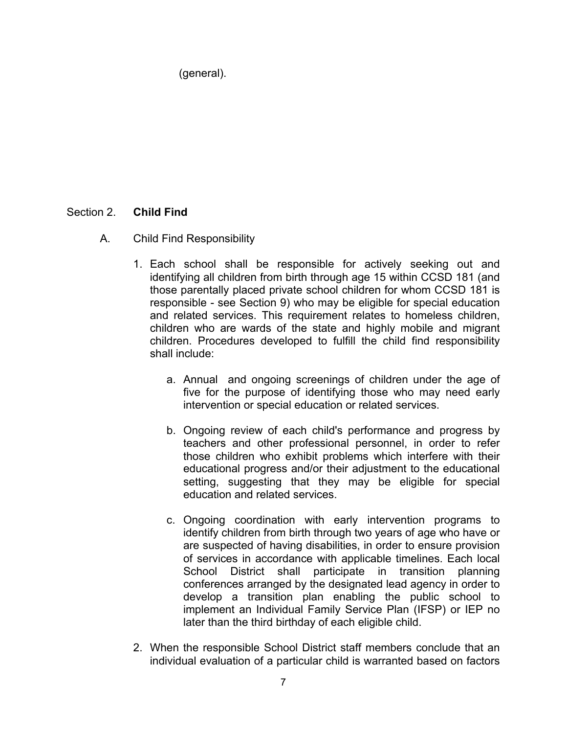(general).

## Section 2. **Child Find**

A. Child Find Responsibility

1. Each school shall be responsible for actively seeking out and identifying all children from birth through age 15 within CCSD 181 (and those parentally placed private school children for whom CCSD 181 is responsible - see Section 9) who may be eligible for special education and related services. This requirement relates to homeless children, children who are wards of the state and highly mobile and migrant children. Procedures developed to fulfill the child find responsibility shall include:

    a. Annual and ongoing screenings of children under the age of five for the purpose of identifying those who may need early intervention or special education or related services.

    b. Ongoing review of each child's performance and progress by teachers and other professional personnel, in order to refer those children who exhibit problems which interfere with their educational progress and/or their adjustment to the educational setting, suggesting that they may be eligible for special education and related services.

    c. Ongoing coordination with early intervention programs to identify children from birth through two years of age who have or are suspected of having disabilities, in order to ensure provision of services in accordance with applicable timelines. Each local School District shall participate in transition planning conferences arranged by the designated lead agency in order to develop a transition plan enabling the public school to implement an Individual Family Service Plan (IFSP) or IEP no later than the third birthday of each eligible child.

2. When the responsible School District staff members conclude that an individual evaluation of a particular child is warranted based on factors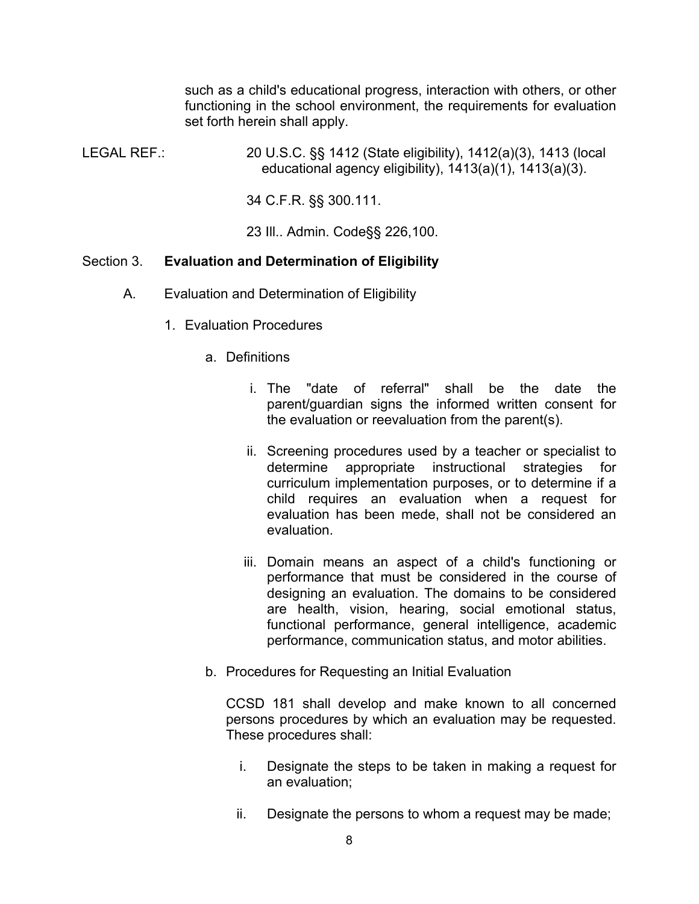such as a child's educational progress, interaction with others, or other functioning in the school environment, the requirements for evaluation set forth herein shall apply.

LEGAL REF.: 20 U.S.C. §§ 1412 (State eligibility), 1412(a)(3), 1413 (local educational agency eligibility), 1413(a)(1), 1413(a)(3).

34 C.F.R. §§ 300.111.

23 Ill.. Admin. Code§§ 226,100.

## Section 3. **Evaluation and Determination of Eligibility**

A. Evaluation and Determination of Eligibility

1. Evaluation Procedures

   a. Definitions

      i. The "date of referral" shall be the date the parent/guardian signs the informed written consent for the evaluation or reevaluation from the parent(s).

      ii. Screening procedures used by a teacher or specialist to determine appropriate instructional strategies for curriculum implementation purposes, or to determine if a child requires an evaluation when a request for evaluation has been mede, shall not be considered an evaluation.

      iii. Domain means an aspect of a child's functioning or performance that must be considered in the course of designing an evaluation. The domains to be considered are health, vision, hearing, social emotional status, functional performance, general intelligence, academic performance, communication status, and motor abilities.

   b. Procedures for Requesting an Initial Evaluation

      CCSD 181 shall develop and make known to all concerned persons procedures by which an evaluation may be requested. These procedures shall:

      i. Designate the steps to be taken in making a request for an evaluation;

      ii. Designate the persons to whom a request may be made;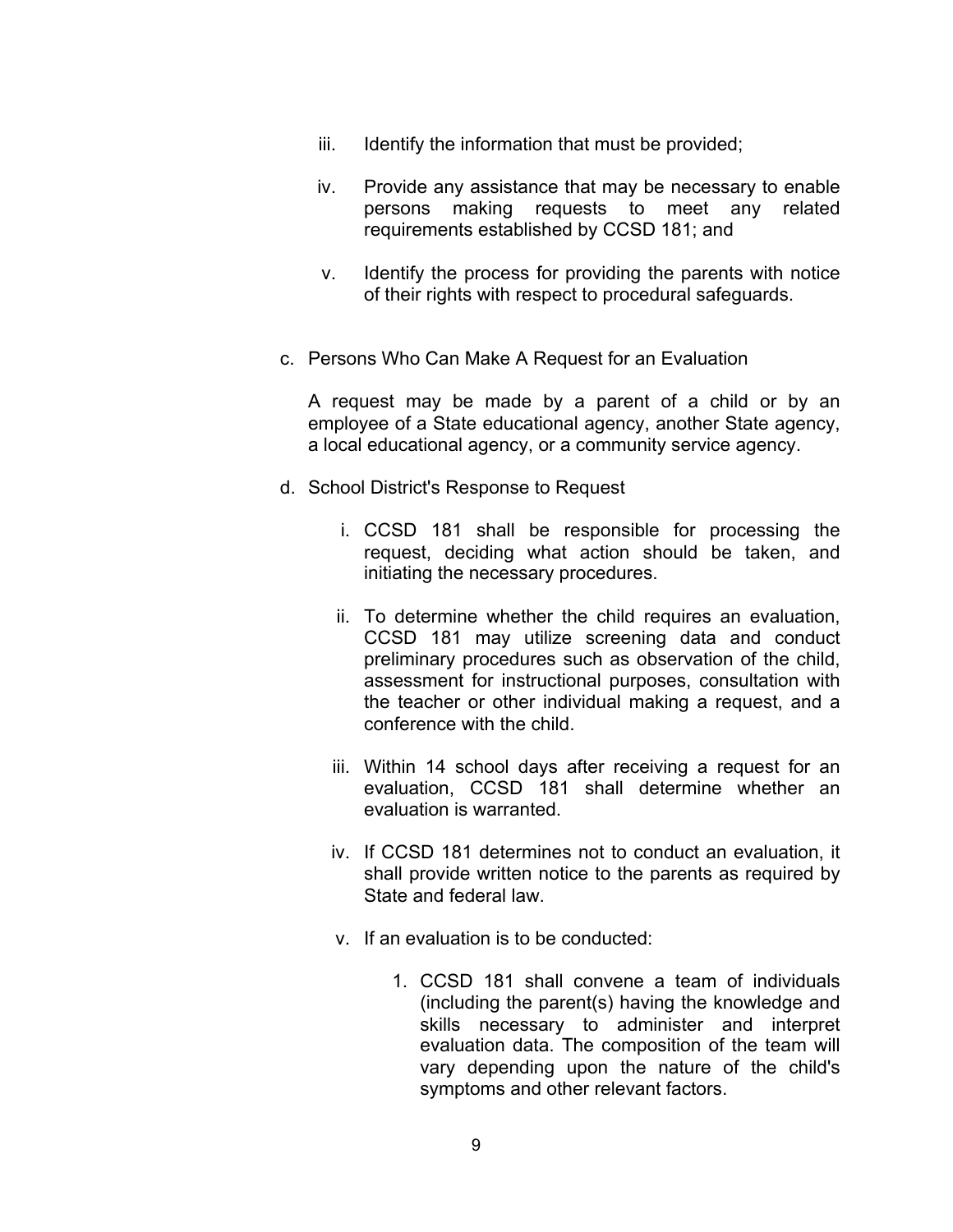iii. Identify the information that must be provided;

iv. Provide any assistance that may be necessary to enable persons making requests to meet any related requirements established by CCSD 181; and

v. Identify the process for providing the parents with notice of their rights with respect to procedural safeguards.

c. Persons Who Can Make A Request for an Evaluation

A request may be made by a parent of a child or by an employee of a State educational agency, another State agency, a local educational agency, or a community service agency.

d. School District's Response to Request

i. CCSD 181 shall be responsible for processing the request, deciding what action should be taken, and initiating the necessary procedures.

ii. To determine whether the child requires an evaluation, CCSD 181 may utilize screening data and conduct preliminary procedures such as observation of the child, assessment for instructional purposes, consultation with the teacher or other individual making a request, and a conference with the child.

iii. Within 14 school days after receiving a request for an evaluation, CCSD 181 shall determine whether an evaluation is warranted.

iv. If CCSD 181 determines not to conduct an evaluation, it shall provide written notice to the parents as required by State and federal law.

v. If an evaluation is to be conducted:

1. CCSD 181 shall convene a team of individuals (including the parent(s) having the knowledge and skills necessary to administer and interpret evaluation data. The composition of the team will vary depending upon the nature of the child's symptoms and other relevant factors.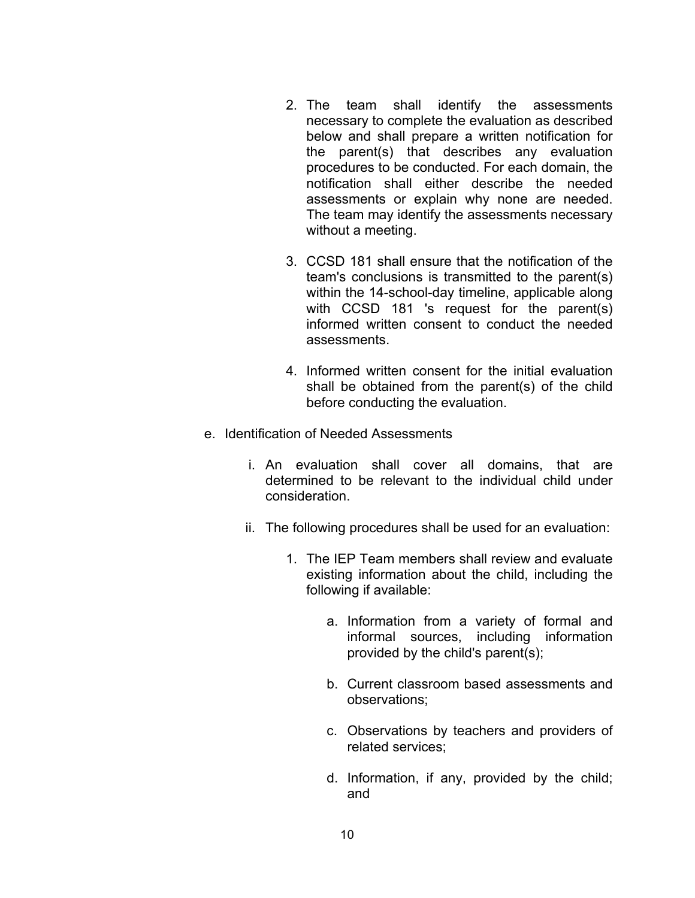2. The team shall identify the assessments necessary to complete the evaluation as described below and shall prepare a written notification for the parent(s) that describes any evaluation procedures to be conducted. For each domain, the notification shall either describe the needed assessments or explain why none are needed. The team may identify the assessments necessary without a meeting.

3. CCSD 181 shall ensure that the notification of the team's conclusions is transmitted to the parent(s) within the 14-school-day timeline, applicable along with CCSD 181 's request for the parent(s) informed written consent to conduct the needed assessments.

4. Informed written consent for the initial evaluation shall be obtained from the parent(s) of the child before conducting the evaluation.

e. Identification of Needed Assessments

   i. An evaluation shall cover all domains, that are determined to be relevant to the individual child under consideration.

   ii. The following procedures shall be used for an evaluation:

      1. The IEP Team members shall review and evaluate existing information about the child, including the following if available:

         a. Information from a variety of formal and informal sources, including information provided by the child's parent(s);

         b. Current classroom based assessments and observations;

         c. Observations by teachers and providers of related services;

         d. Information, if any, provided by the child; and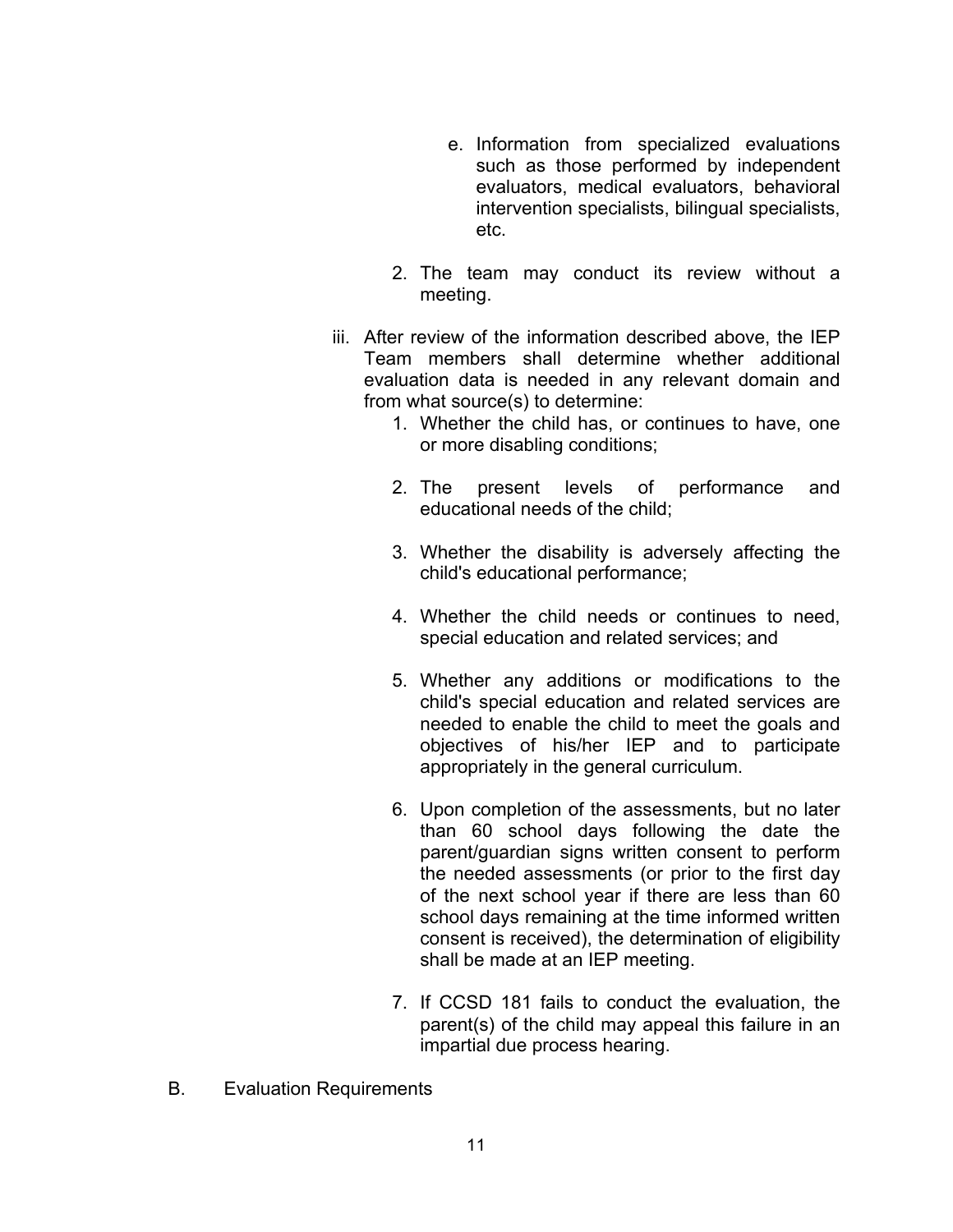e. Information from specialized evaluations such as those performed by independent evaluators, medical evaluators, behavioral intervention specialists, bilingual specialists, etc.

2. The team may conduct its review without a meeting.

iii. After review of the information described above, the IEP Team members shall determine whether additional evaluation data is needed in any relevant domain and from what source(s) to determine:

1. Whether the child has, or continues to have, one or more disabling conditions;

2. The present levels of performance and educational needs of the child;

3. Whether the disability is adversely affecting the child's educational performance;

4. Whether the child needs or continues to need, special education and related services; and

5. Whether any additions or modifications to the child's special education and related services are needed to enable the child to meet the goals and objectives of his/her IEP and to participate appropriately in the general curriculum.

6. Upon completion of the assessments, but no later than 60 school days following the date the parent/guardian signs written consent to perform the needed assessments (or prior to the first day of the next school year if there are less than 60 school days remaining at the time informed written consent is received), the determination of eligibility shall be made at an IEP meeting.

7. If CCSD 181 fails to conduct the evaluation, the parent(s) of the child may appeal this failure in an impartial due process hearing.

B. Evaluation Requirements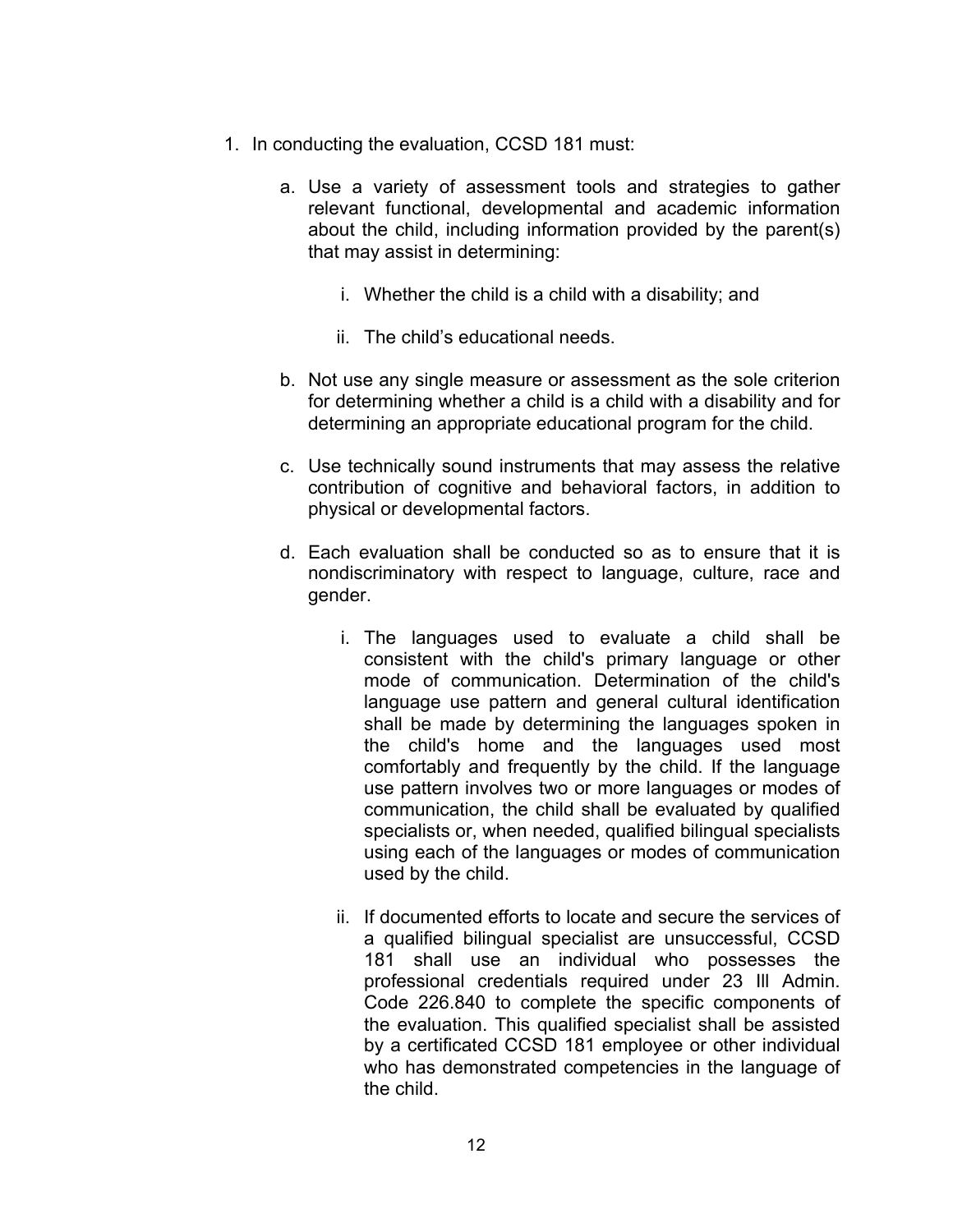1. In conducting the evaluation, CCSD 181 must:

    a. Use a variety of assessment tools and strategies to gather relevant functional, developmental and academic information about the child, including information provided by the parent(s) that may assist in determining:

        i. Whether the child is a child with a disability; and

        ii. The child's educational needs.

    b. Not use any single measure or assessment as the sole criterion for determining whether a child is a child with a disability and for determining an appropriate educational program for the child.

    c. Use technically sound instruments that may assess the relative contribution of cognitive and behavioral factors, in addition to physical or developmental factors.

    d. Each evaluation shall be conducted so as to ensure that it is nondiscriminatory with respect to language, culture, race and gender.

        i. The languages used to evaluate a child shall be consistent with the child's primary language or other mode of communication. Determination of the child's language use pattern and general cultural identification shall be made by determining the languages spoken in the child's home and the languages used most comfortably and frequently by the child. If the language use pattern involves two or more languages or modes of communication, the child shall be evaluated by qualified specialists or, when needed, qualified bilingual specialists using each of the languages or modes of communication used by the child.

        ii. If documented efforts to locate and secure the services of a qualified bilingual specialist are unsuccessful, CCSD 181 shall use an individual who possesses the professional credentials required under 23 Ill Admin. Code 226.840 to complete the specific components of the evaluation. This qualified specialist shall be assisted by a certificated CCSD 181 employee or other individual who has demonstrated competencies in the language of the child.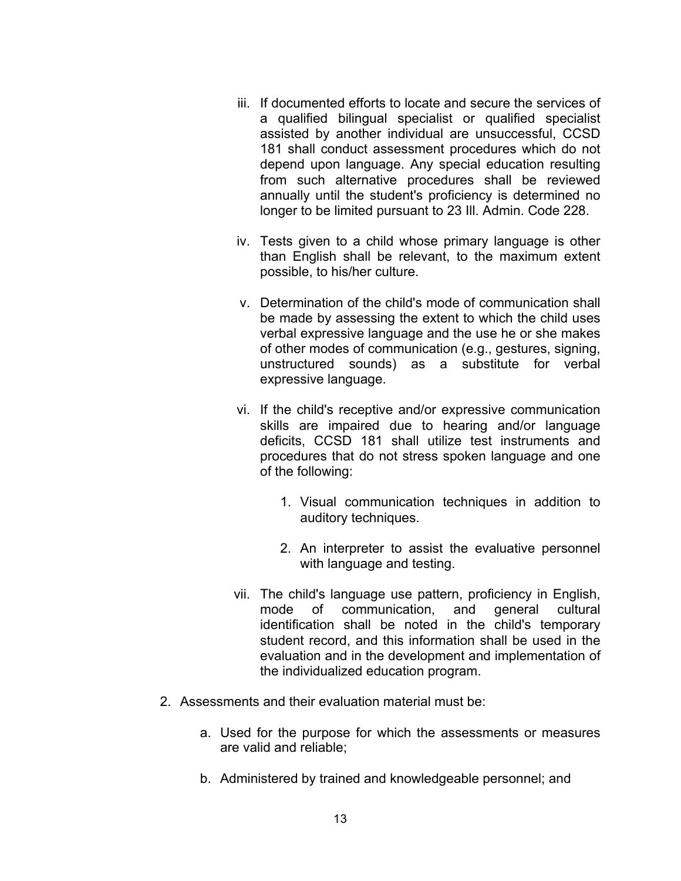iii. If documented efforts to locate and secure the services of a qualified bilingual specialist or qualified specialist assisted by another individual are unsuccessful, CCSD 181 shall conduct assessment procedures which do not depend upon language. Any special education resulting from such alternative procedures shall be reviewed annually until the student's proficiency is determined no longer to be limited pursuant to 23 Ill. Admin. Code 228.

iv. Tests given to a child whose primary language is other than English shall be relevant, to the maximum extent possible, to his/her culture.

v. Determination of the child's mode of communication shall be made by assessing the extent to which the child uses verbal expressive language and the use he or she makes of other modes of communication (e.g., gestures, signing, unstructured sounds) as a substitute for verbal expressive language.

vi. If the child's receptive and/or expressive communication skills are impaired due to hearing and/or language deficits, CCSD 181 shall utilize test instruments and procedures that do not stress spoken language and one of the following:

1. Visual communication techniques in addition to auditory techniques.

2. An interpreter to assist the evaluative personnel with language and testing.

vii. The child's language use pattern, proficiency in English, mode of communication, and general cultural identification shall be noted in the child's temporary student record, and this information shall be used in the evaluation and in the development and implementation of the individualized education program.

2. Assessments and their evaluation material must be:

   a. Used for the purpose for which the assessments or measures are valid and reliable;

   b. Administered by trained and knowledgeable personnel; and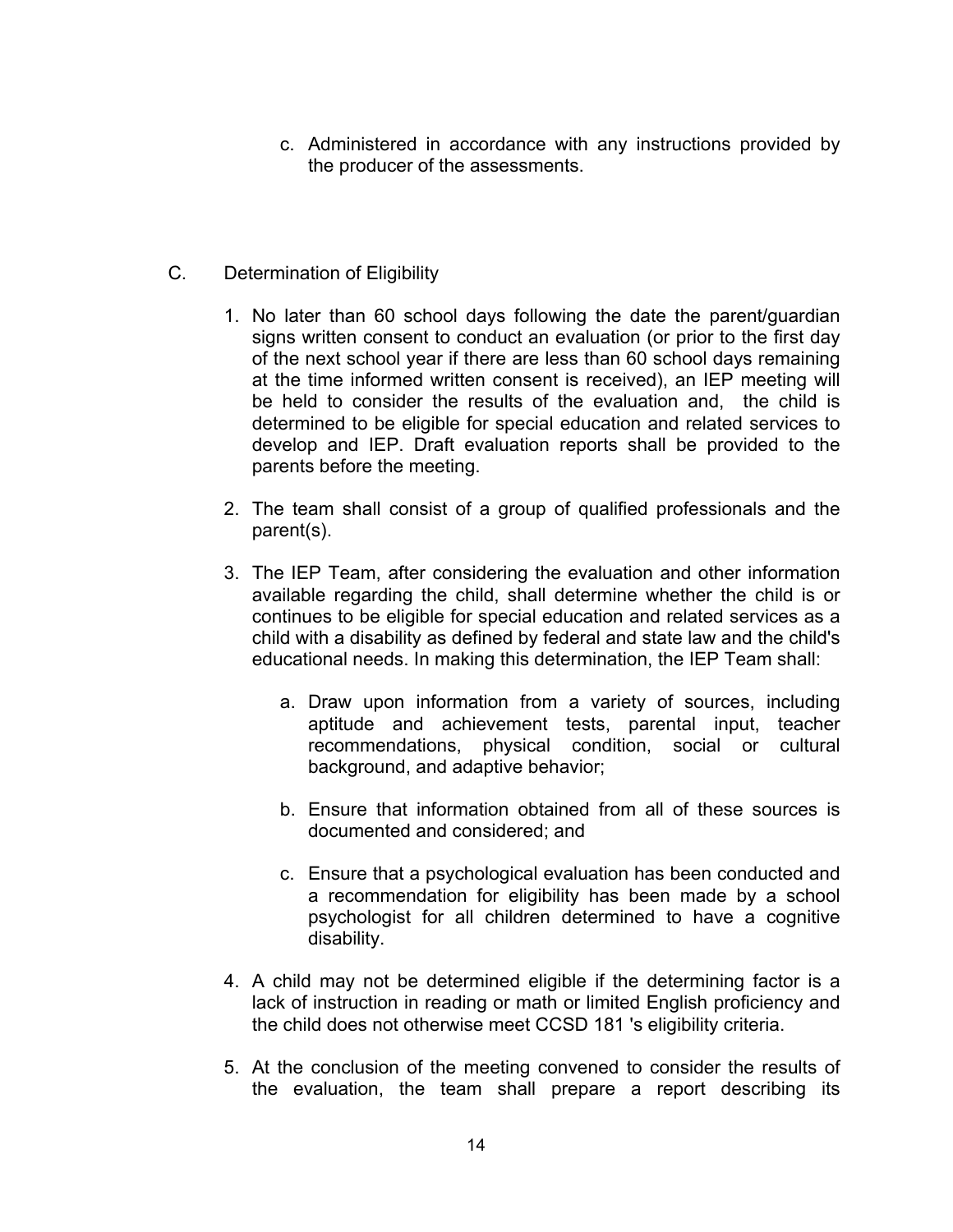c. Administered in accordance with any instructions provided by the producer of the assessments.

C. Determination of Eligibility

1. No later than 60 school days following the date the parent/guardian signs written consent to conduct an evaluation (or prior to the first day of the next school year if there are less than 60 school days remaining at the time informed written consent is received), an IEP meeting will be held to consider the results of the evaluation and, the child is determined to be eligible for special education and related services to develop and IEP. Draft evaluation reports shall be provided to the parents before the meeting.

2. The team shall consist of a group of qualified professionals and the parent(s).

3. The IEP Team, after considering the evaluation and other information available regarding the child, shall determine whether the child is or continues to be eligible for special education and related services as a child with a disability as defined by federal and state law and the child's educational needs. In making this determination, the IEP Team shall:

   a. Draw upon information from a variety of sources, including aptitude and achievement tests, parental input, teacher recommendations, physical condition, social or cultural background, and adaptive behavior;

   b. Ensure that information obtained from all of these sources is documented and considered; and

   c. Ensure that a psychological evaluation has been conducted and a recommendation for eligibility has been made by a school psychologist for all children determined to have a cognitive disability.

4. A child may not be determined eligible if the determining factor is a lack of instruction in reading or math or limited English proficiency and the child does not otherwise meet CCSD 181 's eligibility criteria.

5. At the conclusion of the meeting convened to consider the results of the evaluation, the team shall prepare a report describing its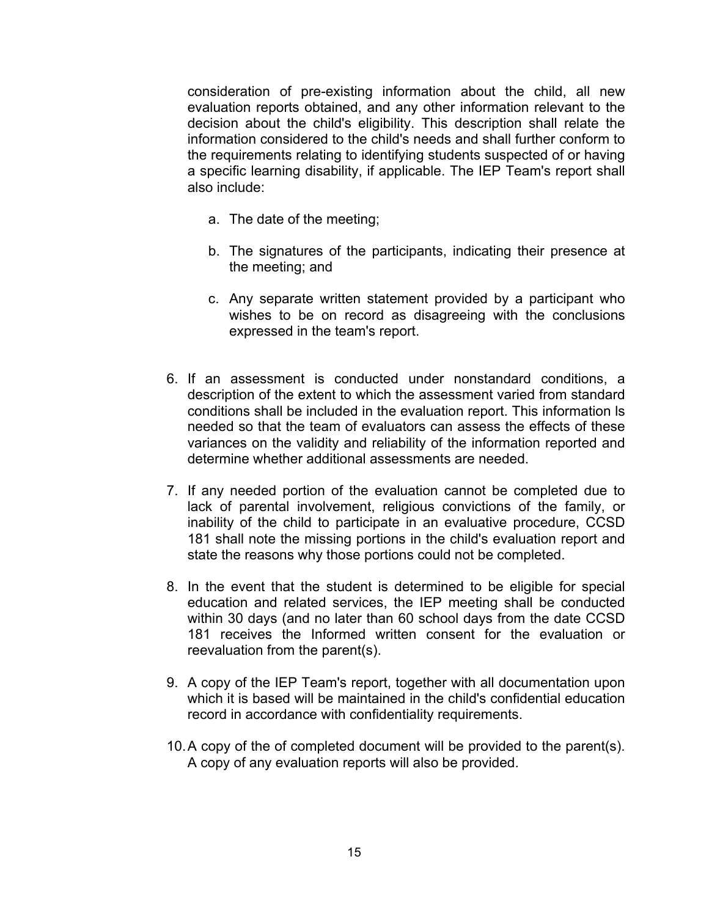consideration of pre-existing information about the child, all new evaluation reports obtained, and any other information relevant to the decision about the child's eligibility. This description shall relate the information considered to the child's needs and shall further conform to the requirements relating to identifying students suspected of or having a specific learning disability, if applicable. The IEP Team's report shall also include:

   a. The date of the meeting;

   b. The signatures of the participants, indicating their presence at the meeting; and

   c. Any separate written statement provided by a participant who wishes to be on record as disagreeing with the conclusions expressed in the team's report.

6. If an assessment is conducted under nonstandard conditions, a description of the extent to which the assessment varied from standard conditions shall be included in the evaluation report. This information ls needed so that the team of evaluators can assess the effects of these variances on the validity and reliability of the information reported and determine whether additional assessments are needed.

7. If any needed portion of the evaluation cannot be completed due to lack of parental involvement, religious convictions of the family, or inability of the child to participate in an evaluative procedure, CCSD 181 shall note the missing portions in the child's evaluation report and state the reasons why those portions could not be completed.

8. In the event that the student is determined to be eligible for special education and related services, the IEP meeting shall be conducted within 30 days (and no later than 60 school days from the date CCSD 181 receives the Informed written consent for the evaluation or reevaluation from the parent(s).

9. A copy of the IEP Team's report, together with all documentation upon which it is based will be maintained in the child's confidential education record in accordance with confidentiality requirements.

10. A copy of the of completed document will be provided to the parent(s). A copy of any evaluation reports will also be provided.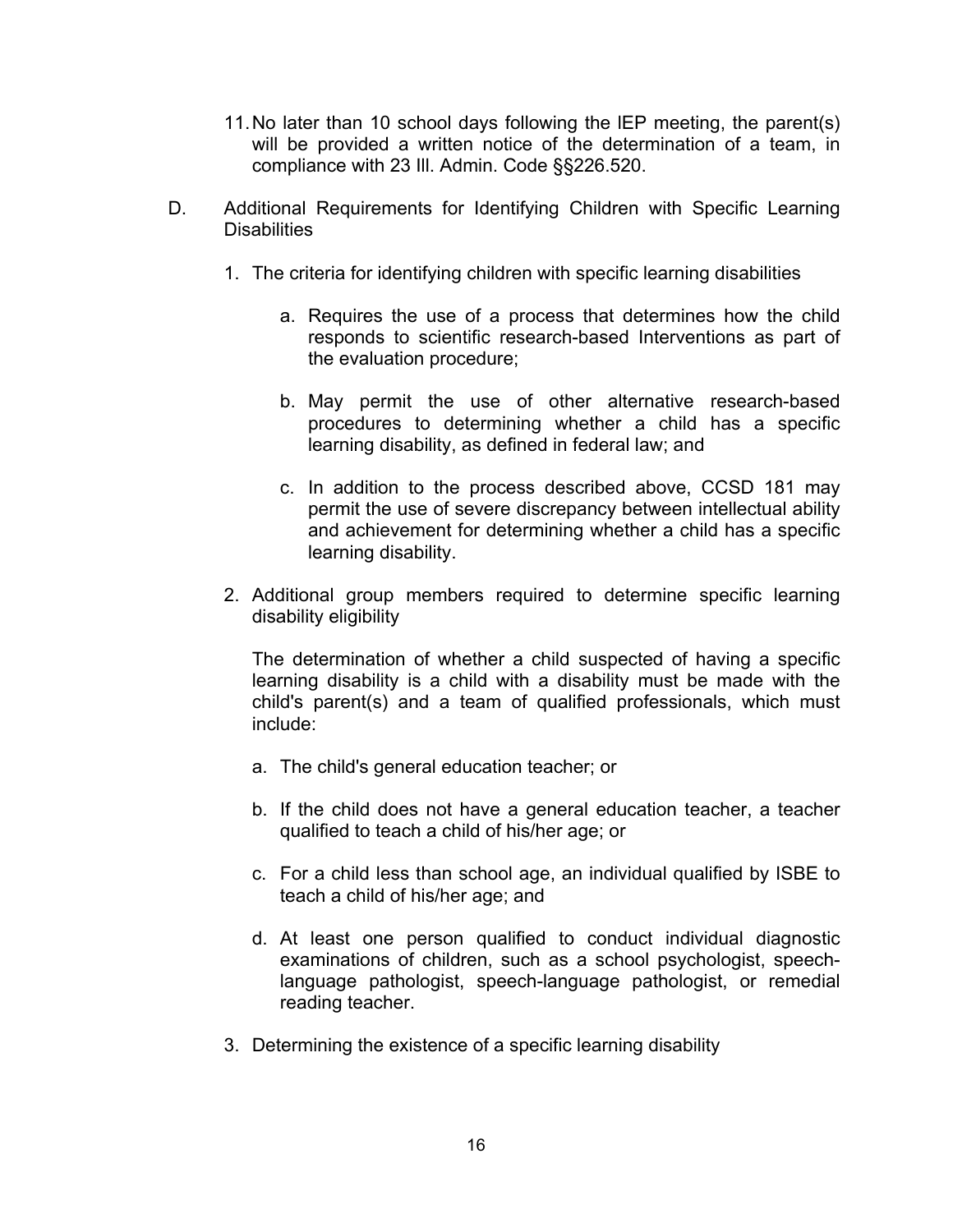11. No later than 10 school days following the IEP meeting, the parent(s) will be provided a written notice of the determination of a team, in compliance with 23 Ill. Admin. Code §§226.520.

D. Additional Requirements for Identifying Children with Specific Learning Disabilities

1. The criteria for identifying children with specific learning disabilities

   a. Requires the use of a process that determines how the child responds to scientific research-based Interventions as part of the evaluation procedure;

   b. May permit the use of other alternative research-based procedures to determining whether a child has a specific learning disability, as defined in federal law; and

   c. In addition to the process described above, CCSD 181 may permit the use of severe discrepancy between intellectual ability and achievement for determining whether a child has a specific learning disability.

2. Additional group members required to determine specific learning disability eligibility

   The determination of whether a child suspected of having a specific learning disability is a child with a disability must be made with the child's parent(s) and a team of qualified professionals, which must include:

   a. The child's general education teacher; or

   b. If the child does not have a general education teacher, a teacher qualified to teach a child of his/her age; or

   c. For a child less than school age, an individual qualified by ISBE to teach a child of his/her age; and

   d. At least one person qualified to conduct individual diagnostic examinations of children, such as a school psychologist, speech-language pathologist, speech-language pathologist, or remedial reading teacher.

3. Determining the existence of a specific learning disability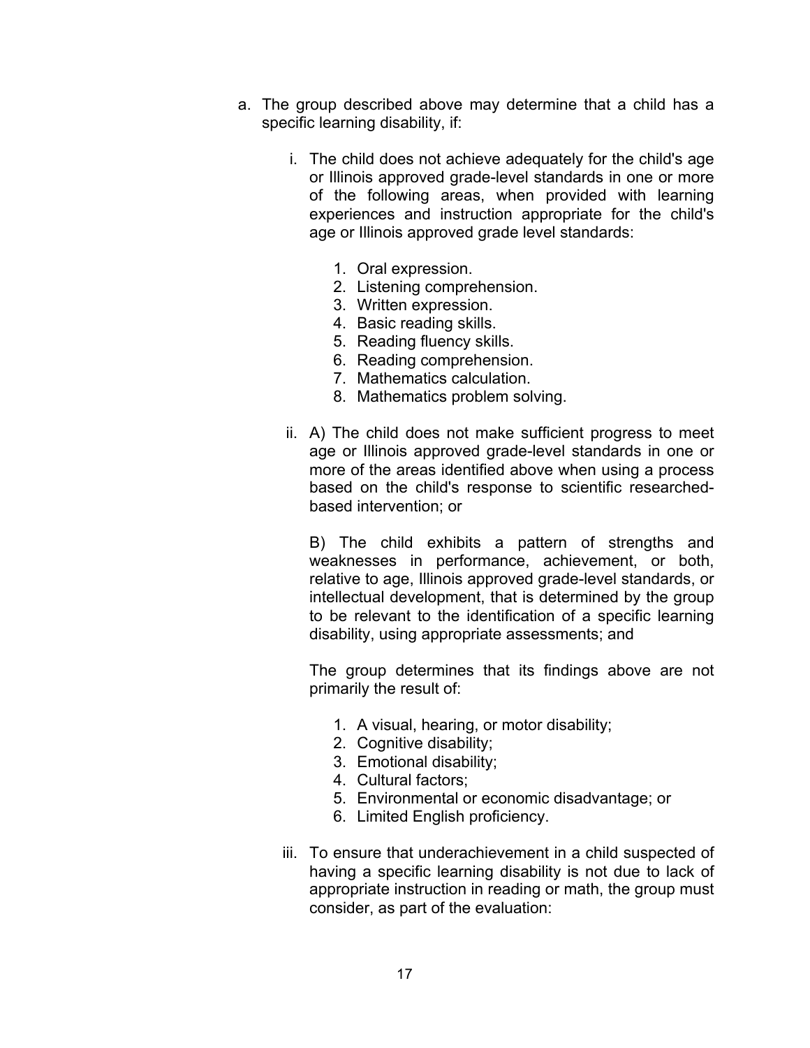a. The group described above may determine that a child has a specific learning disability, if:

   i. The child does not achieve adequately for the child's age or Illinois approved grade-level standards in one or more of the following areas, when provided with learning experiences and instruction appropriate for the child's age or Illinois approved grade level standards:

      1. Oral expression.
      2. Listening comprehension.
      3. Written expression.
      4. Basic reading skills.
      5. Reading fluency skills.
      6. Reading comprehension.
      7. Mathematics calculation.
      8. Mathematics problem solving.

   ii. A) The child does not make sufficient progress to meet age or Illinois approved grade-level standards in one or more of the areas identified above when using a process based on the child's response to scientific researched-based intervention; or

      B) The child exhibits a pattern of strengths and weaknesses in performance, achievement, or both, relative to age, Illinois approved grade-level standards, or intellectual development, that is determined by the group to be relevant to the identification of a specific learning disability, using appropriate assessments; and

      The group determines that its findings above are not primarily the result of:

      1. A visual, hearing, or motor disability;
      2. Cognitive disability;
      3. Emotional disability;
      4. Cultural factors;
      5. Environmental or economic disadvantage; or
      6. Limited English proficiency.

   iii. To ensure that underachievement in a child suspected of having a specific learning disability is not due to lack of appropriate instruction in reading or math, the group must consider, as part of the evaluation: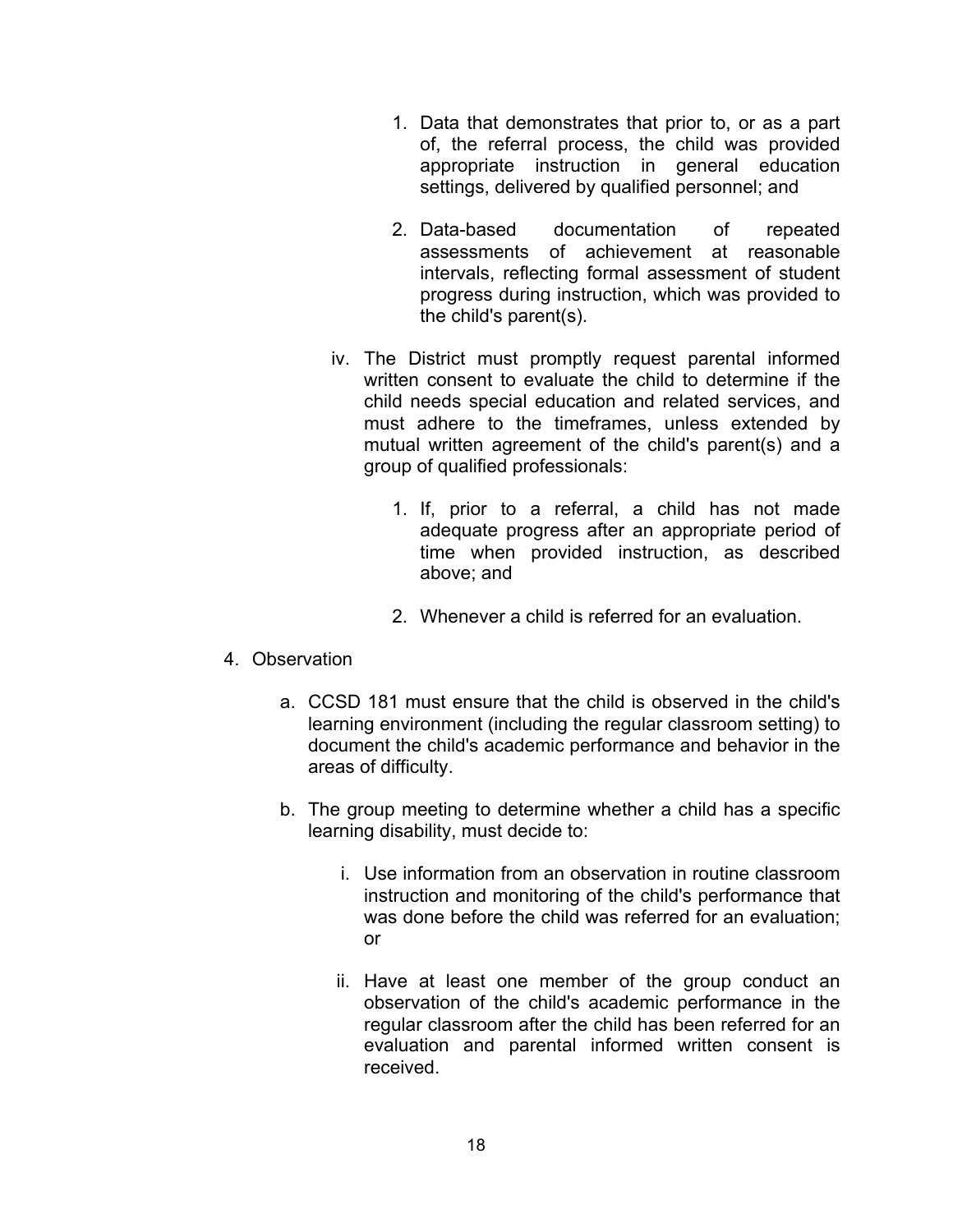1. Data that demonstrates that prior to, or as a part of, the referral process, the child was provided appropriate instruction in general education settings, delivered by qualified personnel; and

2. Data-based documentation of repeated assessments of achievement at reasonable intervals, reflecting formal assessment of student progress during instruction, which was provided to the child's parent(s).

iv. The District must promptly request parental informed written consent to evaluate the child to determine if the child needs special education and related services, and must adhere to the timeframes, unless extended by mutual written agreement of the child's parent(s) and a group of qualified professionals:

1. If, prior to a referral, a child has not made adequate progress after an appropriate period of time when provided instruction, as described above; and

2. Whenever a child is referred for an evaluation.

4. Observation

a. CCSD 181 must ensure that the child is observed in the child's learning environment (including the regular classroom setting) to document the child's academic performance and behavior in the areas of difficulty.

b. The group meeting to determine whether a child has a specific learning disability, must decide to:

i. Use information from an observation in routine classroom instruction and monitoring of the child's performance that was done before the child was referred for an evaluation; or

ii. Have at least one member of the group conduct an observation of the child's academic performance in the regular classroom after the child has been referred for an evaluation and parental informed written consent is received.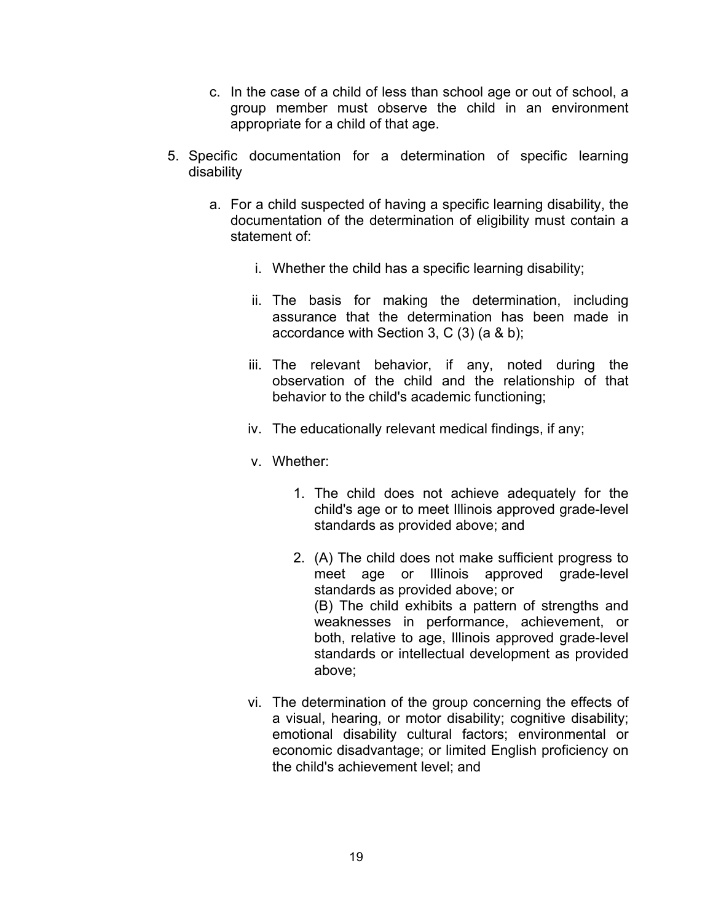c. In the case of a child of less than school age or out of school, a group member must observe the child in an environment appropriate for a child of that age.

5. Specific documentation for a determination of specific learning disability

   a. For a child suspected of having a specific learning disability, the documentation of the determination of eligibility must contain a statement of:

      i. Whether the child has a specific learning disability;

      ii. The basis for making the determination, including assurance that the determination has been made in accordance with Section 3, C (3) (a & b);

      iii. The relevant behavior, if any, noted during the observation of the child and the relationship of that behavior to the child's academic functioning;

      iv. The educationally relevant medical findings, if any;

      v. Whether:

         1. The child does not achieve adequately for the child's age or to meet Illinois approved grade-level standards as provided above; and

         2. (A) The child does not make sufficient progress to meet age or Illinois approved grade-level standards as provided above; or
            (B) The child exhibits a pattern of strengths and weaknesses in performance, achievement, or both, relative to age, Illinois approved grade-level standards or intellectual development as provided above;

      vi. The determination of the group concerning the effects of a visual, hearing, or motor disability; cognitive disability; emotional disability cultural factors; environmental or economic disadvantage; or limited English proficiency on the child's achievement level; and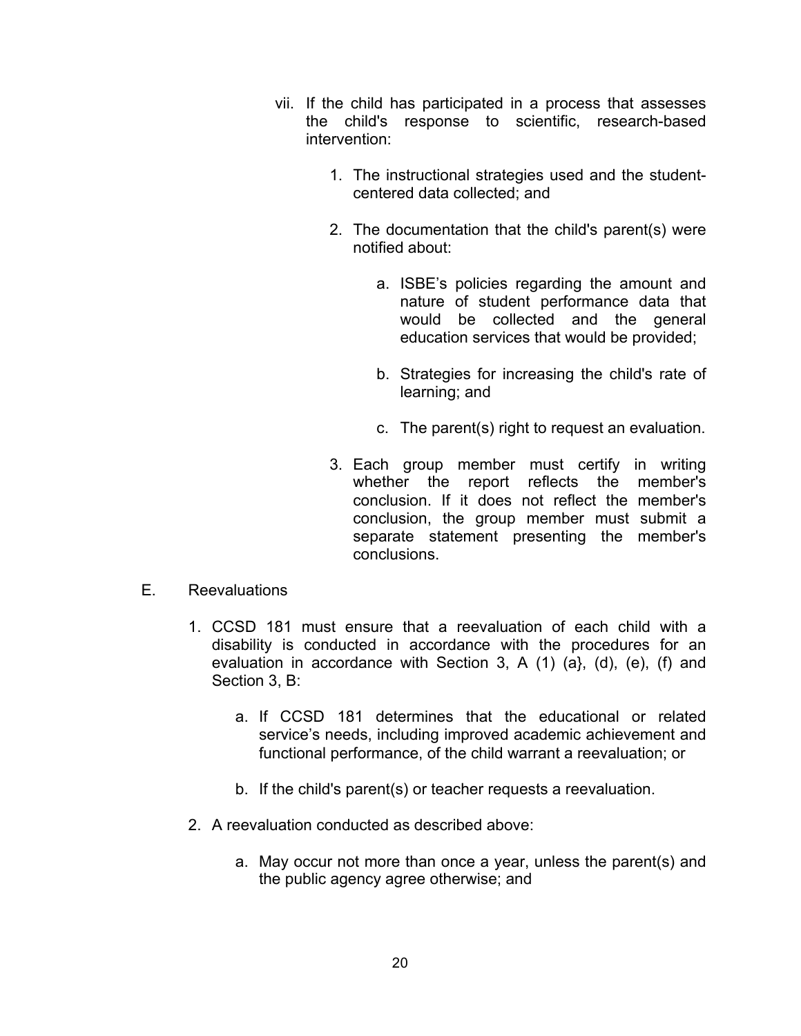vii. If the child has participated in a process that assesses the child's response to scientific, research-based intervention:

1. The instructional strategies used and the student-centered data collected; and

2. The documentation that the child's parent(s) were notified about:

   a. ISBE's policies regarding the amount and nature of student performance data that would be collected and the general education services that would be provided;

   b. Strategies for increasing the child's rate of learning; and

   c. The parent(s) right to request an evaluation.

3. Each group member must certify in writing whether the report reflects the member's conclusion. If it does not reflect the member's conclusion, the group member must submit a separate statement presenting the member's conclusions.

E. Reevaluations

1. CCSD 181 must ensure that a reevaluation of each child with a disability is conducted in accordance with the procedures for an evaluation in accordance with Section 3, A (1) (a}, (d), (e), (f) and Section 3, B:

   a. If CCSD 181 determines that the educational or related service's needs, including improved academic achievement and functional performance, of the child warrant a reevaluation; or

   b. If the child's parent(s) or teacher requests a reevaluation.

2. A reevaluation conducted as described above:

   a. May occur not more than once a year, unless the parent(s) and the public agency agree otherwise; and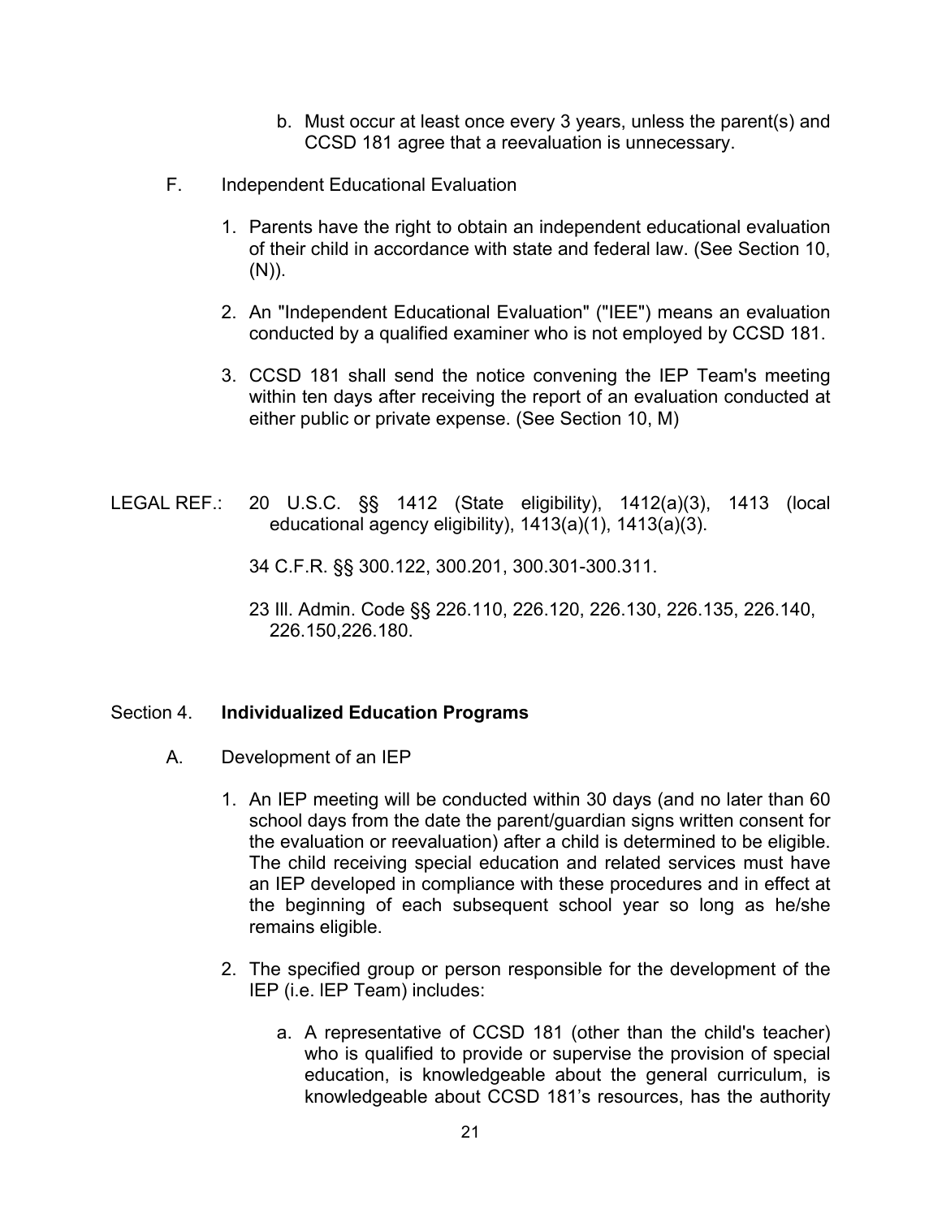b. Must occur at least once every 3 years, unless the parent(s) and CCSD 181 agree that a reevaluation is unnecessary.

F. Independent Educational Evaluation

1. Parents have the right to obtain an independent educational evaluation of their child in accordance with state and federal law. (See Section 10, (N)).

2. An "Independent Educational Evaluation" ("IEE") means an evaluation conducted by a qualified examiner who is not employed by CCSD 181.

3. CCSD 181 shall send the notice convening the IEP Team's meeting within ten days after receiving the report of an evaluation conducted at either public or private expense. (See Section 10, M)

LEGAL REF.: 20 U.S.C. §§ 1412 (State eligibility), 1412(a)(3), 1413 (local educational agency eligibility), 1413(a)(1), 1413(a)(3).

34 C.F.R. §§ 300.122, 300.201, 300.301-300.311.

23 Ill. Admin. Code §§ 226.110, 226.120, 226.130, 226.135, 226.140, 226.150,226.180.

## Section 4. **Individualized Education Programs**

A. Development of an IEP

1. An IEP meeting will be conducted within 30 days (and no later than 60 school days from the date the parent/guardian signs written consent for the evaluation or reevaluation) after a child is determined to be eligible. The child receiving special education and related services must have an IEP developed in compliance with these procedures and in effect at the beginning of each subsequent school year so long as he/she remains eligible.

2. The specified group or person responsible for the development of the IEP (i.e. IEP Team) includes:

   a. A representative of CCSD 181 (other than the child's teacher) who is qualified to provide or supervise the provision of special education, is knowledgeable about the general curriculum, is knowledgeable about CCSD 181's resources, has the authority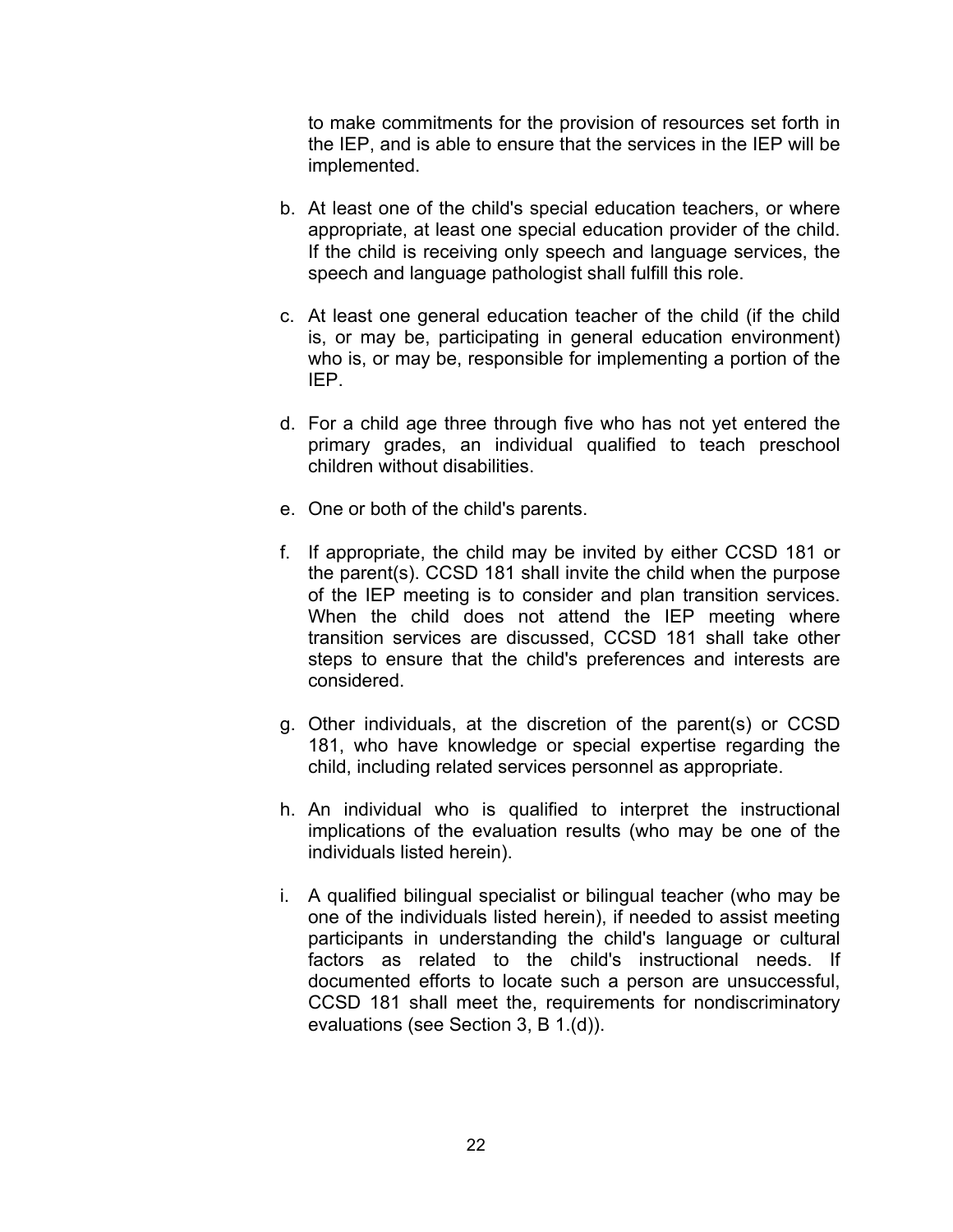to make commitments for the provision of resources set forth in the IEP, and is able to ensure that the services in the IEP will be implemented.

b. At least one of the child's special education teachers, or where appropriate, at least one special education provider of the child. If the child is receiving only speech and language services, the speech and language pathologist shall fulfill this role.

c. At least one general education teacher of the child (if the child is, or may be, participating in general education environment) who is, or may be, responsible for implementing a portion of the IEP.

d. For a child age three through five who has not yet entered the primary grades, an individual qualified to teach preschool children without disabilities.

e. One or both of the child's parents.

f. If appropriate, the child may be invited by either CCSD 181 or the parent(s). CCSD 181 shall invite the child when the purpose of the IEP meeting is to consider and plan transition services. When the child does not attend the IEP meeting where transition services are discussed, CCSD 181 shall take other steps to ensure that the child's preferences and interests are considered.

g. Other individuals, at the discretion of the parent(s) or CCSD 181, who have knowledge or special expertise regarding the child, including related services personnel as appropriate.

h. An individual who is qualified to interpret the instructional implications of the evaluation results (who may be one of the individuals listed herein).

i. A qualified bilingual specialist or bilingual teacher (who may be one of the individuals listed herein), if needed to assist meeting participants in understanding the child's language or cultural factors as related to the child's instructional needs. If documented efforts to locate such a person are unsuccessful, CCSD 181 shall meet the, requirements for nondiscriminatory evaluations (see Section 3, B 1.(d)).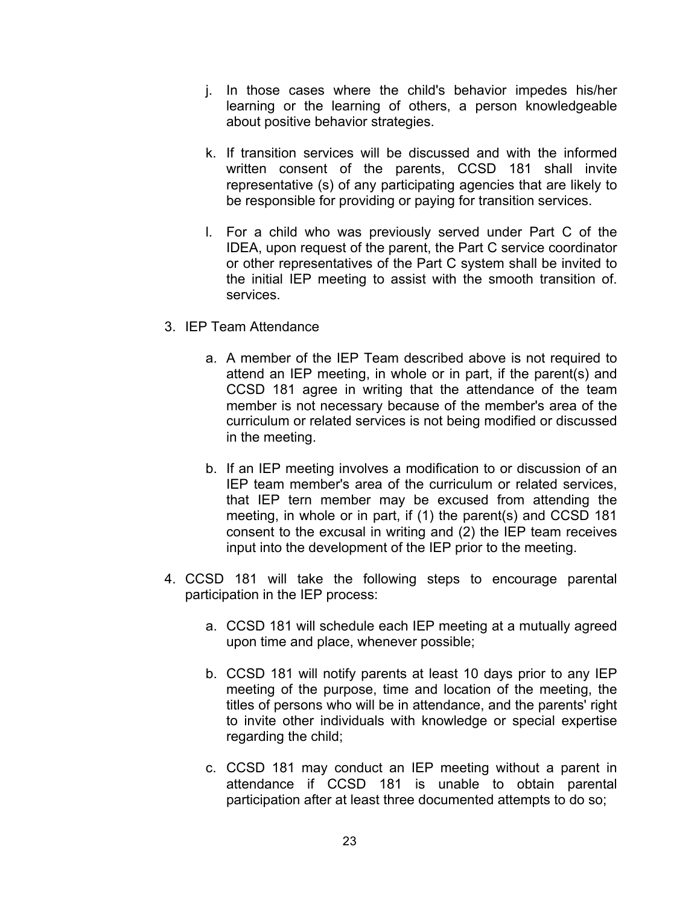j. In those cases where the child's behavior impedes his/her learning or the learning of others, a person knowledgeable about positive behavior strategies.

k. If transition services will be discussed and with the informed written consent of the parents, CCSD 181 shall invite representative (s) of any participating agencies that are likely to be responsible for providing or paying for transition services.

l. For a child who was previously served under Part C of the IDEA, upon request of the parent, the Part C service coordinator or other representatives of the Part C system shall be invited to the initial IEP meeting to assist with the smooth transition of. services.

3. IEP Team Attendance

   a. A member of the IEP Team described above is not required to attend an IEP meeting, in whole or in part, if the parent(s) and CCSD 181 agree in writing that the attendance of the team member is not necessary because of the member's area of the curriculum or related services is not being modified or discussed in the meeting.

   b. If an IEP meeting involves a modification to or discussion of an IEP team member's area of the curriculum or related services, that IEP tern member may be excused from attending the meeting, in whole or in part, if (1) the parent(s) and CCSD 181 consent to the excusal in writing and (2) the IEP team receives input into the development of the IEP prior to the meeting.

4. CCSD 181 will take the following steps to encourage parental participation in the IEP process:

   a. CCSD 181 will schedule each IEP meeting at a mutually agreed upon time and place, whenever possible;

   b. CCSD 181 will notify parents at least 10 days prior to any IEP meeting of the purpose, time and location of the meeting, the titles of persons who will be in attendance, and the parents' right to invite other individuals with knowledge or special expertise regarding the child;

   c. CCSD 181 may conduct an IEP meeting without a parent in attendance if CCSD 181 is unable to obtain parental participation after at least three documented attempts to do so;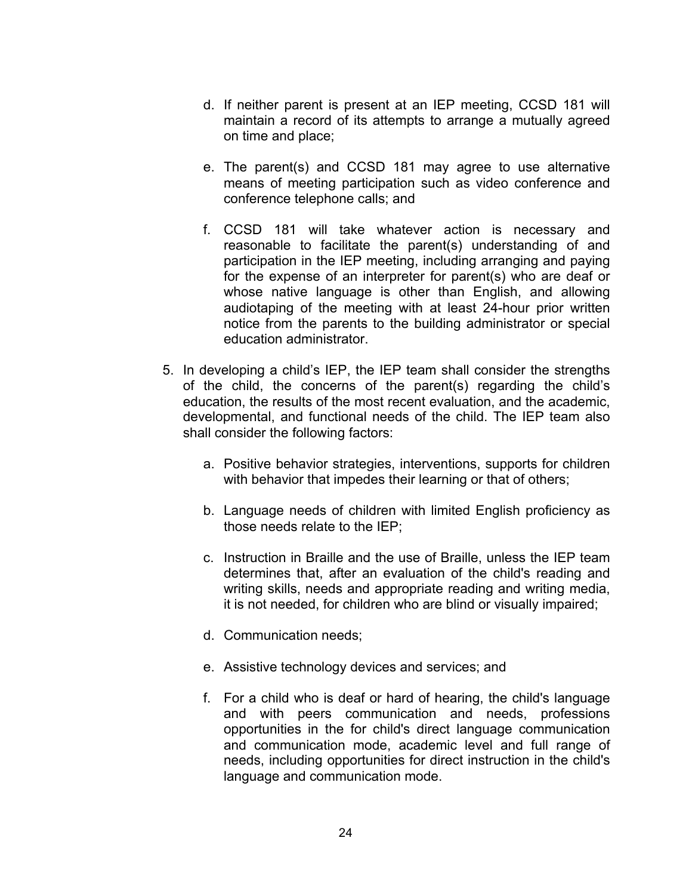d. If neither parent is present at an IEP meeting, CCSD 181 will maintain a record of its attempts to arrange a mutually agreed on time and place;

e. The parent(s) and CCSD 181 may agree to use alternative means of meeting participation such as video conference and conference telephone calls; and

f. CCSD 181 will take whatever action is necessary and reasonable to facilitate the parent(s) understanding of and participation in the IEP meeting, including arranging and paying for the expense of an interpreter for parent(s) who are deaf or whose native language is other than English, and allowing audiotaping of the meeting with at least 24-hour prior written notice from the parents to the building administrator or special education administrator.

5. In developing a child's IEP, the IEP team shall consider the strengths of the child, the concerns of the parent(s) regarding the child's education, the results of the most recent evaluation, and the academic, developmental, and functional needs of the child. The IEP team also shall consider the following factors:

   a. Positive behavior strategies, interventions, supports for children with behavior that impedes their learning or that of others;

   b. Language needs of children with limited English proficiency as those needs relate to the IEP;

   c. Instruction in Braille and the use of Braille, unless the IEP team determines that, after an evaluation of the child's reading and writing skills, needs and appropriate reading and writing media, it is not needed, for children who are blind or visually impaired;

   d. Communication needs;

   e. Assistive technology devices and services; and

   f. For a child who is deaf or hard of hearing, the child's language and with peers communication and needs, professions opportunities in the for child's direct language communication and communication mode, academic level and full range of needs, including opportunities for direct instruction in the child's language and communication mode.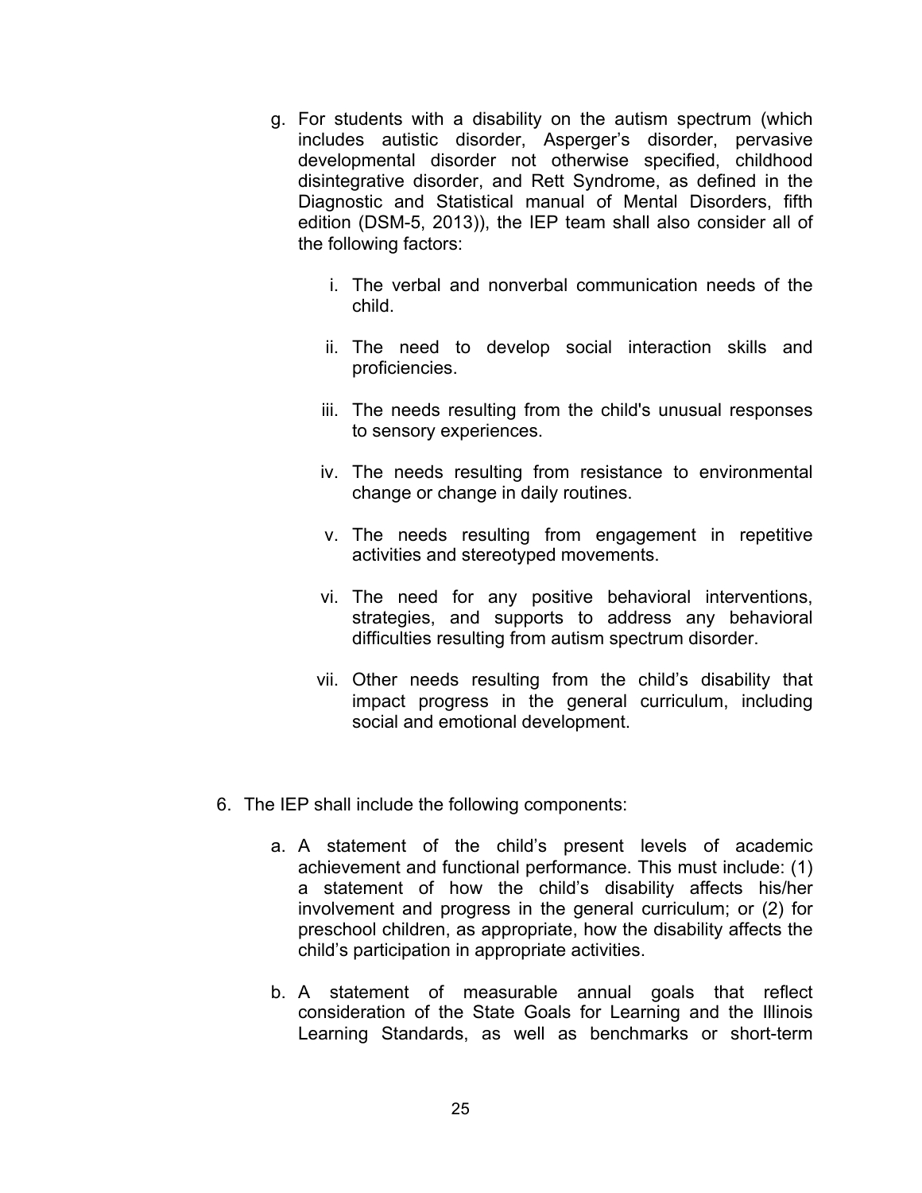g. For students with a disability on the autism spectrum (which includes autistic disorder, Asperger's disorder, pervasive developmental disorder not otherwise specified, childhood disintegrative disorder, and Rett Syndrome, as defined in the Diagnostic and Statistical manual of Mental Disorders, fifth edition (DSM-5, 2013)), the IEP team shall also consider all of the following factors:

   i. The verbal and nonverbal communication needs of the child.

   ii. The need to develop social interaction skills and proficiencies.

   iii. The needs resulting from the child's unusual responses to sensory experiences.

   iv. The needs resulting from resistance to environmental change or change in daily routines.

   v. The needs resulting from engagement in repetitive activities and stereotyped movements.

   vi. The need for any positive behavioral interventions, strategies, and supports to address any behavioral difficulties resulting from autism spectrum disorder.

   vii. Other needs resulting from the child's disability that impact progress in the general curriculum, including social and emotional development.

6. The IEP shall include the following components:

   a. A statement of the child's present levels of academic achievement and functional performance. This must include: (1) a statement of how the child's disability affects his/her involvement and progress in the general curriculum; or (2) for preschool children, as appropriate, how the disability affects the child's participation in appropriate activities.

   b. A statement of measurable annual goals that reflect consideration of the State Goals for Learning and the Illinois Learning Standards, as well as benchmarks or short-term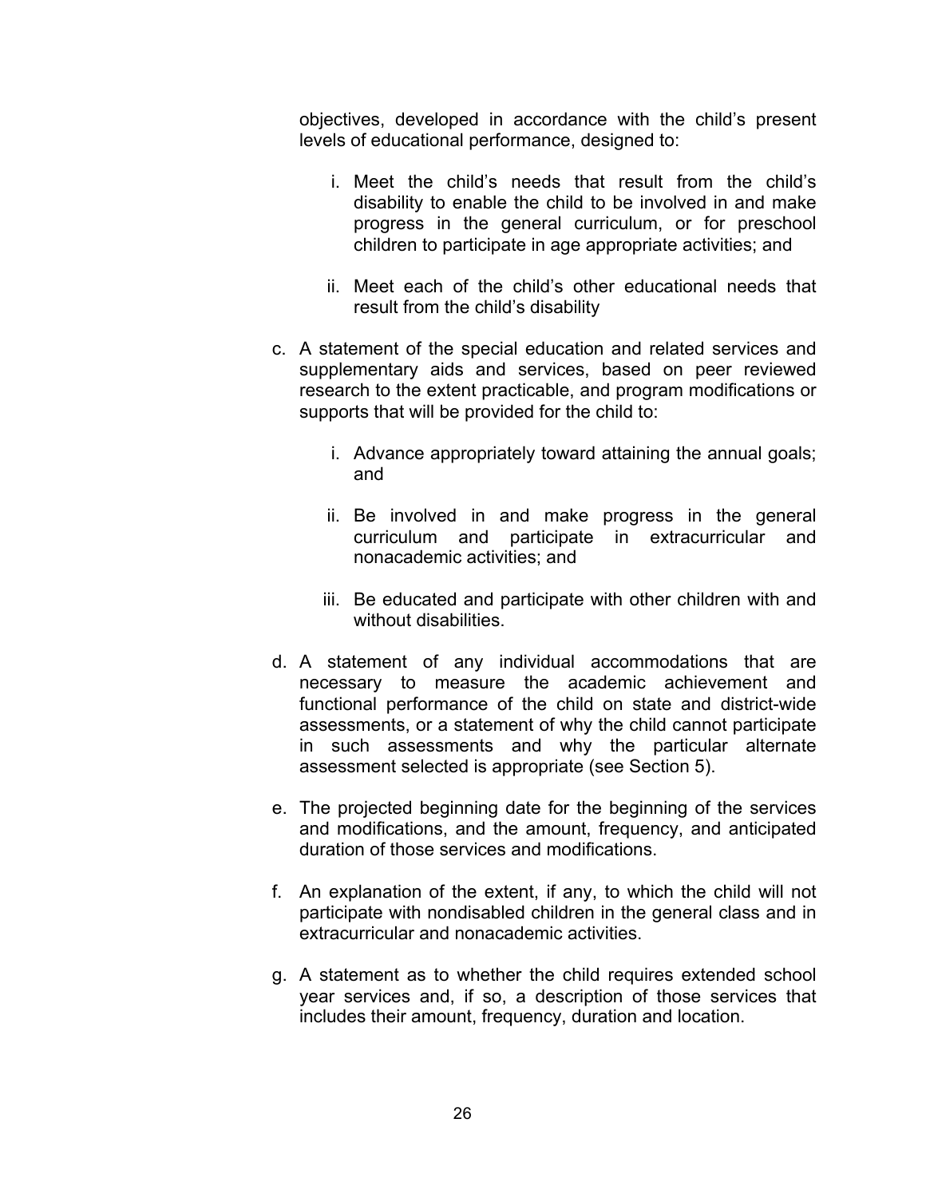objectives, developed in accordance with the child's present levels of educational performance, designed to:

   i. Meet the child's needs that result from the child's disability to enable the child to be involved in and make progress in the general curriculum, or for preschool children to participate in age appropriate activities; and

   ii. Meet each of the child's other educational needs that result from the child's disability

c. A statement of the special education and related services and supplementary aids and services, based on peer reviewed research to the extent practicable, and program modifications or supports that will be provided for the child to:

   i. Advance appropriately toward attaining the annual goals; and

   ii. Be involved in and make progress in the general curriculum and participate in extracurricular and nonacademic activities; and

   iii. Be educated and participate with other children with and without disabilities.

d. A statement of any individual accommodations that are necessary to measure the academic achievement and functional performance of the child on state and district-wide assessments, or a statement of why the child cannot participate in such assessments and why the particular alternate assessment selected is appropriate (see Section 5).

e. The projected beginning date for the beginning of the services and modifications, and the amount, frequency, and anticipated duration of those services and modifications.

f. An explanation of the extent, if any, to which the child will not participate with nondisabled children in the general class and in extracurricular and nonacademic activities.

g. A statement as to whether the child requires extended school year services and, if so, a description of those services that includes their amount, frequency, duration and location.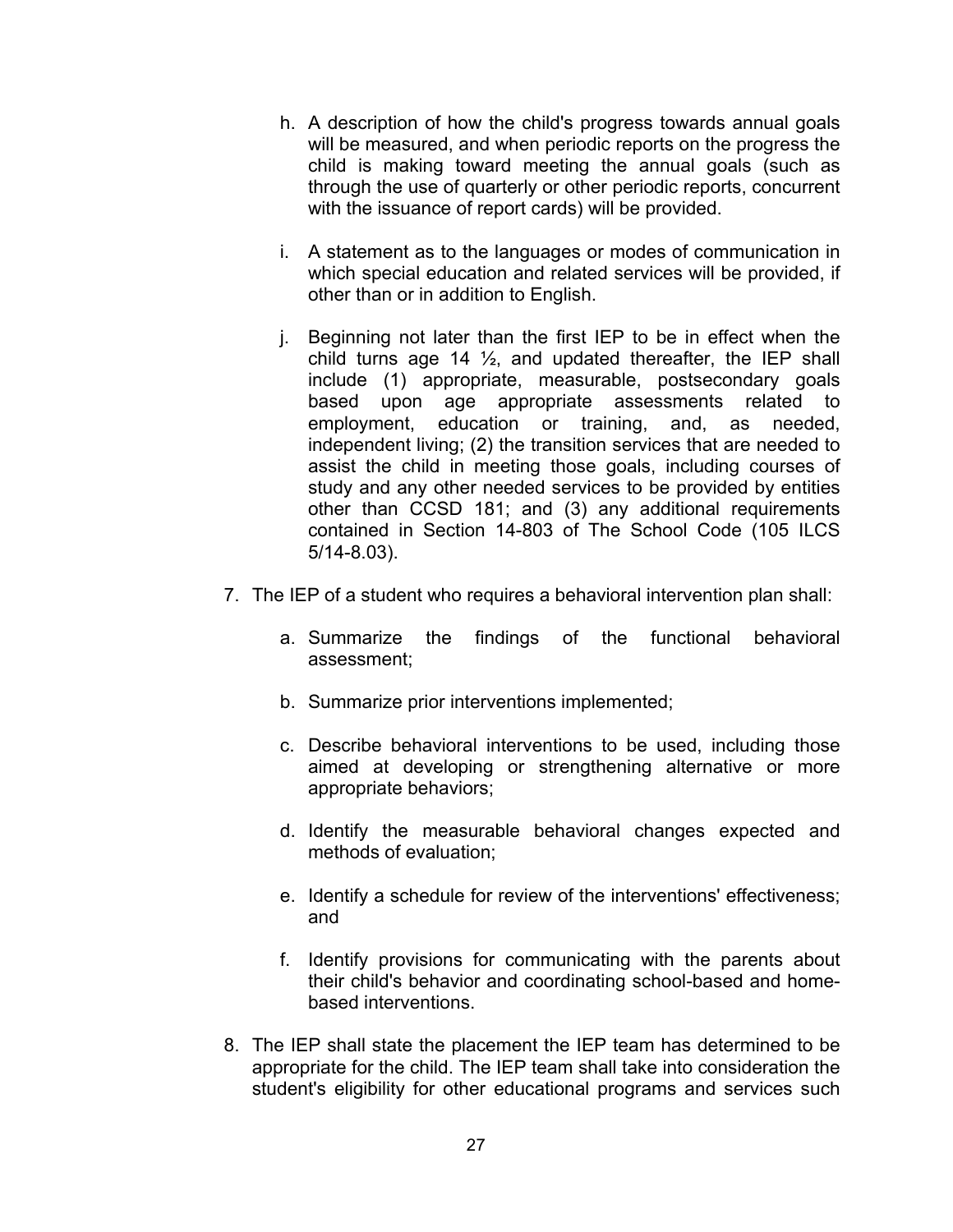h. A description of how the child's progress towards annual goals will be measured, and when periodic reports on the progress the child is making toward meeting the annual goals (such as through the use of quarterly or other periodic reports, concurrent with the issuance of report cards) will be provided.

   i. A statement as to the languages or modes of communication in which special education and related services will be provided, if other than or in addition to English.

   j. Beginning not later than the first IEP to be in effect when the child turns age 14 ½, and updated thereafter, the IEP shall include (1) appropriate, measurable, postsecondary goals based upon age appropriate assessments related to employment, education or training, and, as needed, independent living; (2) the transition services that are needed to assist the child in meeting those goals, including courses of study and any other needed services to be provided by entities other than CCSD 181; and (3) any additional requirements contained in Section 14-803 of The School Code (105 ILCS 5/14-8.03).

7. The IEP of a student who requires a behavioral intervention plan shall:

   a. Summarize the findings of the functional behavioral assessment;

   b. Summarize prior interventions implemented;

   c. Describe behavioral interventions to be used, including those aimed at developing or strengthening alternative or more appropriate behaviors;

   d. Identify the measurable behavioral changes expected and methods of evaluation;

   e. Identify a schedule for review of the interventions' effectiveness; and

   f. Identify provisions for communicating with the parents about their child's behavior and coordinating school-based and home-based interventions.

8. The IEP shall state the placement the IEP team has determined to be appropriate for the child. The IEP team shall take into consideration the student's eligibility for other educational programs and services such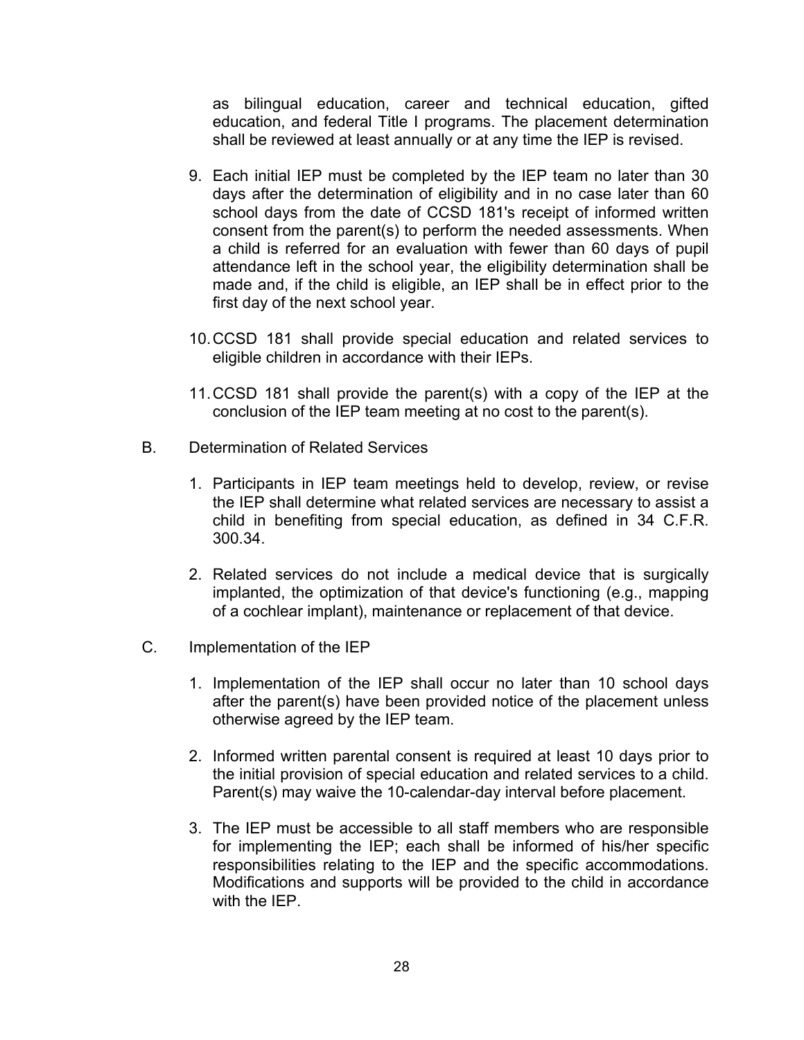as bilingual education, career and technical education, gifted education, and federal Title I programs. The placement determination shall be reviewed at least annually or at any time the IEP is revised.

9. Each initial IEP must be completed by the IEP team no later than 30 days after the determination of eligibility and in no case later than 60 school days from the date of CCSD 181's receipt of informed written consent from the parent(s) to perform the needed assessments. When a child is referred for an evaluation with fewer than 60 days of pupil attendance left in the school year, the eligibility determination shall be made and, if the child is eligible, an IEP shall be in effect prior to the first day of the next school year.

10. CCSD 181 shall provide special education and related services to eligible children in accordance with their IEPs.

11. CCSD 181 shall provide the parent(s) with a copy of the IEP at the conclusion of the IEP team meeting at no cost to the parent(s).

B. Determination of Related Services

1. Participants in IEP team meetings held to develop, review, or revise the IEP shall determine what related services are necessary to assist a child in benefiting from special education, as defined in 34 C.F.R. 300.34.

2. Related services do not include a medical device that is surgically implanted, the optimization of that device's functioning (e.g., mapping of a cochlear implant), maintenance or replacement of that device.

C. Implementation of the IEP

1. Implementation of the IEP shall occur no later than 10 school days after the parent(s) have been provided notice of the placement unless otherwise agreed by the IEP team.

2. Informed written parental consent is required at least 10 days prior to the initial provision of special education and related services to a child. Parent(s) may waive the 10-calendar-day interval before placement.

3. The IEP must be accessible to all staff members who are responsible for implementing the IEP; each shall be informed of his/her specific responsibilities relating to the IEP and the specific accommodations. Modifications and supports will be provided to the child in accordance with the IEP.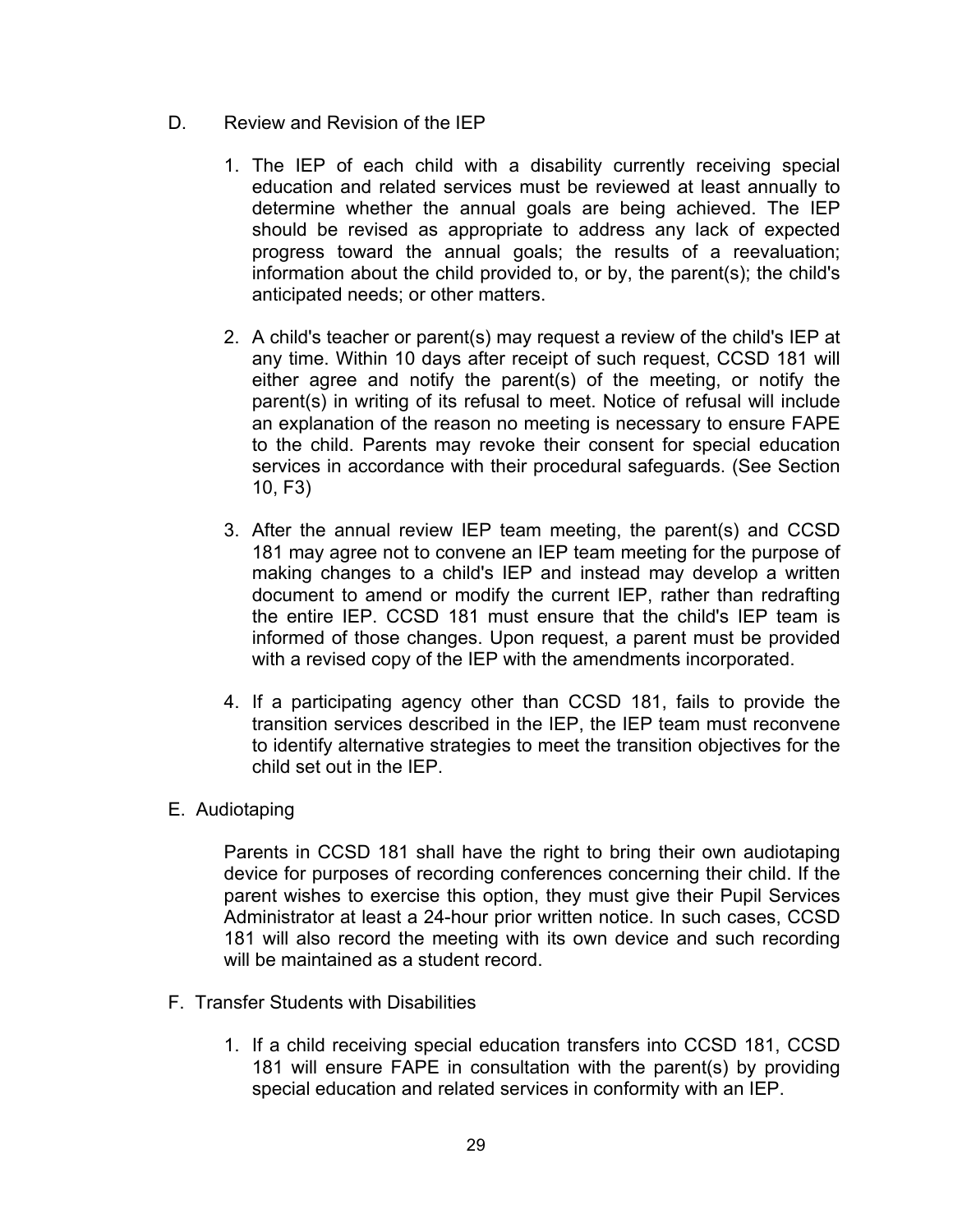## D. Review and Revision of the IEP

1. The IEP of each child with a disability currently receiving special education and related services must be reviewed at least annually to determine whether the annual goals are being achieved. The IEP should be revised as appropriate to address any lack of expected progress toward the annual goals; the results of a reevaluation; information about the child provided to, or by, the parent(s); the child's anticipated needs; or other matters.

2. A child's teacher or parent(s) may request a review of the child's IEP at any time. Within 10 days after receipt of such request, CCSD 181 will either agree and notify the parent(s) of the meeting, or notify the parent(s) in writing of its refusal to meet. Notice of refusal will include an explanation of the reason no meeting is necessary to ensure FAPE to the child. Parents may revoke their consent for special education services in accordance with their procedural safeguards. (See Section 10, F3)

3. After the annual review IEP team meeting, the parent(s) and CCSD 181 may agree not to convene an IEP team meeting for the purpose of making changes to a child's IEP and instead may develop a written document to amend or modify the current IEP, rather than redrafting the entire IEP. CCSD 181 must ensure that the child's IEP team is informed of those changes. Upon request, a parent must be provided with a revised copy of the IEP with the amendments incorporated.

4. If a participating agency other than CCSD 181, fails to provide the transition services described in the IEP, the IEP team must reconvene to identify alternative strategies to meet the transition objectives for the child set out in the IEP.

## E. Audiotaping

Parents in CCSD 181 shall have the right to bring their own audiotaping device for purposes of recording conferences concerning their child. If the parent wishes to exercise this option, they must give their Pupil Services Administrator at least a 24-hour prior written notice. In such cases, CCSD 181 will also record the meeting with its own device and such recording will be maintained as a student record.

## F. Transfer Students with Disabilities

1. If a child receiving special education transfers into CCSD 181, CCSD 181 will ensure FAPE in consultation with the parent(s) by providing special education and related services in conformity with an IEP.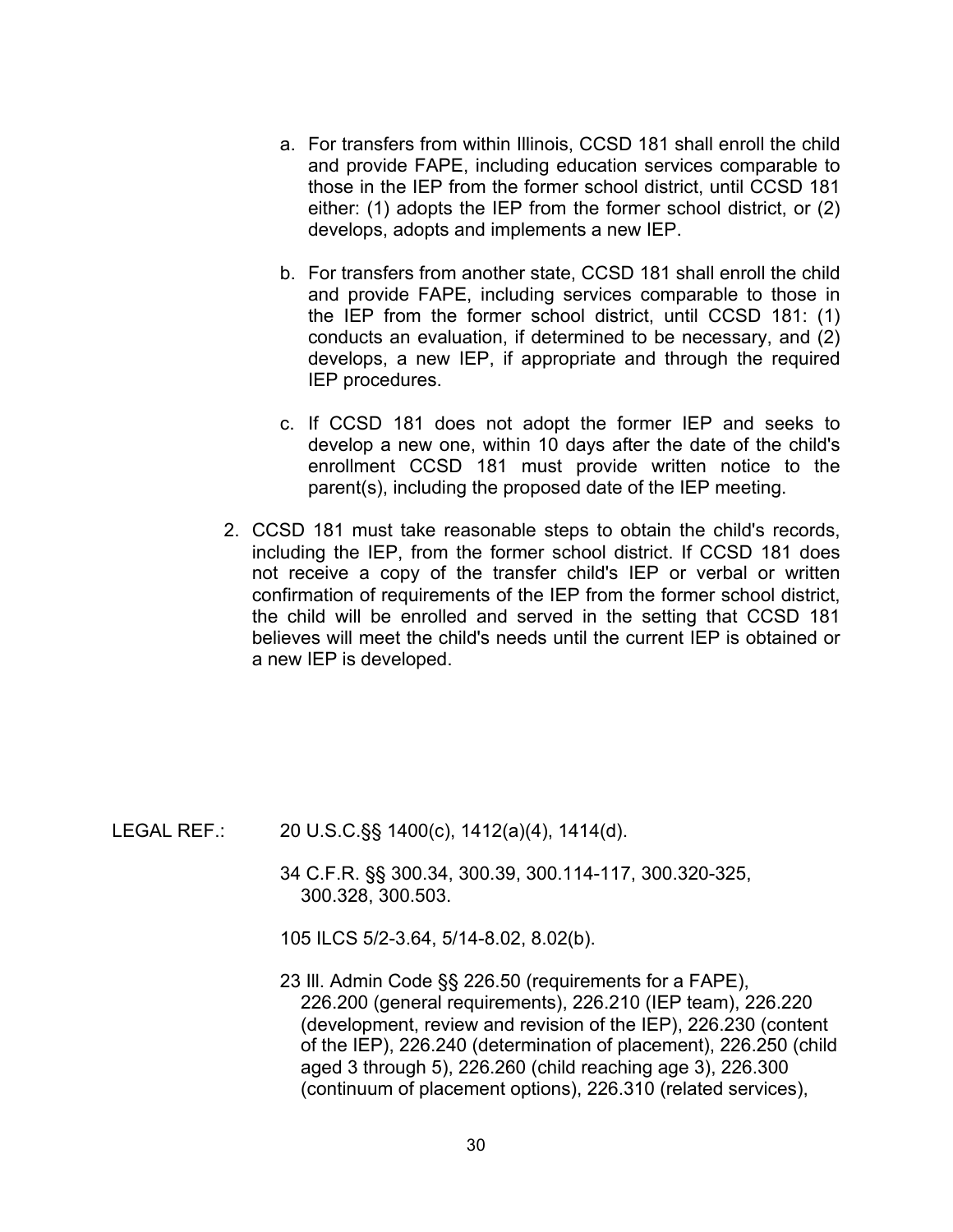a. For transfers from within Illinois, CCSD 181 shall enroll the child and provide FAPE, including education services comparable to those in the IEP from the former school district, until CCSD 181 either: (1) adopts the IEP from the former school district, or (2) develops, adopts and implements a new IEP.

b. For transfers from another state, CCSD 181 shall enroll the child and provide FAPE, including services comparable to those in the IEP from the former school district, until CCSD 181: (1) conducts an evaluation, if determined to be necessary, and (2) develops, a new IEP, if appropriate and through the required IEP procedures.

c. If CCSD 181 does not adopt the former IEP and seeks to develop a new one, within 10 days after the date of the child's enrollment CCSD 181 must provide written notice to the parent(s), including the proposed date of the IEP meeting.

2. CCSD 181 must take reasonable steps to obtain the child's records, including the IEP, from the former school district. If CCSD 181 does not receive a copy of the transfer child's IEP or verbal or written confirmation of requirements of the IEP from the former school district, the child will be enrolled and served in the setting that CCSD 181 believes will meet the child's needs until the current IEP is obtained or a new IEP is developed.

LEGAL REF.: 20 U.S.C.§§ 1400(c), 1412(a)(4), 1414(d).

34 C.F.R. §§ 300.34, 300.39, 300.114-117, 300.320-325, 300.328, 300.503.

105 ILCS 5/2-3.64, 5/14-8.02, 8.02(b).

23 Ill. Admin Code §§ 226.50 (requirements for a FAPE), 226.200 (general requirements), 226.210 (IEP team), 226.220 (development, review and revision of the IEP), 226.230 (content of the IEP), 226.240 (determination of placement), 226.250 (child aged 3 through 5), 226.260 (child reaching age 3), 226.300 (continuum of placement options), 226.310 (related services),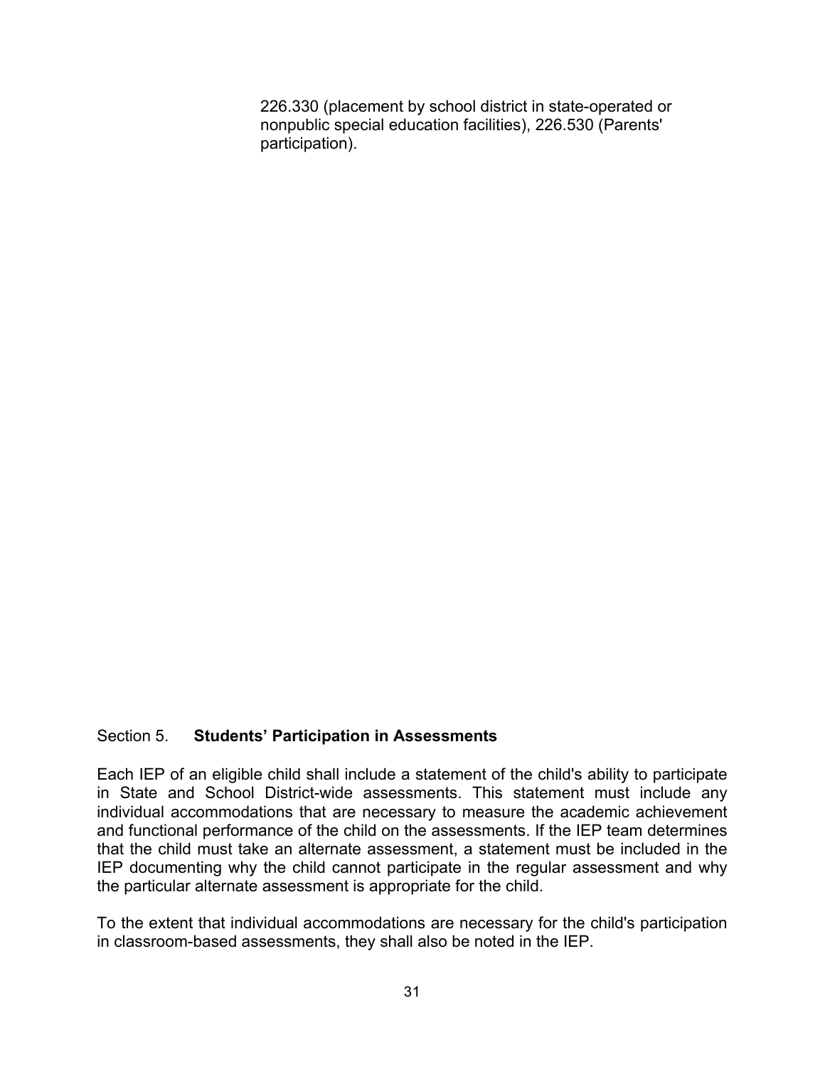226.330 (placement by school district in state-operated or nonpublic special education facilities), 226.530 (Parents' participation).

## Section 5. **Students' Participation in Assessments**

Each IEP of an eligible child shall include a statement of the child's ability to participate in State and School District-wide assessments. This statement must include any individual accommodations that are necessary to measure the academic achievement and functional performance of the child on the assessments. If the IEP team determines that the child must take an alternate assessment, a statement must be included in the IEP documenting why the child cannot participate in the regular assessment and why the particular alternate assessment is appropriate for the child.

To the extent that individual accommodations are necessary for the child's participation in classroom-based assessments, they shall also be noted in the IEP.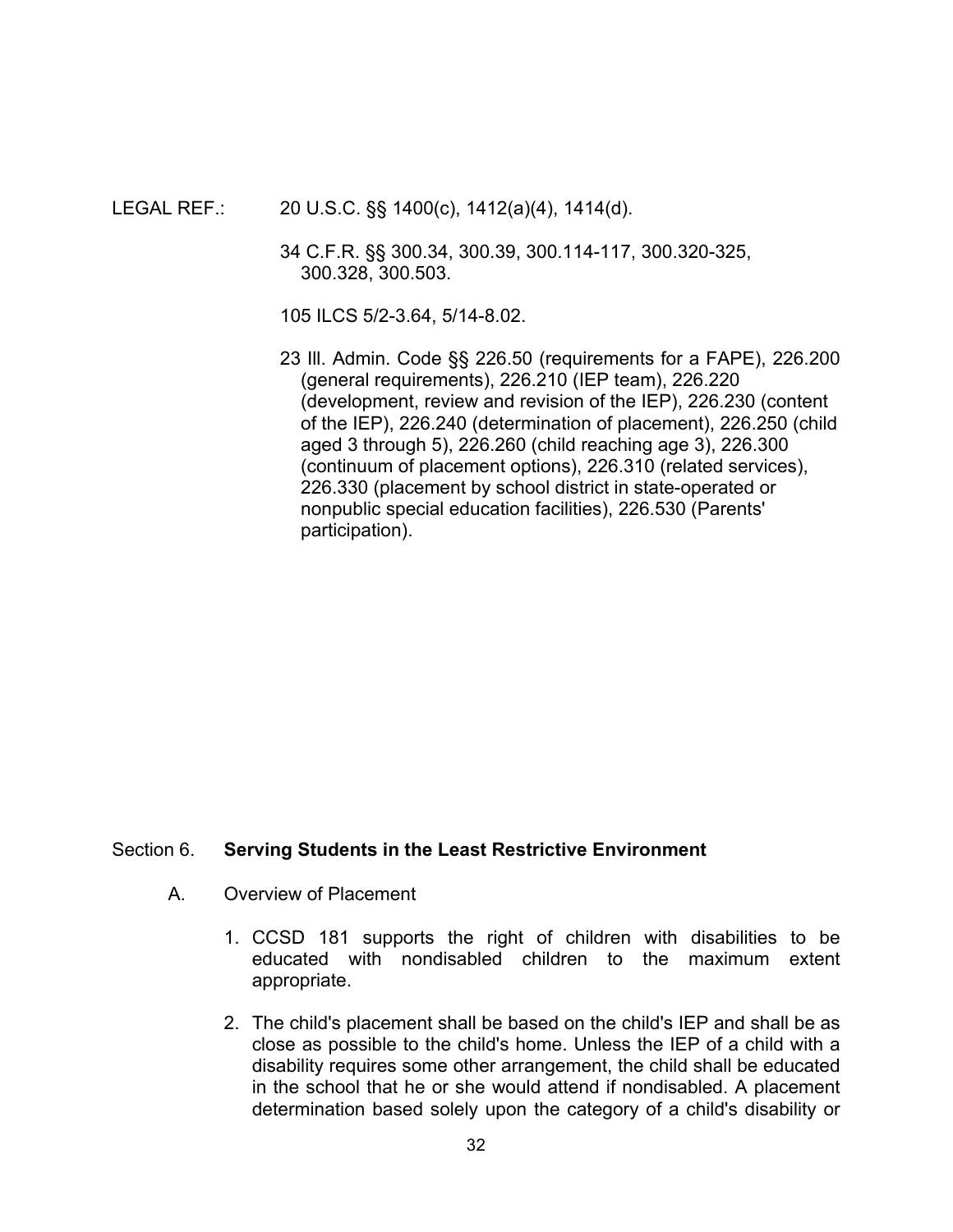LEGAL REF.: 20 U.S.C. §§ 1400(c), 1412(a)(4), 1414(d).

34 C.F.R. §§ 300.34, 300.39, 300.114-117, 300.320-325, 300.328, 300.503.

105 ILCS 5/2-3.64, 5/14-8.02.

23 Ill. Admin. Code §§ 226.50 (requirements for a FAPE), 226.200 (general requirements), 226.210 (IEP team), 226.220 (development, review and revision of the IEP), 226.230 (content of the IEP), 226.240 (determination of placement), 226.250 (child aged 3 through 5), 226.260 (child reaching age 3), 226.300 (continuum of placement options), 226.310 (related services), 226.330 (placement by school district in state-operated or nonpublic special education facilities), 226.530 (Parents' participation).

## Section 6. Serving Students in the Least Restrictive Environment

A. Overview of Placement

1. CCSD 181 supports the right of children with disabilities to be educated with nondisabled children to the maximum extent appropriate.

2. The child's placement shall be based on the child's IEP and shall be as close as possible to the child's home. Unless the IEP of a child with a disability requires some other arrangement, the child shall be educated in the school that he or she would attend if nondisabled. A placement determination based solely upon the category of a child's disability or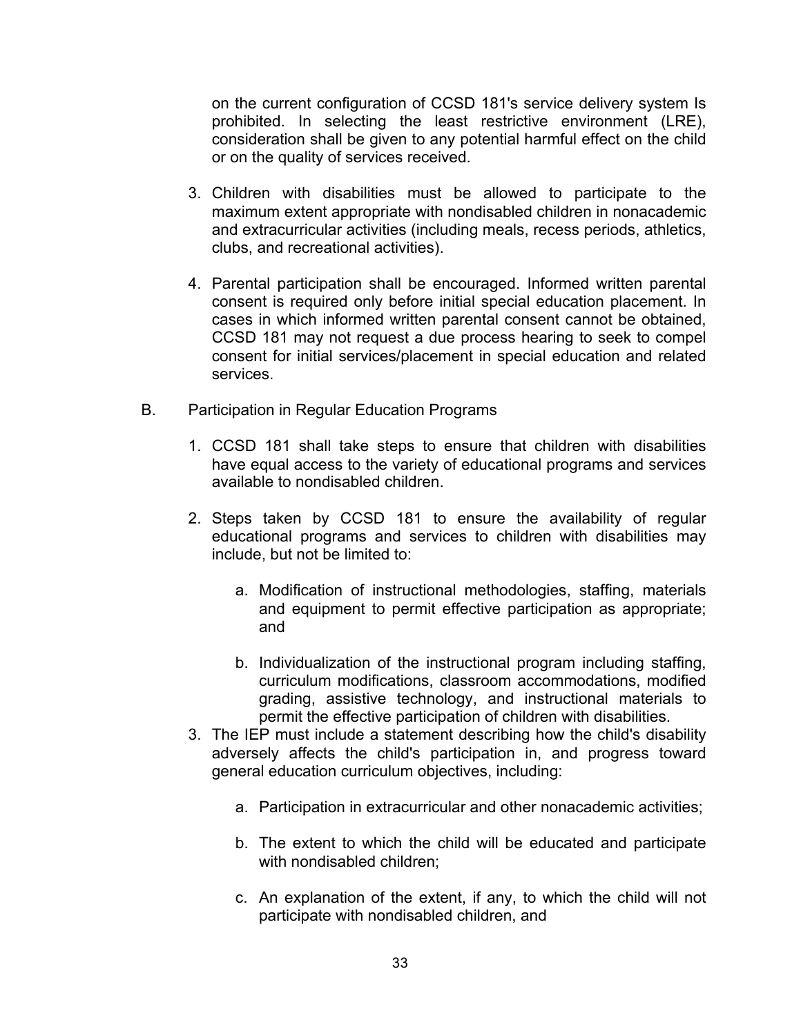on the current configuration of CCSD 181's service delivery system Is prohibited. In selecting the least restrictive environment (LRE), consideration shall be given to any potential harmful effect on the child or on the quality of services received.

3. Children with disabilities must be allowed to participate to the maximum extent appropriate with nondisabled children in nonacademic and extracurricular activities (including meals, recess periods, athletics, clubs, and recreational activities).

4. Parental participation shall be encouraged. Informed written parental consent is required only before initial special education placement. In cases in which informed written parental consent cannot be obtained, CCSD 181 may not request a due process hearing to seek to compel consent for initial services/placement in special education and related services.

B. Participation in Regular Education Programs

1. CCSD 181 shall take steps to ensure that children with disabilities have equal access to the variety of educational programs and services available to nondisabled children.

2. Steps taken by CCSD 181 to ensure the availability of regular educational programs and services to children with disabilities may include, but not be limited to:

   a. Modification of instructional methodologies, staffing, materials and equipment to permit effective participation as appropriate; and

   b. Individualization of the instructional program including staffing, curriculum modifications, classroom accommodations, modified grading, assistive technology, and instructional materials to permit the effective participation of children with disabilities.

3. The IEP must include a statement describing how the child's disability adversely affects the child's participation in, and progress toward general education curriculum objectives, including:

   a. Participation in extracurricular and other nonacademic activities;

   b. The extent to which the child will be educated and participate with nondisabled children;

   c. An explanation of the extent, if any, to which the child will not participate with nondisabled children, and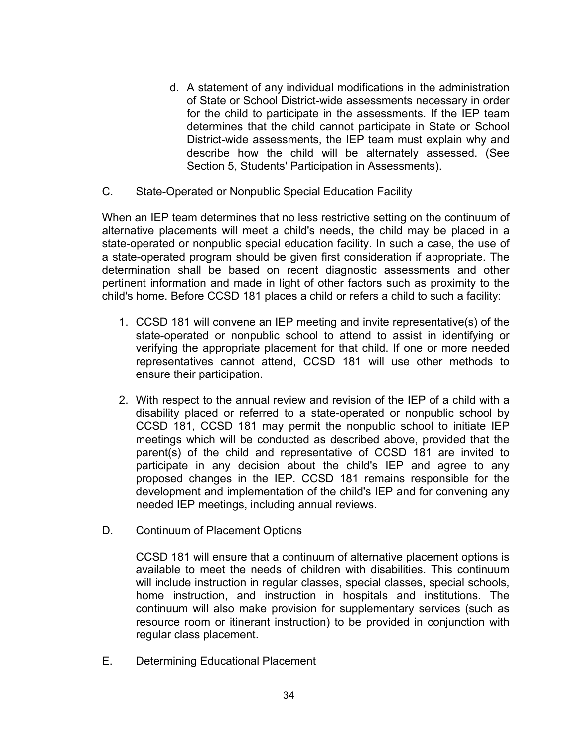d. A statement of any individual modifications in the administration of State or School District-wide assessments necessary in order for the child to participate in the assessments. If the IEP team determines that the child cannot participate in State or School District-wide assessments, the IEP team must explain why and describe how the child will be alternately assessed. (See Section 5, Students' Participation in Assessments).

C. State-Operated or Nonpublic Special Education Facility

When an IEP team determines that no less restrictive setting on the continuum of alternative placements will meet a child's needs, the child may be placed in a state-operated or nonpublic special education facility. In such a case, the use of a state-operated program should be given first consideration if appropriate. The determination shall be based on recent diagnostic assessments and other pertinent information and made in light of other factors such as proximity to the child's home. Before CCSD 181 places a child or refers a child to such a facility:

1. CCSD 181 will convene an IEP meeting and invite representative(s) of the state-operated or nonpublic school to attend to assist in identifying or verifying the appropriate placement for that child. If one or more needed representatives cannot attend, CCSD 181 will use other methods to ensure their participation.

2. With respect to the annual review and revision of the IEP of a child with a disability placed or referred to a state-operated or nonpublic school by CCSD 181, CCSD 181 may permit the nonpublic school to initiate IEP meetings which will be conducted as described above, provided that the parent(s) of the child and representative of CCSD 181 are invited to participate in any decision about the child's IEP and agree to any proposed changes in the IEP. CCSD 181 remains responsible for the development and implementation of the child's IEP and for convening any needed IEP meetings, including annual reviews.

D. Continuum of Placement Options

CCSD 181 will ensure that a continuum of alternative placement options is available to meet the needs of children with disabilities. This continuum will include instruction in regular classes, special classes, special schools, home instruction, and instruction in hospitals and institutions. The continuum will also make provision for supplementary services (such as resource room or itinerant instruction) to be provided in conjunction with regular class placement.

E. Determining Educational Placement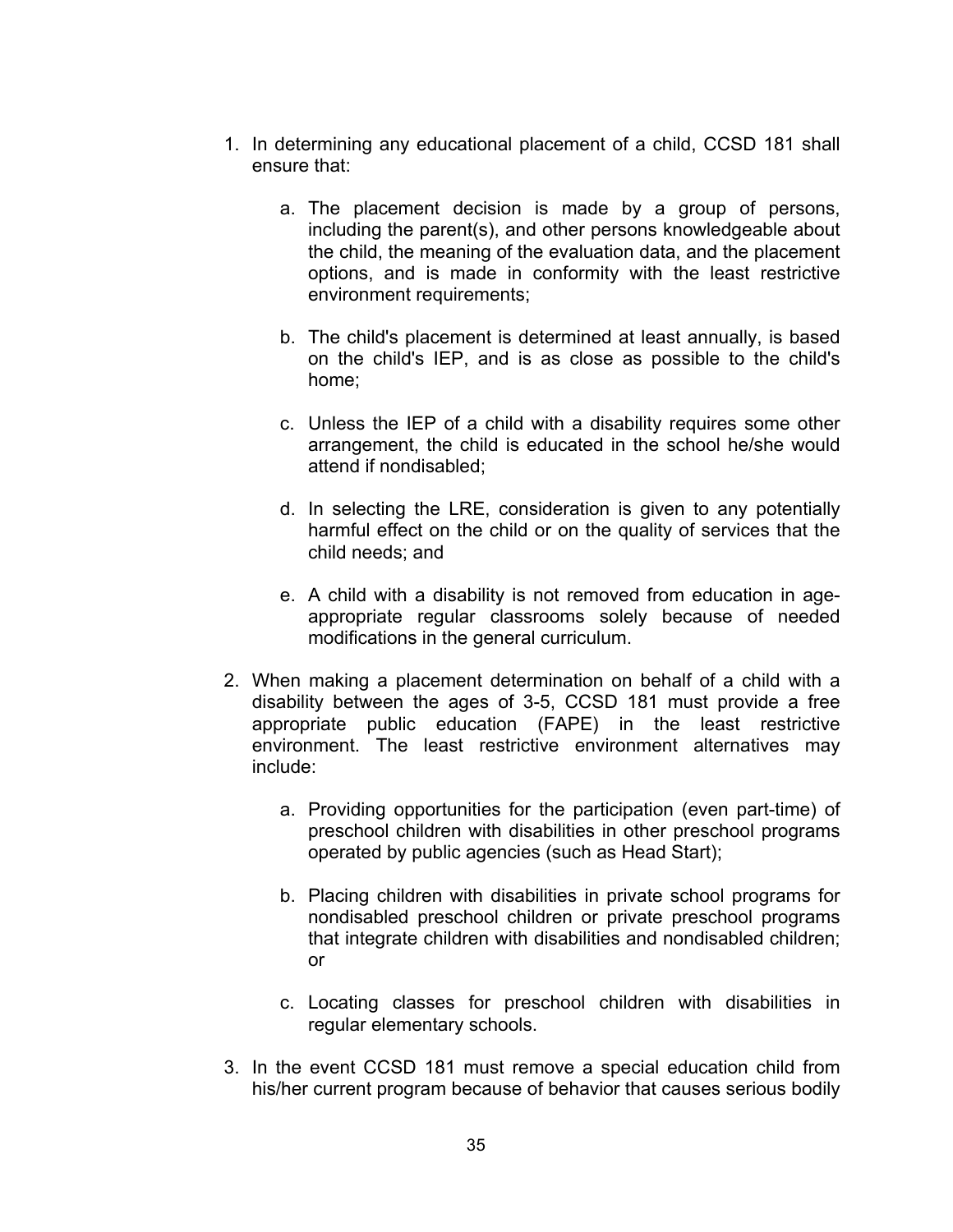1. In determining any educational placement of a child, CCSD 181 shall ensure that:

    a. The placement decision is made by a group of persons, including the parent(s), and other persons knowledgeable about the child, the meaning of the evaluation data, and the placement options, and is made in conformity with the least restrictive environment requirements;

    b. The child's placement is determined at least annually, is based on the child's IEP, and is as close as possible to the child's home;

    c. Unless the IEP of a child with a disability requires some other arrangement, the child is educated in the school he/she would attend if nondisabled;

    d. In selecting the LRE, consideration is given to any potentially harmful effect on the child or on the quality of services that the child needs; and

    e. A child with a disability is not removed from education in age-appropriate regular classrooms solely because of needed modifications in the general curriculum.

2. When making a placement determination on behalf of a child with a disability between the ages of 3-5, CCSD 181 must provide a free appropriate public education (FAPE) in the least restrictive environment. The least restrictive environment alternatives may include:

    a. Providing opportunities for the participation (even part-time) of preschool children with disabilities in other preschool programs operated by public agencies (such as Head Start);

    b. Placing children with disabilities in private school programs for nondisabled preschool children or private preschool programs that integrate children with disabilities and nondisabled children; or

    c. Locating classes for preschool children with disabilities in regular elementary schools.

3. In the event CCSD 181 must remove a special education child from his/her current program because of behavior that causes serious bodily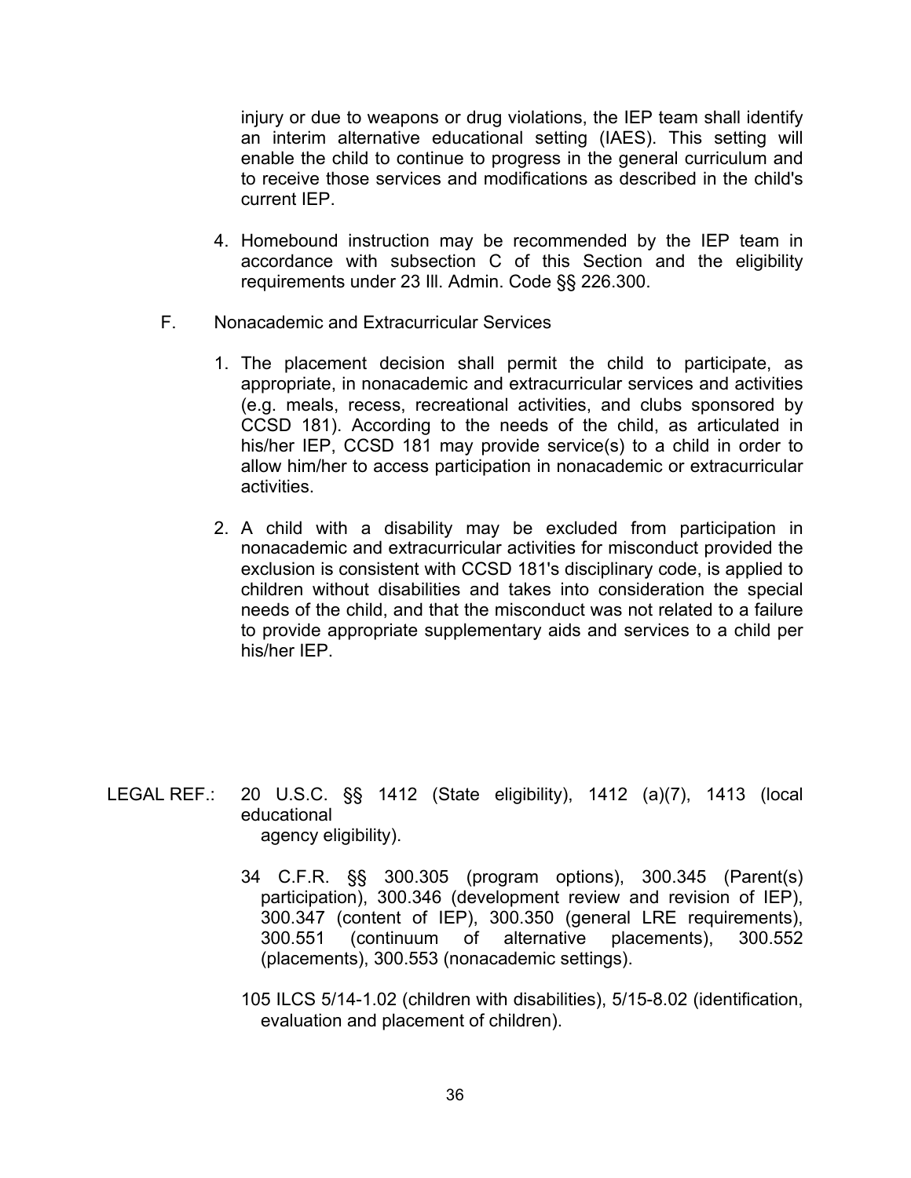injury or due to weapons or drug violations, the IEP team shall identify an interim alternative educational setting (IAES). This setting will enable the child to continue to progress in the general curriculum and to receive those services and modifications as described in the child's current IEP.

4. Homebound instruction may be recommended by the IEP team in accordance with subsection C of this Section and the eligibility requirements under 23 Ill. Admin. Code §§ 226.300.

F. Nonacademic and Extracurricular Services

1. The placement decision shall permit the child to participate, as appropriate, in nonacademic and extracurricular services and activities (e.g. meals, recess, recreational activities, and clubs sponsored by CCSD 181). According to the needs of the child, as articulated in his/her IEP, CCSD 181 may provide service(s) to a child in order to allow him/her to access participation in nonacademic or extracurricular activities.

2. A child with a disability may be excluded from participation in nonacademic and extracurricular activities for misconduct provided the exclusion is consistent with CCSD 181's disciplinary code, is applied to children without disabilities and takes into consideration the special needs of the child, and that the misconduct was not related to a failure to provide appropriate supplementary aids and services to a child per his/her IEP.

LEGAL REF.: 20 U.S.C. §§ 1412 (State eligibility), 1412 (a)(7), 1413 (local educational agency eligibility).

34 C.F.R. §§ 300.305 (program options), 300.345 (Parent(s) participation), 300.346 (development review and revision of IEP), 300.347 (content of IEP), 300.350 (general LRE requirements), 300.551 (continuum of alternative placements), 300.552 (placements), 300.553 (nonacademic settings).

105 ILCS 5/14-1.02 (children with disabilities), 5/15-8.02 (identification, evaluation and placement of children).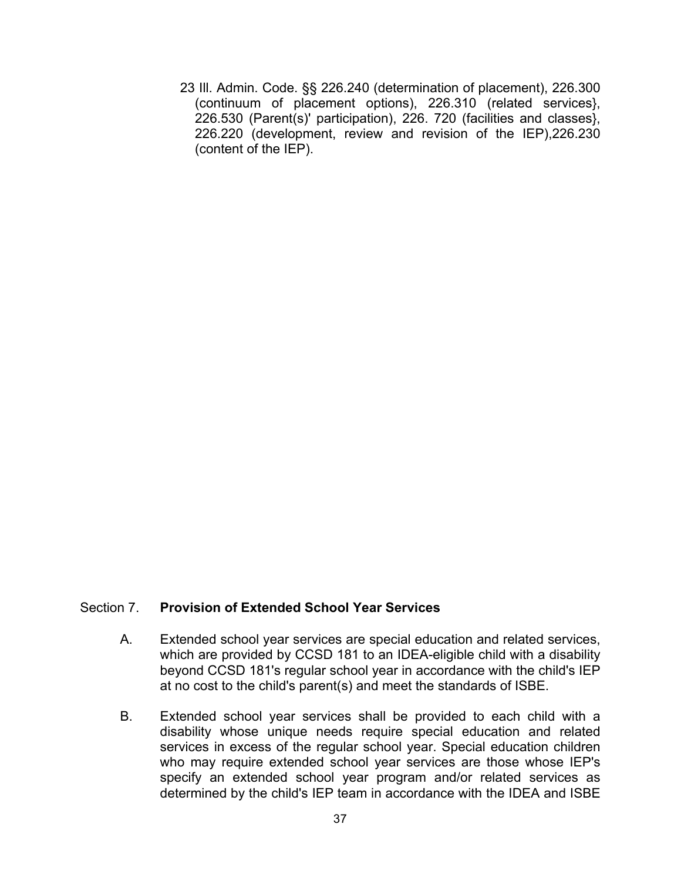23 Ill. Admin. Code. §§ 226.240 (determination of placement), 226.300 (continuum of placement options), 226.310 (related services}, 226.530 (Parent(s)' participation), 226. 720 (facilities and classes}, 226.220 (development, review and revision of the IEP),226.230 (content of the IEP).

## Section 7. **Provision of Extended School Year Services**

A. Extended school year services are special education and related services, which are provided by CCSD 181 to an IDEA-eligible child with a disability beyond CCSD 181's regular school year in accordance with the child's IEP at no cost to the child's parent(s) and meet the standards of ISBE.

B. Extended school year services shall be provided to each child with a disability whose unique needs require special education and related services in excess of the regular school year. Special education children who may require extended school year services are those whose IEP's specify an extended school year program and/or related services as determined by the child's IEP team in accordance with the IDEA and ISBE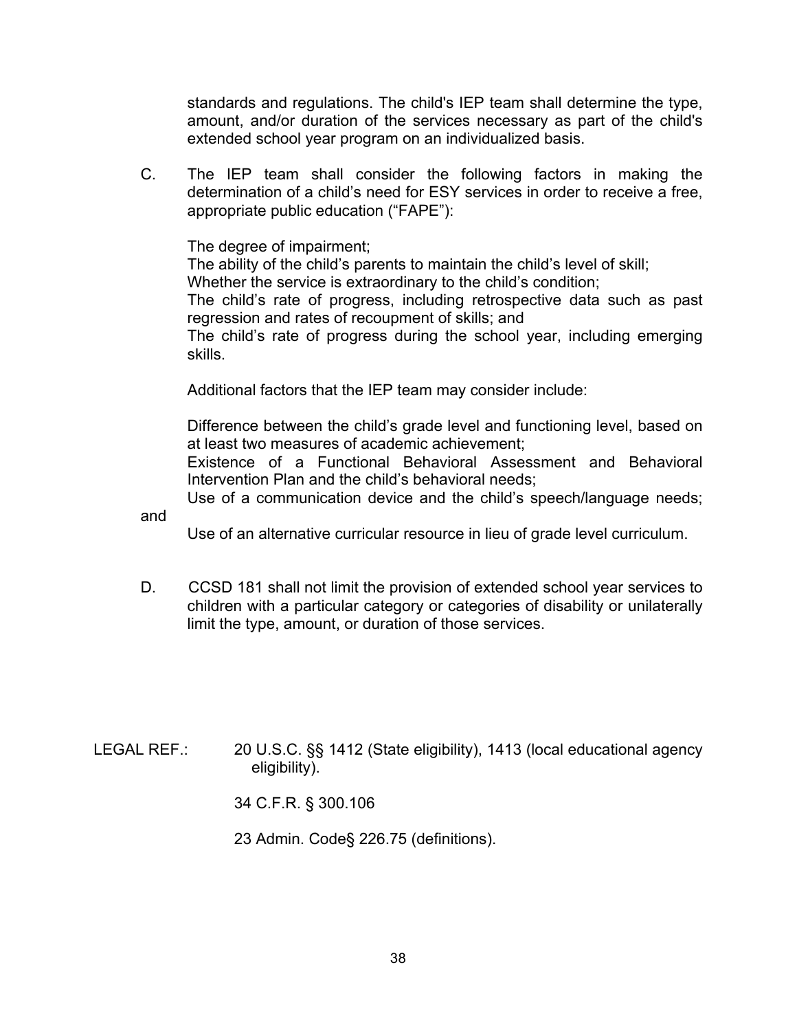standards and regulations. The child's IEP team shall determine the type, amount, and/or duration of the services necessary as part of the child's extended school year program on an individualized basis.

C. The IEP team shall consider the following factors in making the determination of a child's need for ESY services in order to receive a free, appropriate public education ("FAPE"):

The degree of impairment;
The ability of the child's parents to maintain the child's level of skill;
Whether the service is extraordinary to the child's condition;
The child's rate of progress, including retrospective data such as past regression and rates of recoupment of skills; and
The child's rate of progress during the school year, including emerging skills.

Additional factors that the IEP team may consider include:

Difference between the child's grade level and functioning level, based on at least two measures of academic achievement;
Existence of a Functional Behavioral Assessment and Behavioral Intervention Plan and the child's behavioral needs;
Use of a communication device and the child's speech/language needs; and
Use of an alternative curricular resource in lieu of grade level curriculum.

D. CCSD 181 shall not limit the provision of extended school year services to children with a particular category or categories of disability or unilaterally limit the type, amount, or duration of those services.

LEGAL REF.: 20 U.S.C. §§ 1412 (State eligibility), 1413 (local educational agency eligibility).

34 C.F.R. § 300.106

23 Admin. Code§ 226.75 (definitions).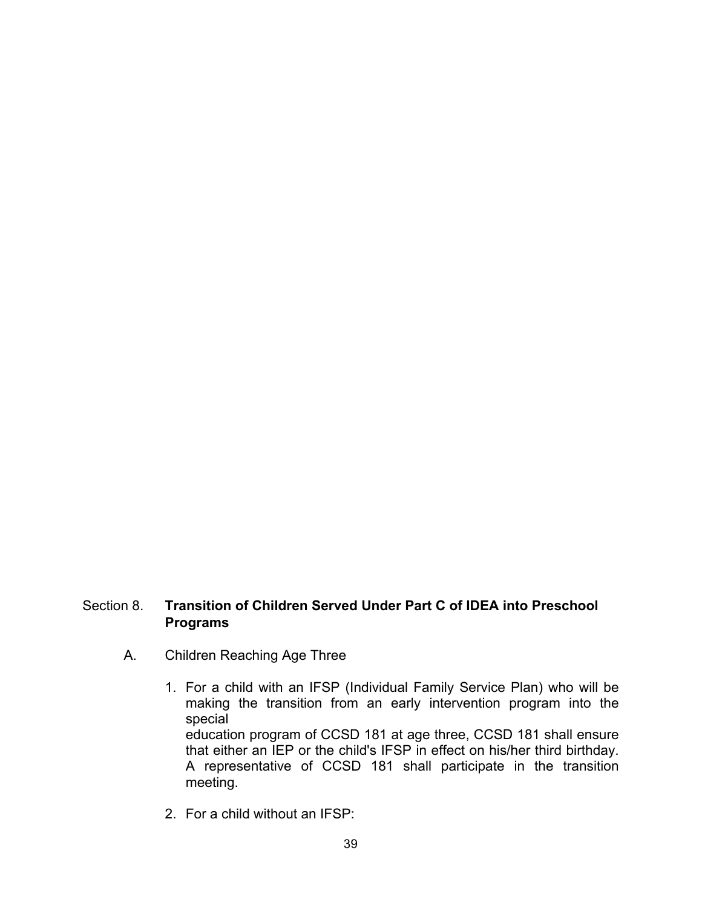## Section 8. **Transition of Children Served Under Part C of IDEA into Preschool Programs**

A. Children Reaching Age Three

1. For a child with an IFSP (Individual Family Service Plan) who will be making the transition from an early intervention program into the special education program of CCSD 181 at age three, CCSD 181 shall ensure that either an IEP or the child's IFSP in effect on his/her third birthday. A representative of CCSD 181 shall participate in the transition meeting.

2. For a child without an IFSP: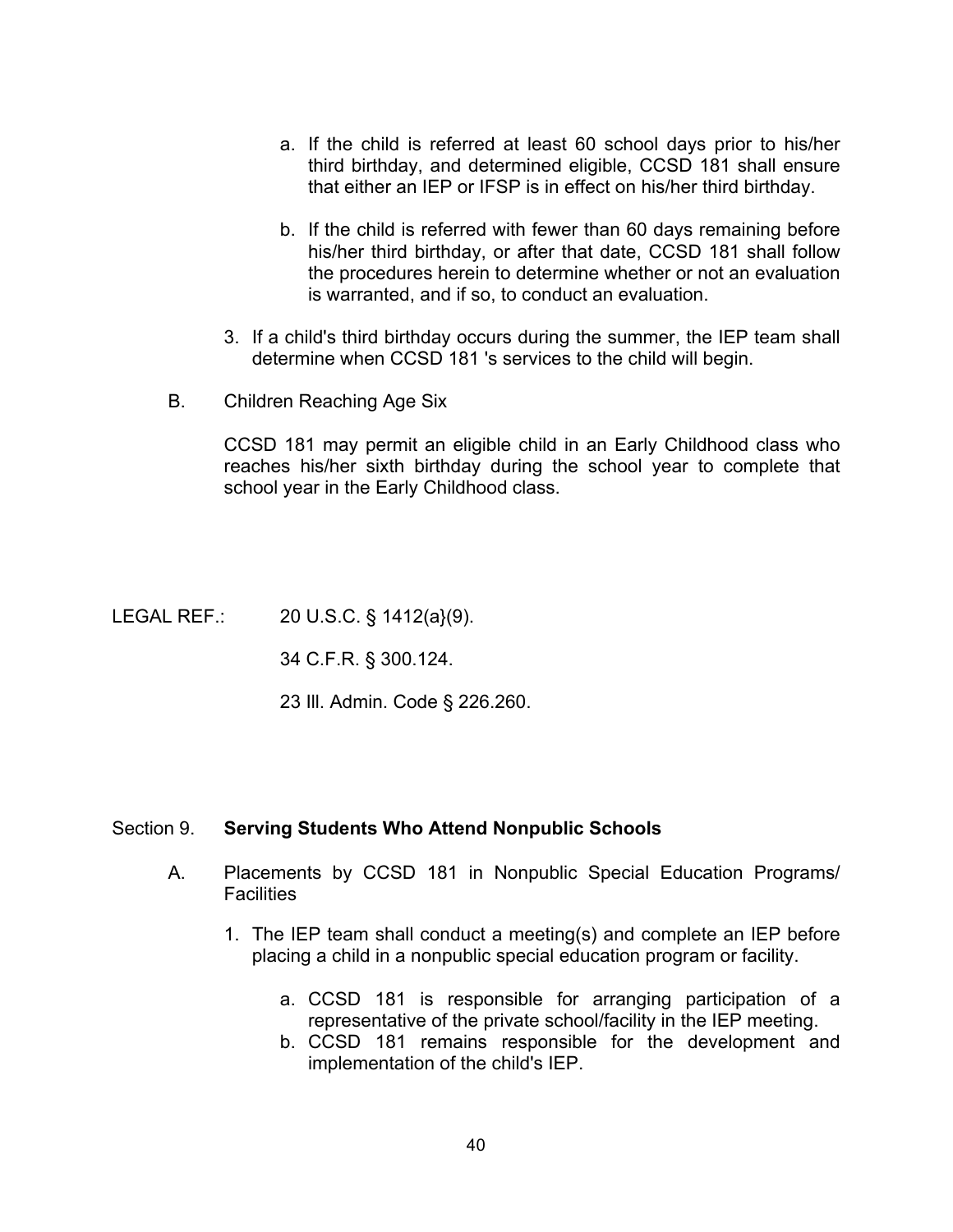a. If the child is referred at least 60 school days prior to his/her third birthday, and determined eligible, CCSD 181 shall ensure that either an IEP or IFSP is in effect on his/her third birthday.

b. If the child is referred with fewer than 60 days remaining before his/her third birthday, or after that date, CCSD 181 shall follow the procedures herein to determine whether or not an evaluation is warranted, and if so, to conduct an evaluation.

3. If a child's third birthday occurs during the summer, the IEP team shall determine when CCSD 181 's services to the child will begin.

B. Children Reaching Age Six

CCSD 181 may permit an eligible child in an Early Childhood class who reaches his/her sixth birthday during the school year to complete that school year in the Early Childhood class.

LEGAL REF.: 20 U.S.C. § 1412(a}(9).

34 C.F.R. § 300.124.

23 Ill. Admin. Code § 226.260.

## Section 9. **Serving Students Who Attend Nonpublic Schools**

A. Placements by CCSD 181 in Nonpublic Special Education Programs/ Facilities

1. The IEP team shall conduct a meeting(s) and complete an IEP before placing a child in a nonpublic special education program or facility.

    a. CCSD 181 is responsible for arranging participation of a representative of the private school/facility in the IEP meeting.
    b. CCSD 181 remains responsible for the development and implementation of the child's IEP.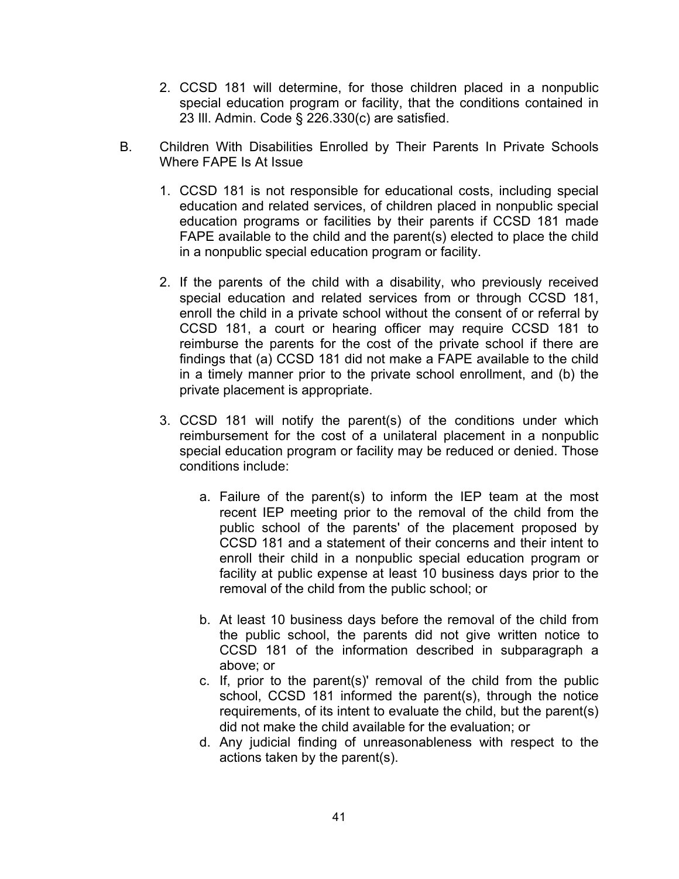2. CCSD 181 will determine, for those children placed in a nonpublic special education program or facility, that the conditions contained in 23 Ill. Admin. Code § 226.330(c) are satisfied.

B. Children With Disabilities Enrolled by Their Parents In Private Schools Where FAPE Is At Issue

1. CCSD 181 is not responsible for educational costs, including special education and related services, of children placed in nonpublic special education programs or facilities by their parents if CCSD 181 made FAPE available to the child and the parent(s) elected to place the child in a nonpublic special education program or facility.

2. If the parents of the child with a disability, who previously received special education and related services from or through CCSD 181, enroll the child in a private school without the consent of or referral by CCSD 181, a court or hearing officer may require CCSD 181 to reimburse the parents for the cost of the private school if there are findings that (a) CCSD 181 did not make a FAPE available to the child in a timely manner prior to the private school enrollment, and (b) the private placement is appropriate.

3. CCSD 181 will notify the parent(s) of the conditions under which reimbursement for the cost of a unilateral placement in a nonpublic special education program or facility may be reduced or denied. Those conditions include:

   a. Failure of the parent(s) to inform the IEP team at the most recent IEP meeting prior to the removal of the child from the public school of the parents' of the placement proposed by CCSD 181 and a statement of their concerns and their intent to enroll their child in a nonpublic special education program or facility at public expense at least 10 business days prior to the removal of the child from the public school; or

   b. At least 10 business days before the removal of the child from the public school, the parents did not give written notice to CCSD 181 of the information described in subparagraph a above; or

   c. If, prior to the parent(s)' removal of the child from the public school, CCSD 181 informed the parent(s), through the notice requirements, of its intent to evaluate the child, but the parent(s) did not make the child available for the evaluation; or

   d. Any judicial finding of unreasonableness with respect to the actions taken by the parent(s).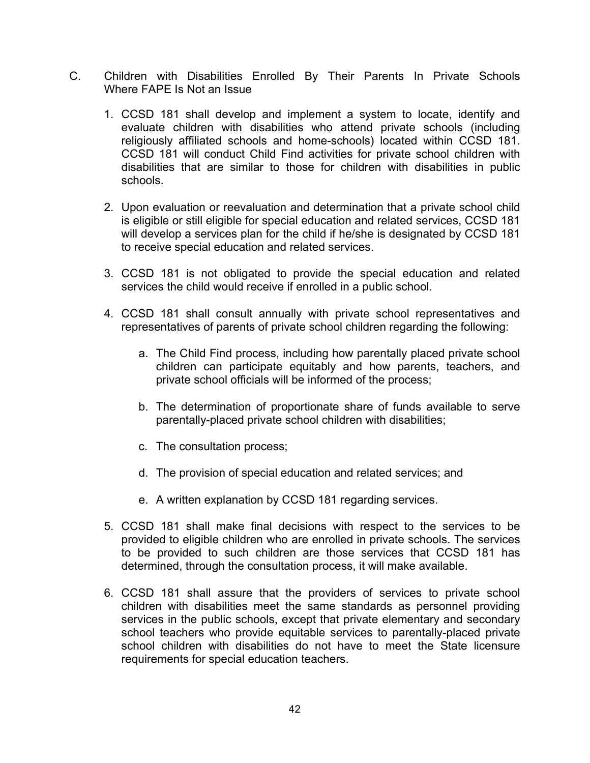C. Children with Disabilities Enrolled By Their Parents In Private Schools Where FAPE Is Not an Issue

1. CCSD 181 shall develop and implement a system to locate, identify and evaluate children with disabilities who attend private schools (including religiously affiliated schools and home-schools) located within CCSD 181. CCSD 181 will conduct Child Find activities for private school children with disabilities that are similar to those for children with disabilities in public schools.

2. Upon evaluation or reevaluation and determination that a private school child is eligible or still eligible for special education and related services, CCSD 181 will develop a services plan for the child if he/she is designated by CCSD 181 to receive special education and related services.

3. CCSD 181 is not obligated to provide the special education and related services the child would receive if enrolled in a public school.

4. CCSD 181 shall consult annually with private school representatives and representatives of parents of private school children regarding the following:

   a. The Child Find process, including how parentally placed private school children can participate equitably and how parents, teachers, and private school officials will be informed of the process;

   b. The determination of proportionate share of funds available to serve parentally-placed private school children with disabilities;

   c. The consultation process;

   d. The provision of special education and related services; and

   e. A written explanation by CCSD 181 regarding services.

5. CCSD 181 shall make final decisions with respect to the services to be provided to eligible children who are enrolled in private schools. The services to be provided to such children are those services that CCSD 181 has determined, through the consultation process, it will make available.

6. CCSD 181 shall assure that the providers of services to private school children with disabilities meet the same standards as personnel providing services in the public schools, except that private elementary and secondary school teachers who provide equitable services to parentally-placed private school children with disabilities do not have to meet the State licensure requirements for special education teachers.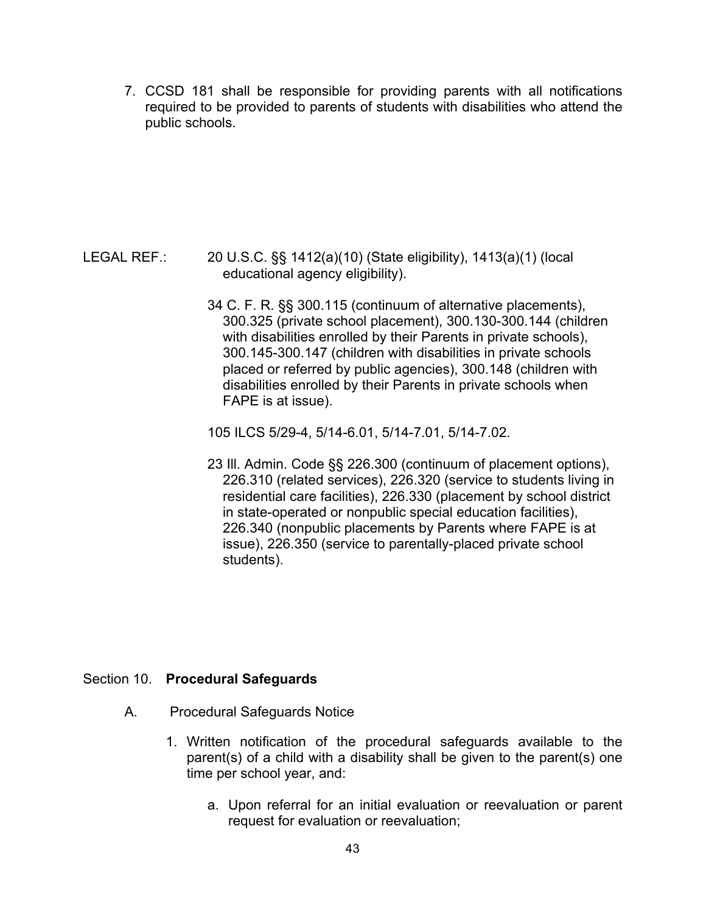7. CCSD 181 shall be responsible for providing parents with all notifications required to be provided to parents of students with disabilities who attend the public schools.

LEGAL REF.: 20 U.S.C. §§ 1412(a)(10) (State eligibility), 1413(a)(1) (local educational agency eligibility).

34 C. F. R. §§ 300.115 (continuum of alternative placements), 300.325 (private school placement), 300.130-300.144 (children with disabilities enrolled by their Parents in private schools), 300.145-300.147 (children with disabilities in private schools placed or referred by public agencies), 300.148 (children with disabilities enrolled by their Parents in private schools when FAPE is at issue).

105 ILCS 5/29-4, 5/14-6.01, 5/14-7.01, 5/14-7.02.

23 Ill. Admin. Code §§ 226.300 (continuum of placement options), 226.310 (related services), 226.320 (service to students living in residential care facilities), 226.330 (placement by school district in state-operated or nonpublic special education facilities), 226.340 (nonpublic placements by Parents where FAPE is at issue), 226.350 (service to parentally-placed private school students).

## Section 10. **Procedural Safeguards**

A. Procedural Safeguards Notice

1. Written notification of the procedural safeguards available to the parent(s) of a child with a disability shall be given to the parent(s) one time per school year, and:

    a. Upon referral for an initial evaluation or reevaluation or parent request for evaluation or reevaluation;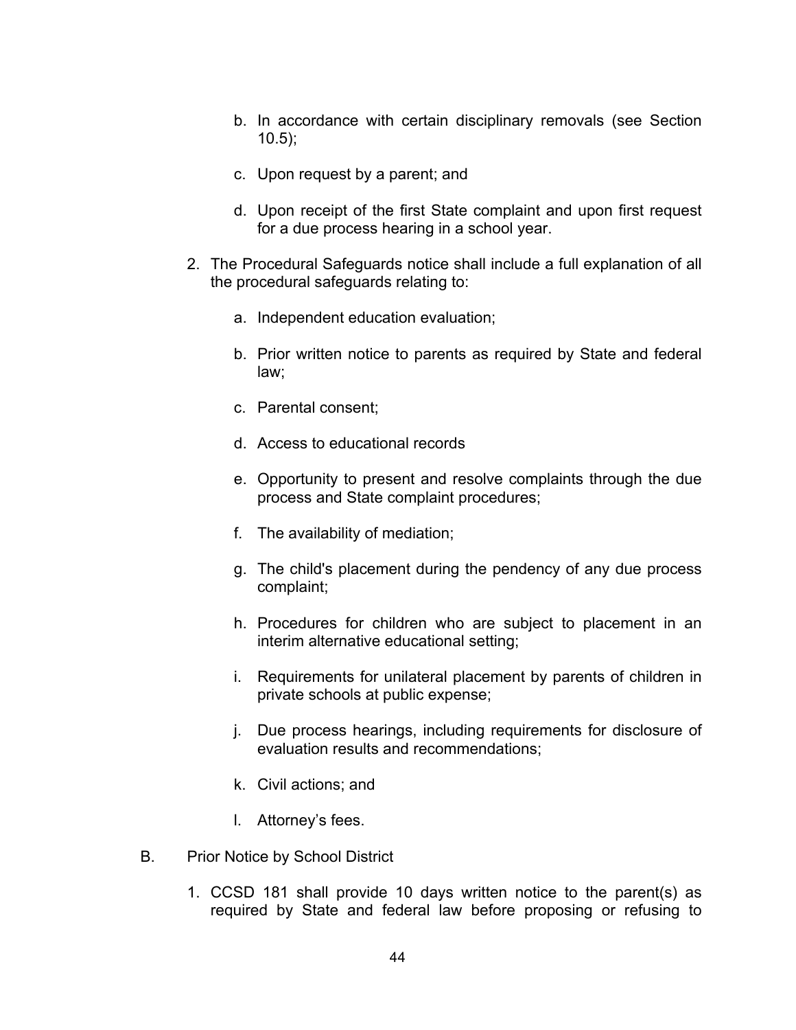b. In accordance with certain disciplinary removals (see Section 10.5);

   c. Upon request by a parent; and

   d. Upon receipt of the first State complaint and upon first request for a due process hearing in a school year.

2. The Procedural Safeguards notice shall include a full explanation of all the procedural safeguards relating to:

   a. Independent education evaluation;

   b. Prior written notice to parents as required by State and federal law;

   c. Parental consent;

   d. Access to educational records

   e. Opportunity to present and resolve complaints through the due process and State complaint procedures;

   f. The availability of mediation;

   g. The child's placement during the pendency of any due process complaint;

   h. Procedures for children who are subject to placement in an interim alternative educational setting;

   i. Requirements for unilateral placement by parents of children in private schools at public expense;

   j. Due process hearings, including requirements for disclosure of evaluation results and recommendations;

   k. Civil actions; and

   l. Attorney's fees.

B. Prior Notice by School District

1. CCSD 181 shall provide 10 days written notice to the parent(s) as required by State and federal law before proposing or refusing to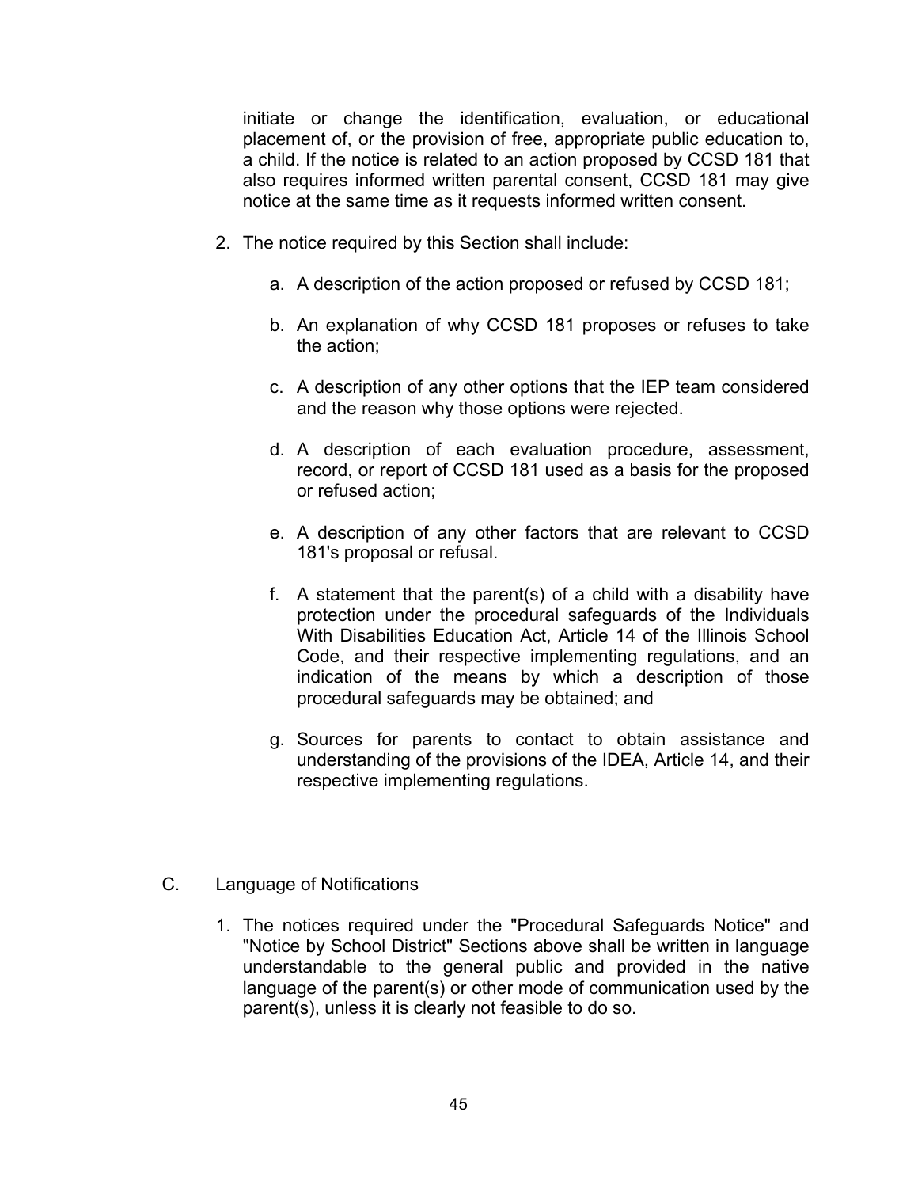initiate or change the identification, evaluation, or educational placement of, or the provision of free, appropriate public education to, a child. If the notice is related to an action proposed by CCSD 181 that also requires informed written parental consent, CCSD 181 may give notice at the same time as it requests informed written consent.

2. The notice required by this Section shall include:

   a. A description of the action proposed or refused by CCSD 181;

   b. An explanation of why CCSD 181 proposes or refuses to take the action;

   c. A description of any other options that the IEP team considered and the reason why those options were rejected.

   d. A description of each evaluation procedure, assessment, record, or report of CCSD 181 used as a basis for the proposed or refused action;

   e. A description of any other factors that are relevant to CCSD 181's proposal or refusal.

   f. A statement that the parent(s) of a child with a disability have protection under the procedural safeguards of the Individuals With Disabilities Education Act, Article 14 of the Illinois School Code, and their respective implementing regulations, and an indication of the means by which a description of those procedural safeguards may be obtained; and

   g. Sources for parents to contact to obtain assistance and understanding of the provisions of the IDEA, Article 14, and their respective implementing regulations.

C. Language of Notifications

1. The notices required under the "Procedural Safeguards Notice" and "Notice by School District" Sections above shall be written in language understandable to the general public and provided in the native language of the parent(s) or other mode of communication used by the parent(s), unless it is clearly not feasible to do so.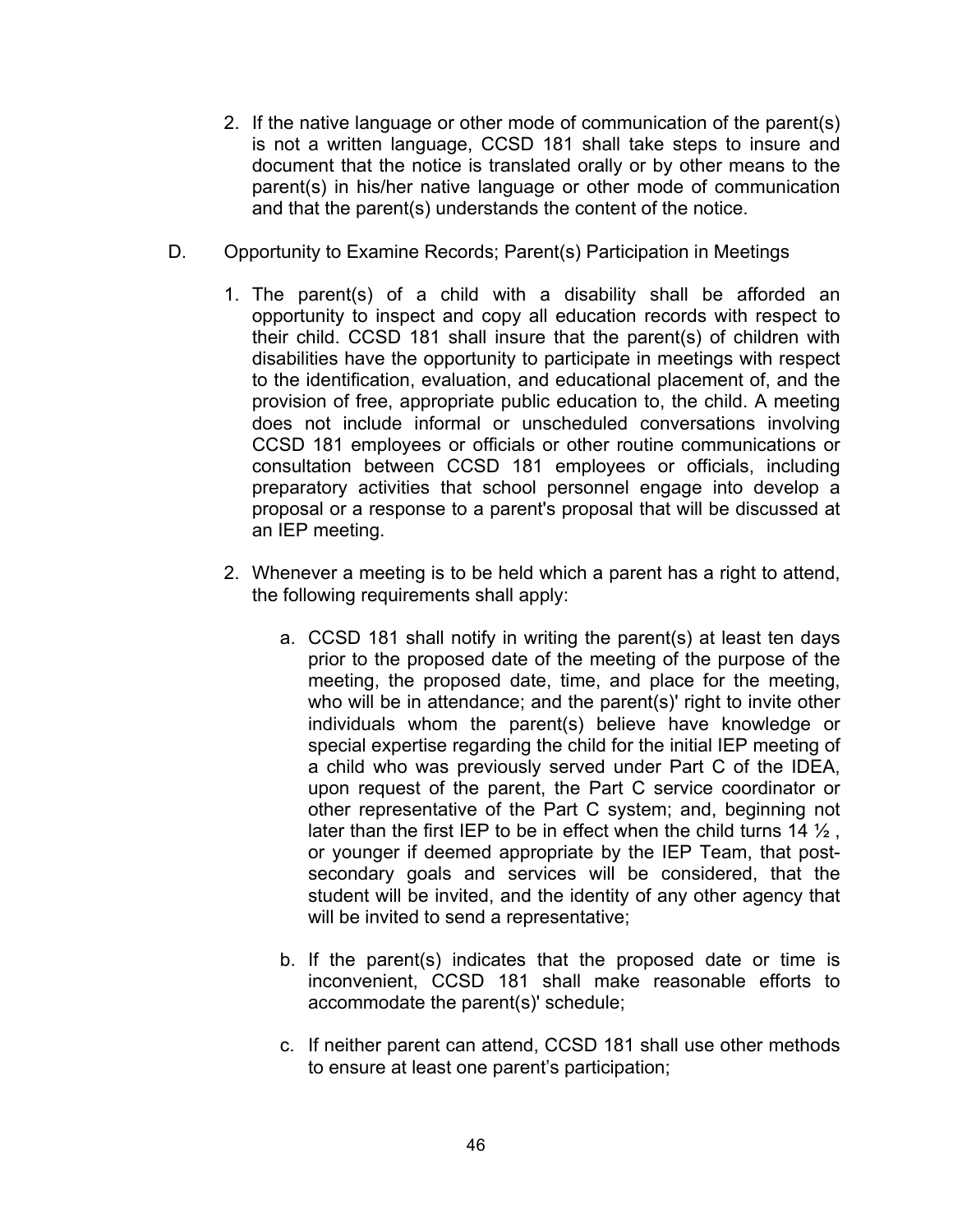2. If the native language or other mode of communication of the parent(s) is not a written language, CCSD 181 shall take steps to insure and document that the notice is translated orally or by other means to the parent(s) in his/her native language or other mode of communication and that the parent(s) understands the content of the notice.

D. Opportunity to Examine Records; Parent(s) Participation in Meetings

1. The parent(s) of a child with a disability shall be afforded an opportunity to inspect and copy all education records with respect to their child. CCSD 181 shall insure that the parent(s) of children with disabilities have the opportunity to participate in meetings with respect to the identification, evaluation, and educational placement of, and the provision of free, appropriate public education to, the child. A meeting does not include informal or unscheduled conversations involving CCSD 181 employees or officials or other routine communications or consultation between CCSD 181 employees or officials, including preparatory activities that school personnel engage into develop a proposal or a response to a parent's proposal that will be discussed at an IEP meeting.

2. Whenever a meeting is to be held which a parent has a right to attend, the following requirements shall apply:

   a. CCSD 181 shall notify in writing the parent(s) at least ten days prior to the proposed date of the meeting of the purpose of the meeting, the proposed date, time, and place for the meeting, who will be in attendance; and the parent(s)' right to invite other individuals whom the parent(s) believe have knowledge or special expertise regarding the child for the initial IEP meeting of a child who was previously served under Part C of the IDEA, upon request of the parent, the Part C service coordinator or other representative of the Part C system; and, beginning not later than the first IEP to be in effect when the child turns 14 ½ , or younger if deemed appropriate by the IEP Team, that post-secondary goals and services will be considered, that the student will be invited, and the identity of any other agency that will be invited to send a representative;

   b. If the parent(s) indicates that the proposed date or time is inconvenient, CCSD 181 shall make reasonable efforts to accommodate the parent(s)' schedule;

   c. If neither parent can attend, CCSD 181 shall use other methods to ensure at least one parent’s participation;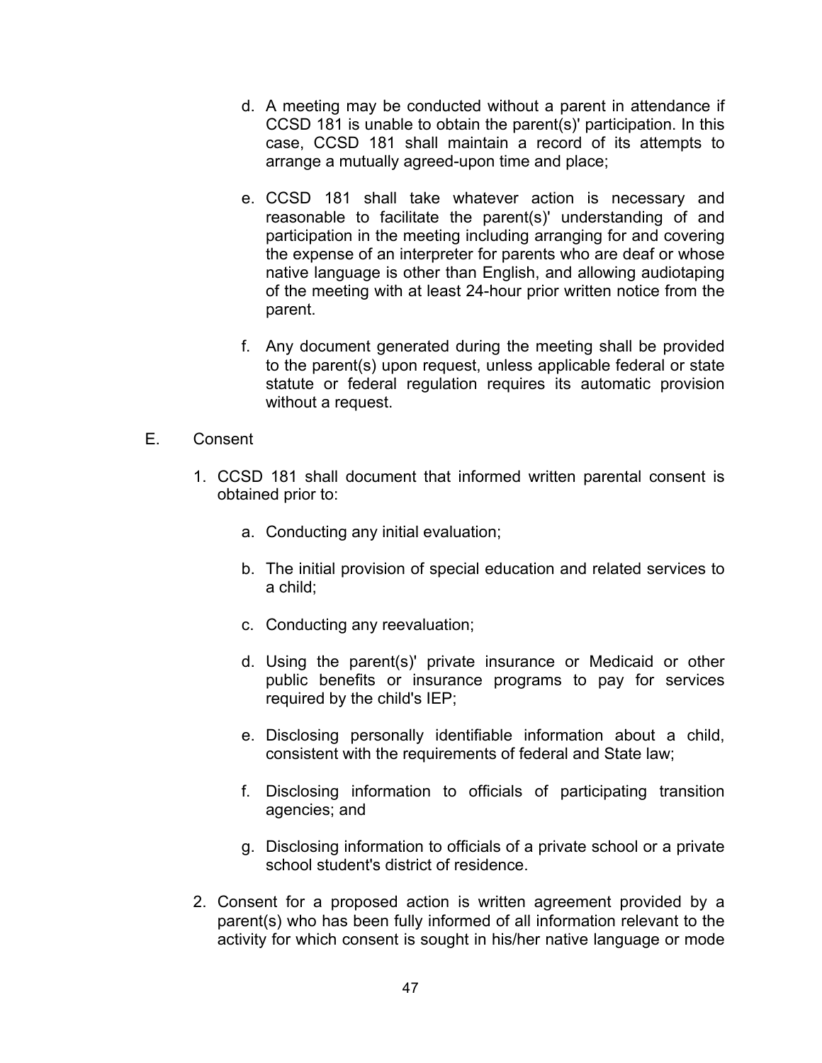d. A meeting may be conducted without a parent in attendance if CCSD 181 is unable to obtain the parent(s)' participation. In this case, CCSD 181 shall maintain a record of its attempts to arrange a mutually agreed-upon time and place;

e. CCSD 181 shall take whatever action is necessary and reasonable to facilitate the parent(s)' understanding of and participation in the meeting including arranging for and covering the expense of an interpreter for parents who are deaf or whose native language is other than English, and allowing audiotaping of the meeting with at least 24-hour prior written notice from the parent.

f. Any document generated during the meeting shall be provided to the parent(s) upon request, unless applicable federal or state statute or federal regulation requires its automatic provision without a request.

E. Consent

1. CCSD 181 shall document that informed written parental consent is obtained prior to:

   a. Conducting any initial evaluation;

   b. The initial provision of special education and related services to a child;

   c. Conducting any reevaluation;

   d. Using the parent(s)' private insurance or Medicaid or other public benefits or insurance programs to pay for services required by the child's IEP;

   e. Disclosing personally identifiable information about a child, consistent with the requirements of federal and State law;

   f. Disclosing information to officials of participating transition agencies; and

   g. Disclosing information to officials of a private school or a private school student's district of residence.

2. Consent for a proposed action is written agreement provided by a parent(s) who has been fully informed of all information relevant to the activity for which consent is sought in his/her native language or mode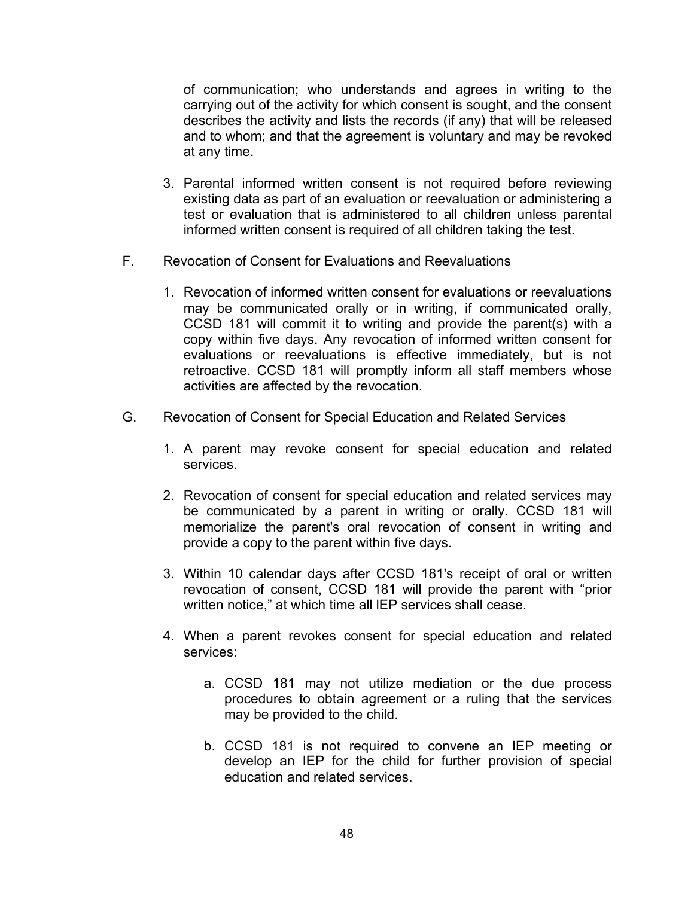of communication; who understands and agrees in writing to the carrying out of the activity for which consent is sought, and the consent describes the activity and lists the records (if any) that will be released and to whom; and that the agreement is voluntary and may be revoked at any time.

3. Parental informed written consent is not required before reviewing existing data as part of an evaluation or reevaluation or administering a test or evaluation that is administered to all children unless parental informed written consent is required of all children taking the test.

F. Revocation of Consent for Evaluations and Reevaluations

1. Revocation of informed written consent for evaluations or reevaluations may be communicated orally or in writing, if communicated orally, CCSD 181 will commit it to writing and provide the parent(s) with a copy within five days. Any revocation of informed written consent for evaluations or reevaluations is effective immediately, but is not retroactive. CCSD 181 will promptly inform all staff members whose activities are affected by the revocation.

G. Revocation of Consent for Special Education and Related Services

1. A parent may revoke consent for special education and related services.

2. Revocation of consent for special education and related services may be communicated by a parent in writing or orally. CCSD 181 will memorialize the parent's oral revocation of consent in writing and provide a copy to the parent within five days.

3. Within 10 calendar days after CCSD 181's receipt of oral or written revocation of consent, CCSD 181 will provide the parent with "prior written notice," at which time all IEP services shall cease.

4. When a parent revokes consent for special education and related services:

    a. CCSD 181 may not utilize mediation or the due process procedures to obtain agreement or a ruling that the services may be provided to the child.

    b. CCSD 181 is not required to convene an IEP meeting or develop an IEP for the child for further provision of special education and related services.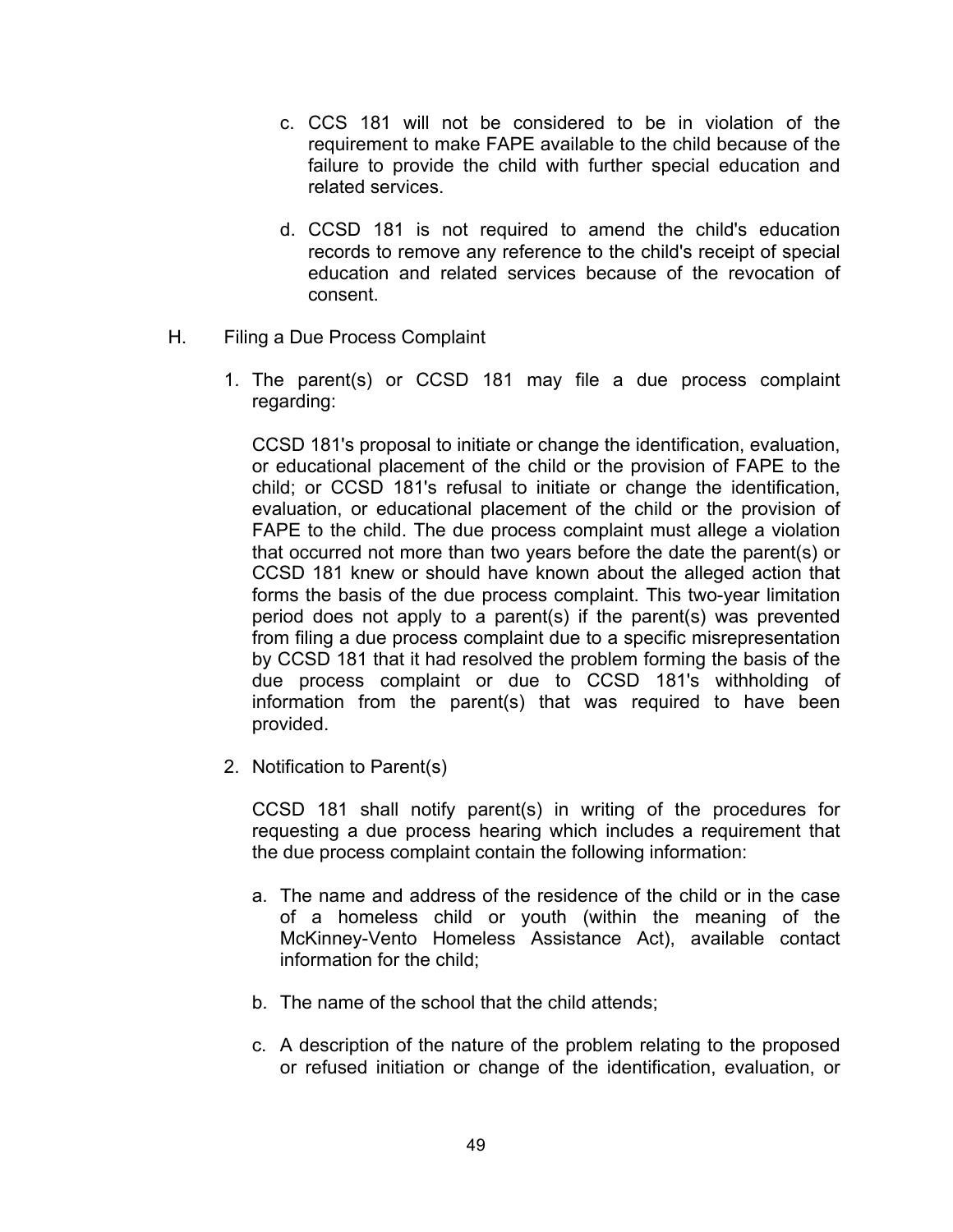c. CCS 181 will not be considered to be in violation of the requirement to make FAPE available to the child because of the failure to provide the child with further special education and related services.

d. CCSD 181 is not required to amend the child's education records to remove any reference to the child's receipt of special education and related services because of the revocation of consent.

H. Filing a Due Process Complaint

1. The parent(s) or CCSD 181 may file a due process complaint regarding:

   CCSD 181's proposal to initiate or change the identification, evaluation, or educational placement of the child or the provision of FAPE to the child; or CCSD 181's refusal to initiate or change the identification, evaluation, or educational placement of the child or the provision of FAPE to the child. The due process complaint must allege a violation that occurred not more than two years before the date the parent(s) or CCSD 181 knew or should have known about the alleged action that forms the basis of the due process complaint. This two-year limitation period does not apply to a parent(s) if the parent(s) was prevented from filing a due process complaint due to a specific misrepresentation by CCSD 181 that it had resolved the problem forming the basis of the due process complaint or due to CCSD 181's withholding of information from the parent(s) that was required to have been provided.

2. Notification to Parent(s)

   CCSD 181 shall notify parent(s) in writing of the procedures for requesting a due process hearing which includes a requirement that the due process complaint contain the following information:

   a. The name and address of the residence of the child or in the case of a homeless child or youth (within the meaning of the McKinney-Vento Homeless Assistance Act), available contact information for the child;

   b. The name of the school that the child attends;

   c. A description of the nature of the problem relating to the proposed or refused initiation or change of the identification, evaluation, or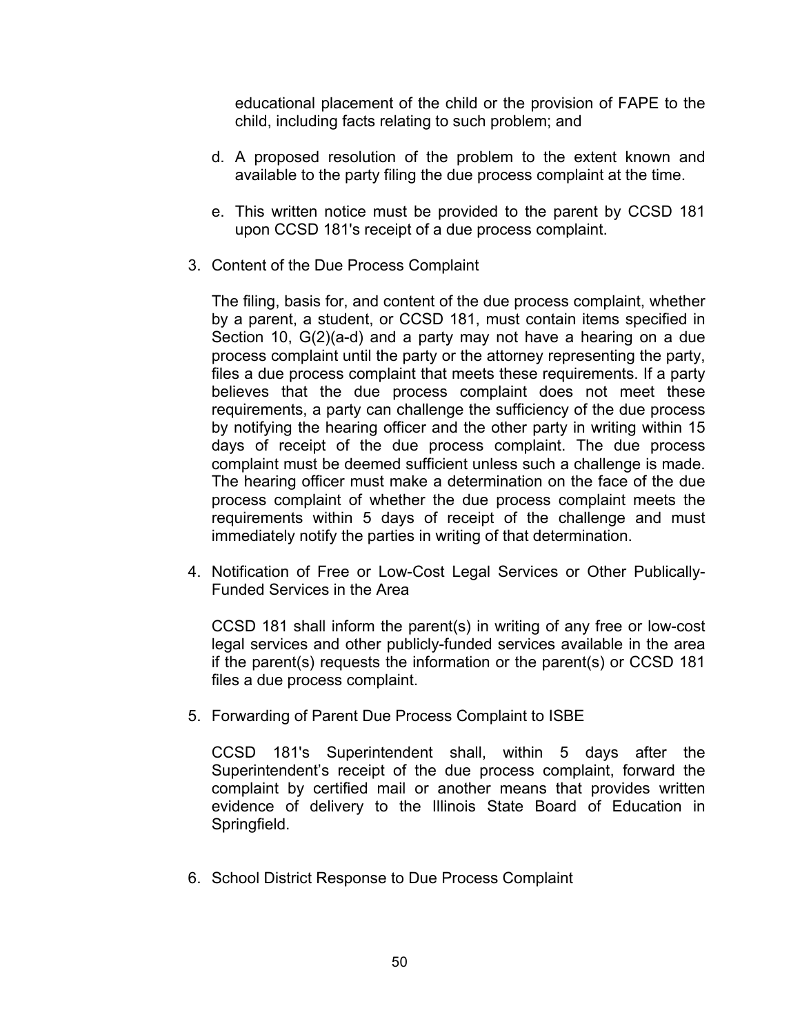educational placement of the child or the provision of FAPE to the child, including facts relating to such problem; and

d. A proposed resolution of the problem to the extent known and available to the party filing the due process complaint at the time.

e. This written notice must be provided to the parent by CCSD 181 upon CCSD 181's receipt of a due process complaint.

3. Content of the Due Process Complaint

   The filing, basis for, and content of the due process complaint, whether by a parent, a student, or CCSD 181, must contain items specified in Section 10, G(2)(a-d) and a party may not have a hearing on a due process complaint until the party or the attorney representing the party, files a due process complaint that meets these requirements. If a party believes that the due process complaint does not meet these requirements, a party can challenge the sufficiency of the due process by notifying the hearing officer and the other party in writing within 15 days of receipt of the due process complaint. The due process complaint must be deemed sufficient unless such a challenge is made. The hearing officer must make a determination on the face of the due process complaint of whether the due process complaint meets the requirements within 5 days of receipt of the challenge and must immediately notify the parties in writing of that determination.

4. Notification of Free or Low-Cost Legal Services or Other Publically-Funded Services in the Area

   CCSD 181 shall inform the parent(s) in writing of any free or low-cost legal services and other publicly-funded services available in the area if the parent(s) requests the information or the parent(s) or CCSD 181 files a due process complaint.

5. Forwarding of Parent Due Process Complaint to ISBE

   CCSD 181's Superintendent shall, within 5 days after the Superintendent's receipt of the due process complaint, forward the complaint by certified mail or another means that provides written evidence of delivery to the Illinois State Board of Education in Springfield.

6. School District Response to Due Process Complaint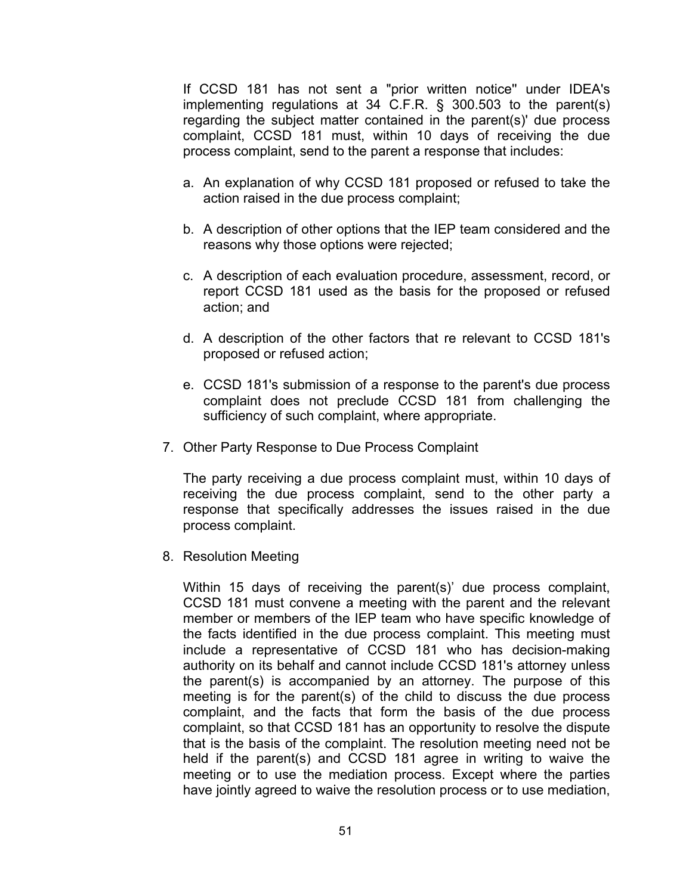If CCSD 181 has not sent a "prior written notice" under IDEA's implementing regulations at 34 C.F.R. § 300.503 to the parent(s) regarding the subject matter contained in the parent(s)' due process complaint, CCSD 181 must, within 10 days of receiving the due process complaint, send to the parent a response that includes:

a. An explanation of why CCSD 181 proposed or refused to take the action raised in the due process complaint;

b. A description of other options that the IEP team considered and the reasons why those options were rejected;

c. A description of each evaluation procedure, assessment, record, or report CCSD 181 used as the basis for the proposed or refused action; and

d. A description of the other factors that re relevant to CCSD 181's proposed or refused action;

e. CCSD 181's submission of a response to the parent's due process complaint does not preclude CCSD 181 from challenging the sufficiency of such complaint, where appropriate.

7. Other Party Response to Due Process Complaint

   The party receiving a due process complaint must, within 10 days of receiving the due process complaint, send to the other party a response that specifically addresses the issues raised in the due process complaint.

8. Resolution Meeting

   Within 15 days of receiving the parent(s)' due process complaint, CCSD 181 must convene a meeting with the parent and the relevant member or members of the IEP team who have specific knowledge of the facts identified in the due process complaint. This meeting must include a representative of CCSD 181 who has decision-making authority on its behalf and cannot include CCSD 181's attorney unless the parent(s) is accompanied by an attorney. The purpose of this meeting is for the parent(s) of the child to discuss the due process complaint, and the facts that form the basis of the due process complaint, so that CCSD 181 has an opportunity to resolve the dispute that is the basis of the complaint. The resolution meeting need not be held if the parent(s) and CCSD 181 agree in writing to waive the meeting or to use the mediation process. Except where the parties have jointly agreed to waive the resolution process or to use mediation,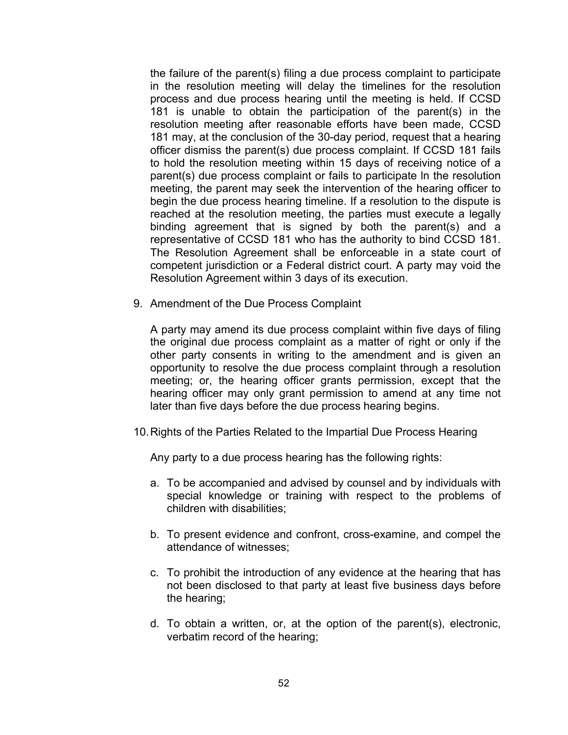the failure of the parent(s) filing a due process complaint to participate in the resolution meeting will delay the timelines for the resolution process and due process hearing until the meeting is held. If CCSD 181 is unable to obtain the participation of the parent(s) in the resolution meeting after reasonable efforts have been made, CCSD 181 may, at the conclusion of the 30-day period, request that a hearing officer dismiss the parent(s) due process complaint. If CCSD 181 fails to hold the resolution meeting within 15 days of receiving notice of a parent(s) due process complaint or fails to participate In the resolution meeting, the parent may seek the intervention of the hearing officer to begin the due process hearing timeline. If a resolution to the dispute is reached at the resolution meeting, the parties must execute a legally binding agreement that is signed by both the parent(s) and a representative of CCSD 181 who has the authority to bind CCSD 181. The Resolution Agreement shall be enforceable in a state court of competent jurisdiction or a Federal district court. A party may void the Resolution Agreement within 3 days of its execution.

9. Amendment of the Due Process Complaint

   A party may amend its due process complaint within five days of filing the original due process complaint as a matter of right or only if the other party consents in writing to the amendment and is given an opportunity to resolve the due process complaint through a resolution meeting; or, the hearing officer grants permission, except that the hearing officer may only grant permission to amend at any time not later than five days before the due process hearing begins.

10. Rights of the Parties Related to the Impartial Due Process Hearing

    Any party to a due process hearing has the following rights:

    a. To be accompanied and advised by counsel and by individuals with special knowledge or training with respect to the problems of children with disabilities;

    b. To present evidence and confront, cross-examine, and compel the attendance of witnesses;

    c. To prohibit the introduction of any evidence at the hearing that has not been disclosed to that party at least five business days before the hearing;

    d. To obtain a written, or, at the option of the parent(s), electronic, verbatim record of the hearing;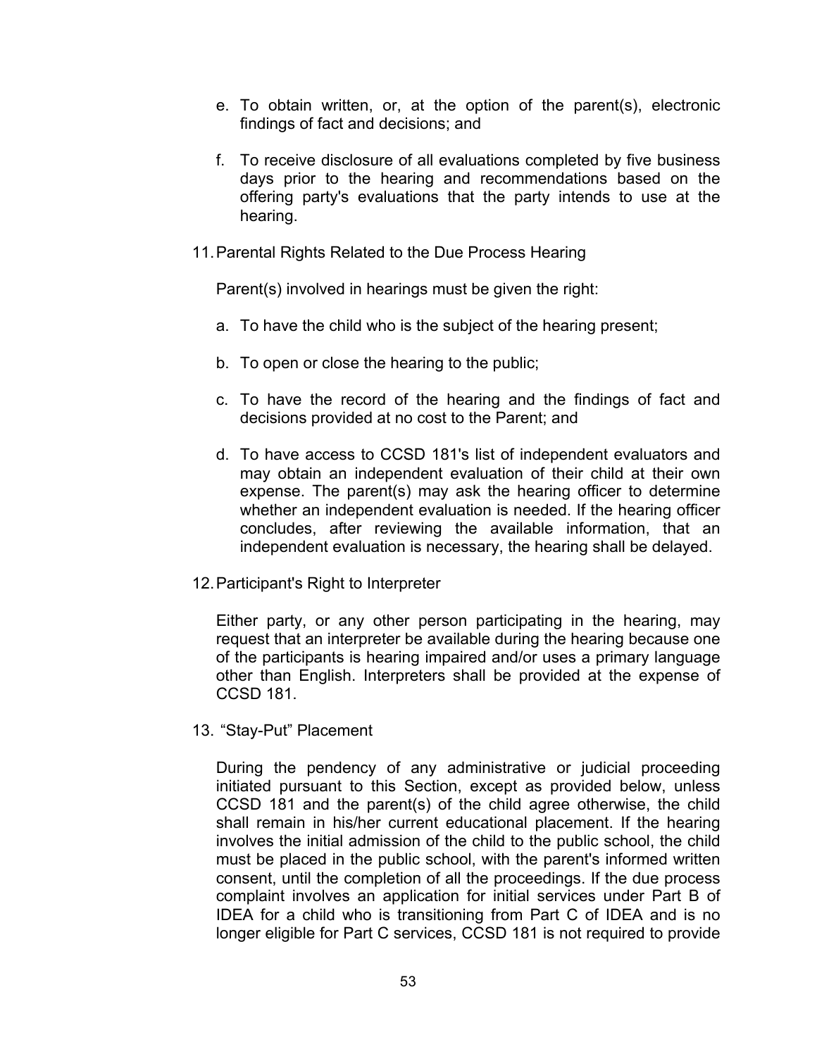e. To obtain written, or, at the option of the parent(s), electronic findings of fact and decisions; and

f. To receive disclosure of all evaluations completed by five business days prior to the hearing and recommendations based on the offering party's evaluations that the party intends to use at the hearing.

11. Parental Rights Related to the Due Process Hearing

Parent(s) involved in hearings must be given the right:

a. To have the child who is the subject of the hearing present;

b. To open or close the hearing to the public;

c. To have the record of the hearing and the findings of fact and decisions provided at no cost to the Parent; and

d. To have access to CCSD 181's list of independent evaluators and may obtain an independent evaluation of their child at their own expense. The parent(s) may ask the hearing officer to determine whether an independent evaluation is needed. If the hearing officer concludes, after reviewing the available information, that an independent evaluation is necessary, the hearing shall be delayed.

12. Participant's Right to Interpreter

Either party, or any other person participating in the hearing, may request that an interpreter be available during the hearing because one of the participants is hearing impaired and/or uses a primary language other than English. Interpreters shall be provided at the expense of CCSD 181.

13. "Stay-Put" Placement

During the pendency of any administrative or judicial proceeding initiated pursuant to this Section, except as provided below, unless CCSD 181 and the parent(s) of the child agree otherwise, the child shall remain in his/her current educational placement. If the hearing involves the initial admission of the child to the public school, the child must be placed in the public school, with the parent's informed written consent, until the completion of all the proceedings. If the due process complaint involves an application for initial services under Part B of IDEA for a child who is transitioning from Part C of IDEA and is no longer eligible for Part C services, CCSD 181 is not required to provide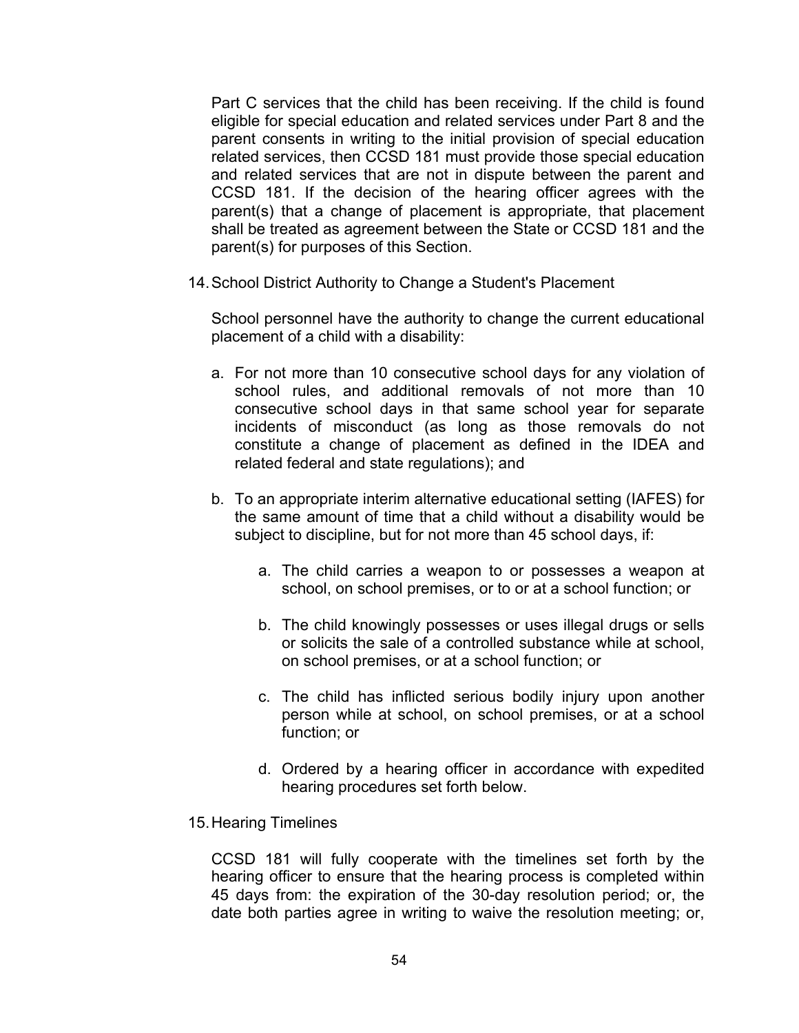Part C services that the child has been receiving. If the child is found eligible for special education and related services under Part 8 and the parent consents in writing to the initial provision of special education related services, then CCSD 181 must provide those special education and related services that are not in dispute between the parent and CCSD 181. If the decision of the hearing officer agrees with the parent(s) that a change of placement is appropriate, that placement shall be treated as agreement between the State or CCSD 181 and the parent(s) for purposes of this Section.

14. School District Authority to Change a Student's Placement

    School personnel have the authority to change the current educational placement of a child with a disability:

    a. For not more than 10 consecutive school days for any violation of school rules, and additional removals of not more than 10 consecutive school days in that same school year for separate incidents of misconduct (as long as those removals do not constitute a change of placement as defined in the IDEA and related federal and state regulations); and

    b. To an appropriate interim alternative educational setting (IAFES) for the same amount of time that a child without a disability would be subject to discipline, but for not more than 45 school days, if:

        a. The child carries a weapon to or possesses a weapon at school, on school premises, or to or at a school function; or

        b. The child knowingly possesses or uses illegal drugs or sells or solicits the sale of a controlled substance while at school, on school premises, or at a school function; or

        c. The child has inflicted serious bodily injury upon another person while at school, on school premises, or at a school function; or

        d. Ordered by a hearing officer in accordance with expedited hearing procedures set forth below.

15. Hearing Timelines

    CCSD 181 will fully cooperate with the timelines set forth by the hearing officer to ensure that the hearing process is completed within 45 days from: the expiration of the 30-day resolution period; or, the date both parties agree in writing to waive the resolution meeting; or,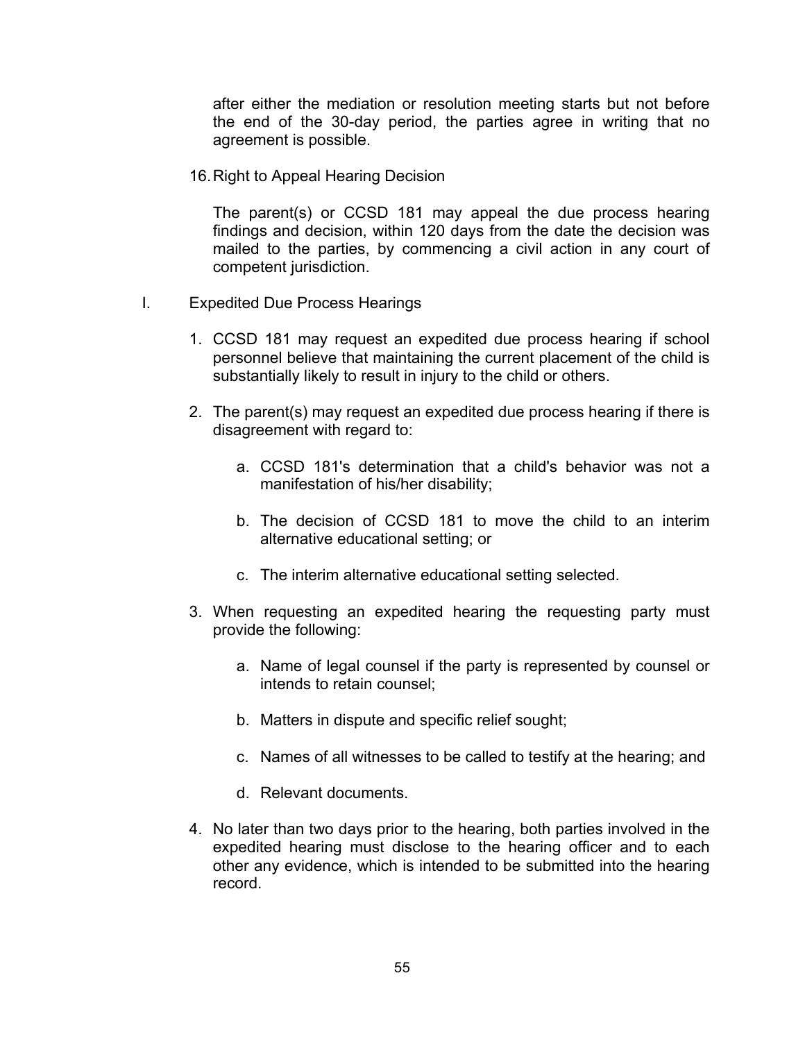after either the mediation or resolution meeting starts but not before the end of the 30-day period, the parties agree in writing that no agreement is possible.

16. Right to Appeal Hearing Decision

    The parent(s) or CCSD 181 may appeal the due process hearing findings and decision, within 120 days from the date the decision was mailed to the parties, by commencing a civil action in any court of competent jurisdiction.

I. Expedited Due Process Hearings

1. CCSD 181 may request an expedited due process hearing if school personnel believe that maintaining the current placement of the child is substantially likely to result in injury to the child or others.

2. The parent(s) may request an expedited due process hearing if there is disagreement with regard to:

    a. CCSD 181's determination that a child's behavior was not a manifestation of his/her disability;

    b. The decision of CCSD 181 to move the child to an interim alternative educational setting; or

    c. The interim alternative educational setting selected.

3. When requesting an expedited hearing the requesting party must provide the following:

    a. Name of legal counsel if the party is represented by counsel or intends to retain counsel;

    b. Matters in dispute and specific relief sought;

    c. Names of all witnesses to be called to testify at the hearing; and

    d. Relevant documents.

4. No later than two days prior to the hearing, both parties involved in the expedited hearing must disclose to the hearing officer and to each other any evidence, which is intended to be submitted into the hearing record.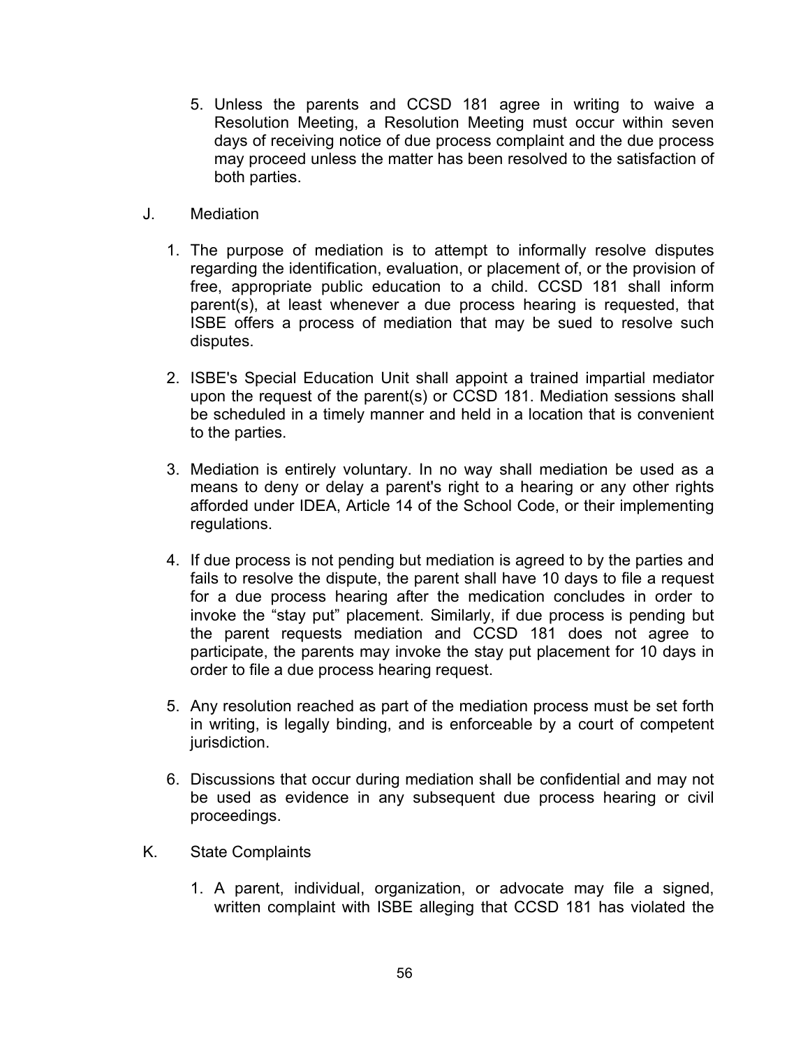5. Unless the parents and CCSD 181 agree in writing to waive a Resolution Meeting, a Resolution Meeting must occur within seven days of receiving notice of due process complaint and the due process may proceed unless the matter has been resolved to the satisfaction of both parties.

J. Mediation

1. The purpose of mediation is to attempt to informally resolve disputes regarding the identification, evaluation, or placement of, or the provision of free, appropriate public education to a child. CCSD 181 shall inform parent(s), at least whenever a due process hearing is requested, that ISBE offers a process of mediation that may be sued to resolve such disputes.
2. ISBE's Special Education Unit shall appoint a trained impartial mediator upon the request of the parent(s) or CCSD 181. Mediation sessions shall be scheduled in a timely manner and held in a location that is convenient to the parties.
3. Mediation is entirely voluntary. In no way shall mediation be used as a means to deny or delay a parent's right to a hearing or any other rights afforded under IDEA, Article 14 of the School Code, or their implementing regulations.
4. If due process is not pending but mediation is agreed to by the parties and fails to resolve the dispute, the parent shall have 10 days to file a request for a due process hearing after the medication concludes in order to invoke the "stay put" placement. Similarly, if due process is pending but the parent requests mediation and CCSD 181 does not agree to participate, the parents may invoke the stay put placement for 10 days in order to file a due process hearing request.
5. Any resolution reached as part of the mediation process must be set forth in writing, is legally binding, and is enforceable by a court of competent jurisdiction.
6. Discussions that occur during mediation shall be confidential and may not be used as evidence in any subsequent due process hearing or civil proceedings.

K. State Complaints

1. A parent, individual, organization, or advocate may file a signed, written complaint with ISBE alleging that CCSD 181 has violated the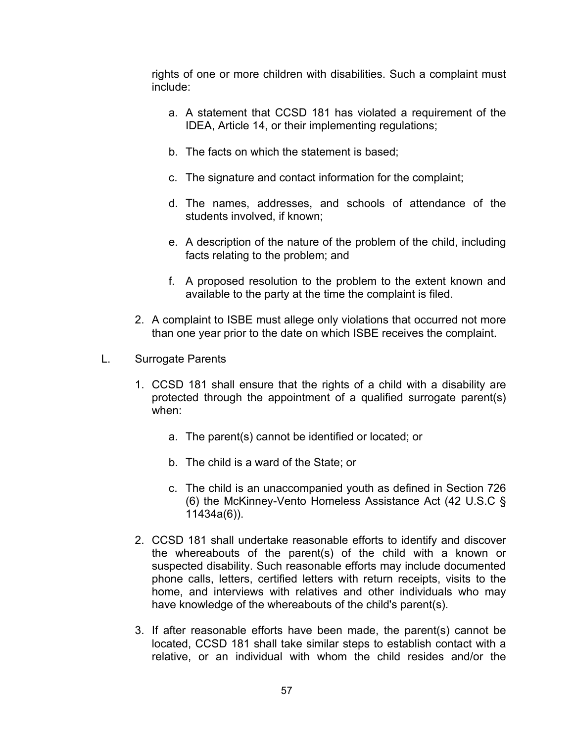rights of one or more children with disabilities. Such a complaint must include:

a. A statement that CCSD 181 has violated a requirement of the IDEA, Article 14, or their implementing regulations;

b. The facts on which the statement is based;

c. The signature and contact information for the complaint;

d. The names, addresses, and schools of attendance of the students involved, if known;

e. A description of the nature of the problem of the child, including facts relating to the problem; and

f. A proposed resolution to the problem to the extent known and available to the party at the time the complaint is filed.

2. A complaint to ISBE must allege only violations that occurred not more than one year prior to the date on which ISBE receives the complaint.

L. Surrogate Parents

1. CCSD 181 shall ensure that the rights of a child with a disability are protected through the appointment of a qualified surrogate parent(s) when:

   a. The parent(s) cannot be identified or located; or

   b. The child is a ward of the State; or

   c. The child is an unaccompanied youth as defined in Section 726 (6) the McKinney-Vento Homeless Assistance Act (42 U.S.C § 11434a(6)).

2. CCSD 181 shall undertake reasonable efforts to identify and discover the whereabouts of the parent(s) of the child with a known or suspected disability. Such reasonable efforts may include documented phone calls, letters, certified letters with return receipts, visits to the home, and interviews with relatives and other individuals who may have knowledge of the whereabouts of the child's parent(s).

3. If after reasonable efforts have been made, the parent(s) cannot be located, CCSD 181 shall take similar steps to establish contact with a relative, or an individual with whom the child resides and/or the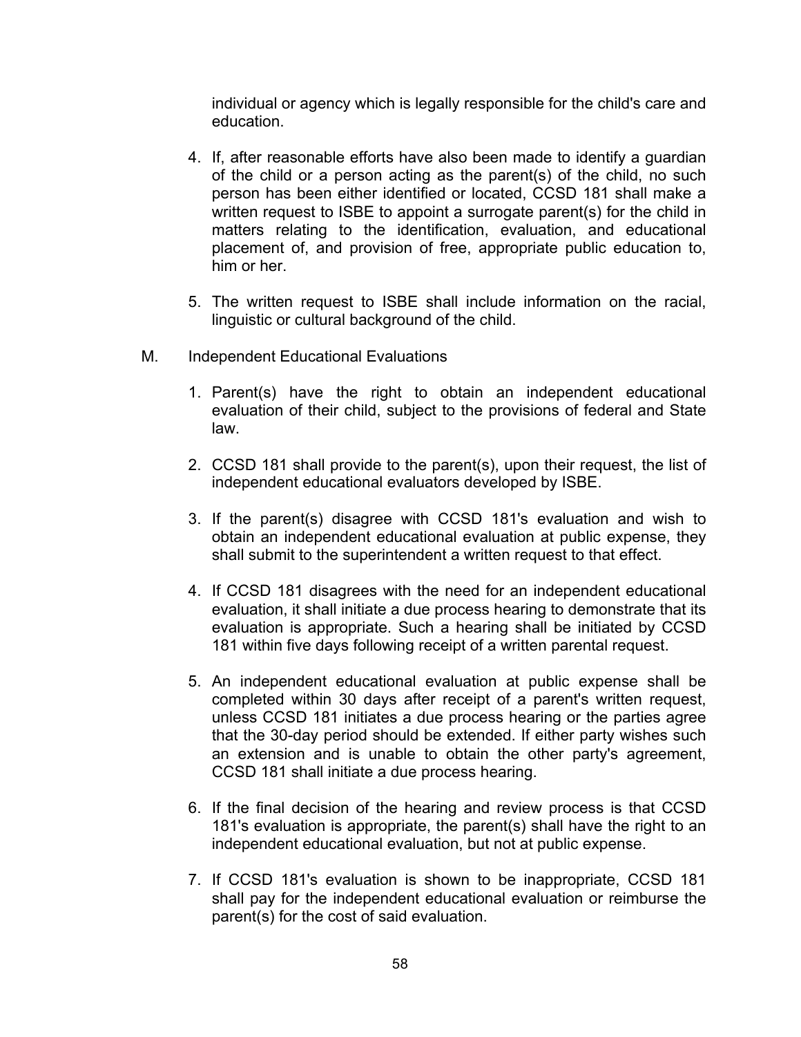individual or agency which is legally responsible for the child's care and education.

4. If, after reasonable efforts have also been made to identify a guardian of the child or a person acting as the parent(s) of the child, no such person has been either identified or located, CCSD 181 shall make a written request to ISBE to appoint a surrogate parent(s) for the child in matters relating to the identification, evaluation, and educational placement of, and provision of free, appropriate public education to, him or her.

5. The written request to ISBE shall include information on the racial, linguistic or cultural background of the child.

M. Independent Educational Evaluations

1. Parent(s) have the right to obtain an independent educational evaluation of their child, subject to the provisions of federal and State law.

2. CCSD 181 shall provide to the parent(s), upon their request, the list of independent educational evaluators developed by ISBE.

3. If the parent(s) disagree with CCSD 181's evaluation and wish to obtain an independent educational evaluation at public expense, they shall submit to the superintendent a written request to that effect.

4. If CCSD 181 disagrees with the need for an independent educational evaluation, it shall initiate a due process hearing to demonstrate that its evaluation is appropriate. Such a hearing shall be initiated by CCSD 181 within five days following receipt of a written parental request.

5. An independent educational evaluation at public expense shall be completed within 30 days after receipt of a parent's written request, unless CCSD 181 initiates a due process hearing or the parties agree that the 30-day period should be extended. If either party wishes such an extension and is unable to obtain the other party's agreement, CCSD 181 shall initiate a due process hearing.

6. If the final decision of the hearing and review process is that CCSD 181's evaluation is appropriate, the parent(s) shall have the right to an independent educational evaluation, but not at public expense.

7. If CCSD 181's evaluation is shown to be inappropriate, CCSD 181 shall pay for the independent educational evaluation or reimburse the parent(s) for the cost of said evaluation.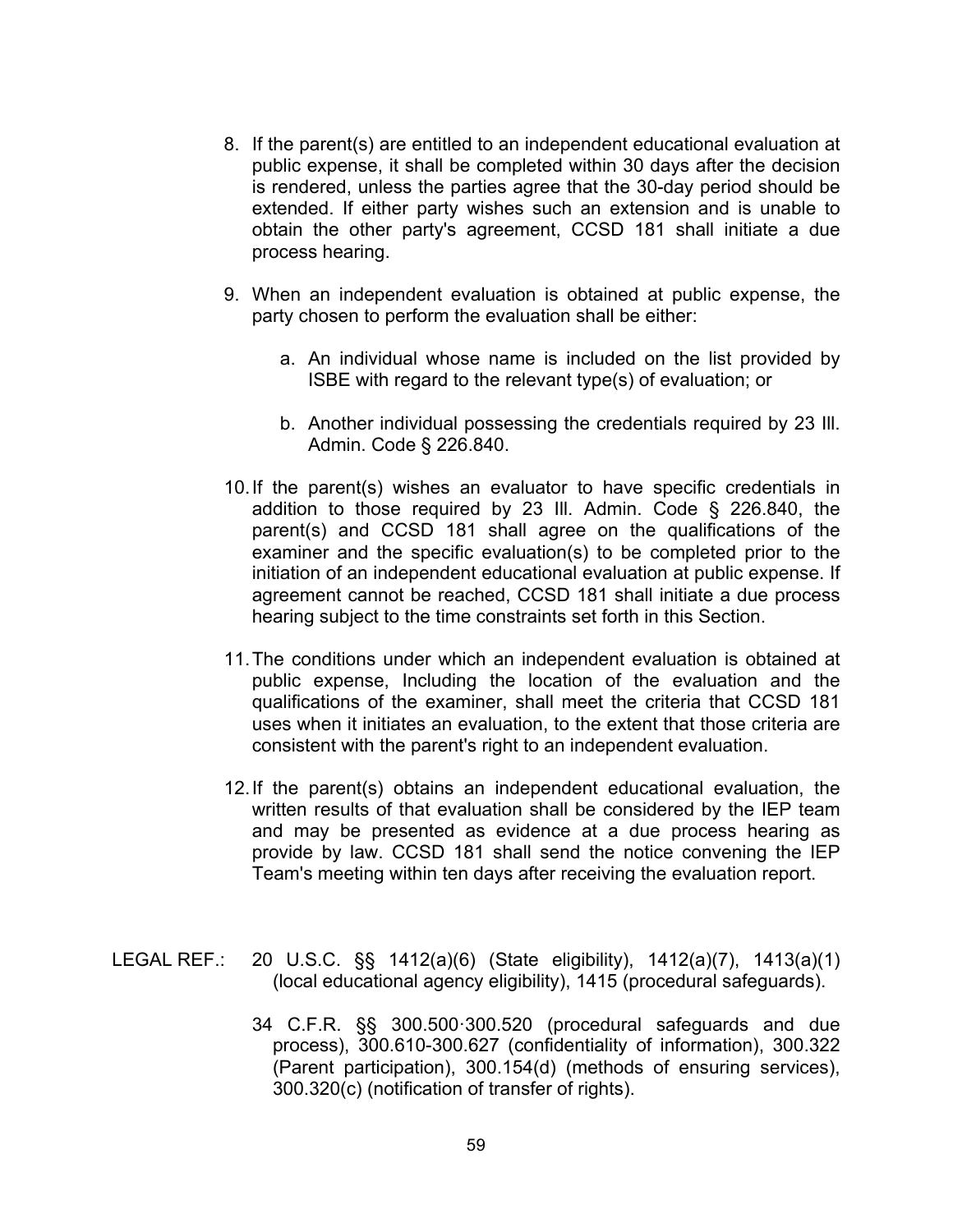8. If the parent(s) are entitled to an independent educational evaluation at public expense, it shall be completed within 30 days after the decision is rendered, unless the parties agree that the 30-day period should be extended. If either party wishes such an extension and is unable to obtain the other party's agreement, CCSD 181 shall initiate a due process hearing.

9. When an independent evaluation is obtained at public expense, the party chosen to perform the evaluation shall be either:

   a. An individual whose name is included on the list provided by ISBE with regard to the relevant type(s) of evaluation; or

   b. Another individual possessing the credentials required by 23 Ill. Admin. Code § 226.840.

10. If the parent(s) wishes an evaluator to have specific credentials in addition to those required by 23 Ill. Admin. Code § 226.840, the parent(s) and CCSD 181 shall agree on the qualifications of the examiner and the specific evaluation(s) to be completed prior to the initiation of an independent educational evaluation at public expense. If agreement cannot be reached, CCSD 181 shall initiate a due process hearing subject to the time constraints set forth in this Section.

11. The conditions under which an independent evaluation is obtained at public expense, Including the location of the evaluation and the qualifications of the examiner, shall meet the criteria that CCSD 181 uses when it initiates an evaluation, to the extent that those criteria are consistent with the parent's right to an independent evaluation.

12. If the parent(s) obtains an independent educational evaluation, the written results of that evaluation shall be considered by the IEP team and may be presented as evidence at a due process hearing as provide by law. CCSD 181 shall send the notice convening the IEP Team's meeting within ten days after receiving the evaluation report.

LEGAL REF.: 20 U.S.C. §§ 1412(a)(6) (State eligibility), 1412(a)(7), 1413(a)(1) (local educational agency eligibility), 1415 (procedural safeguards).

34 C.F.R. §§ 300.500·300.520 (procedural safeguards and due process), 300.610-300.627 (confidentiality of information), 300.322 (Parent participation), 300.154(d) (methods of ensuring services), 300.320(c) (notification of transfer of rights).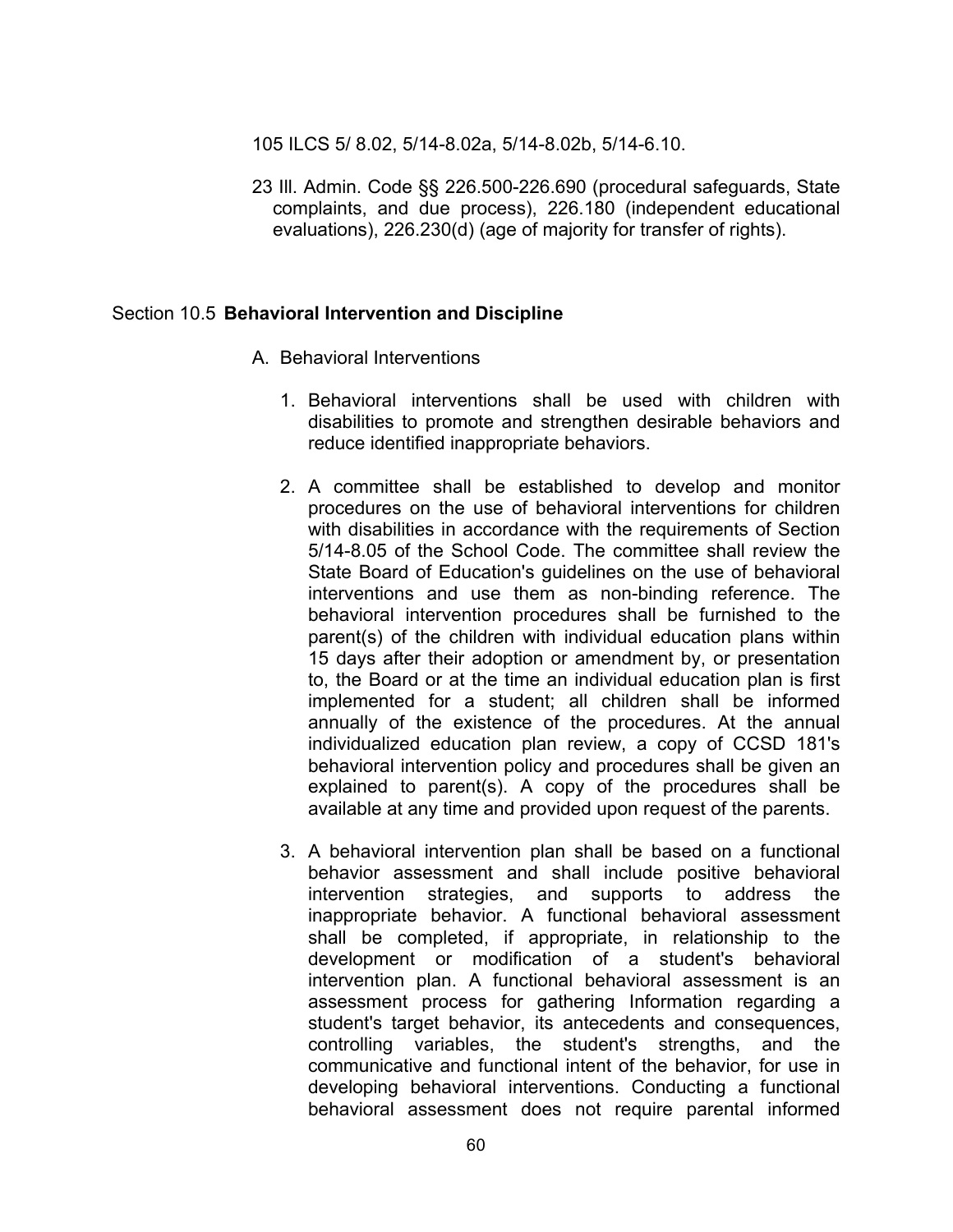105 ILCS 5/ 8.02, 5/14-8.02a, 5/14-8.02b, 5/14-6.10.

23 Ill. Admin. Code §§ 226.500-226.690 (procedural safeguards, State complaints, and due process), 226.180 (independent educational evaluations), 226.230(d) (age of majority for transfer of rights).

## Section 10.5 **Behavioral Intervention and Discipline**

A. Behavioral Interventions

1. Behavioral interventions shall be used with children with disabilities to promote and strengthen desirable behaviors and reduce identified inappropriate behaviors.

2. A committee shall be established to develop and monitor procedures on the use of behavioral interventions for children with disabilities in accordance with the requirements of Section 5/14-8.05 of the School Code. The committee shall review the State Board of Education's guidelines on the use of behavioral interventions and use them as non-binding reference. The behavioral intervention procedures shall be furnished to the parent(s) of the children with individual education plans within 15 days after their adoption or amendment by, or presentation to, the Board or at the time an individual education plan is first implemented for a student; all children shall be informed annually of the existence of the procedures. At the annual individualized education plan review, a copy of CCSD 181's behavioral intervention policy and procedures shall be given an explained to parent(s). A copy of the procedures shall be available at any time and provided upon request of the parents.

3. A behavioral intervention plan shall be based on a functional behavior assessment and shall include positive behavioral intervention strategies, and supports to address the inappropriate behavior. A functional behavioral assessment shall be completed, if appropriate, in relationship to the development or modification of a student's behavioral intervention plan. A functional behavioral assessment is an assessment process for gathering Information regarding a student's target behavior, its antecedents and consequences, controlling variables, the student's strengths, and the communicative and functional intent of the behavior, for use in developing behavioral interventions. Conducting a functional behavioral assessment does not require parental informed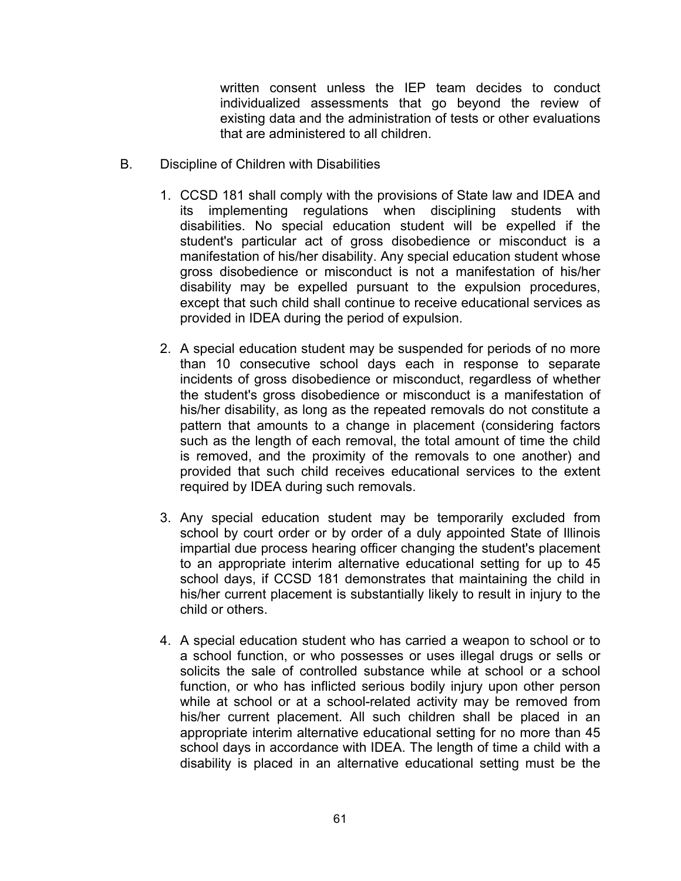written consent unless the IEP team decides to conduct individualized assessments that go beyond the review of existing data and the administration of tests or other evaluations that are administered to all children.

B. Discipline of Children with Disabilities

1. CCSD 181 shall comply with the provisions of State law and IDEA and its implementing regulations when disciplining students with disabilities. No special education student will be expelled if the student's particular act of gross disobedience or misconduct is a manifestation of his/her disability. Any special education student whose gross disobedience or misconduct is not a manifestation of his/her disability may be expelled pursuant to the expulsion procedures, except that such child shall continue to receive educational services as provided in IDEA during the period of expulsion.

2. A special education student may be suspended for periods of no more than 10 consecutive school days each in response to separate incidents of gross disobedience or misconduct, regardless of whether the student's gross disobedience or misconduct is a manifestation of his/her disability, as long as the repeated removals do not constitute a pattern that amounts to a change in placement (considering factors such as the length of each removal, the total amount of time the child is removed, and the proximity of the removals to one another) and provided that such child receives educational services to the extent required by IDEA during such removals.

3. Any special education student may be temporarily excluded from school by court order or by order of a duly appointed State of Illinois impartial due process hearing officer changing the student's placement to an appropriate interim alternative educational setting for up to 45 school days, if CCSD 181 demonstrates that maintaining the child in his/her current placement is substantially likely to result in injury to the child or others.

4. A special education student who has carried a weapon to school or to a school function, or who possesses or uses illegal drugs or sells or solicits the sale of controlled substance while at school or a school function, or who has inflicted serious bodily injury upon other person while at school or at a school-related activity may be removed from his/her current placement. All such children shall be placed in an appropriate interim alternative educational setting for no more than 45 school days in accordance with IDEA. The length of time a child with a disability is placed in an alternative educational setting must be the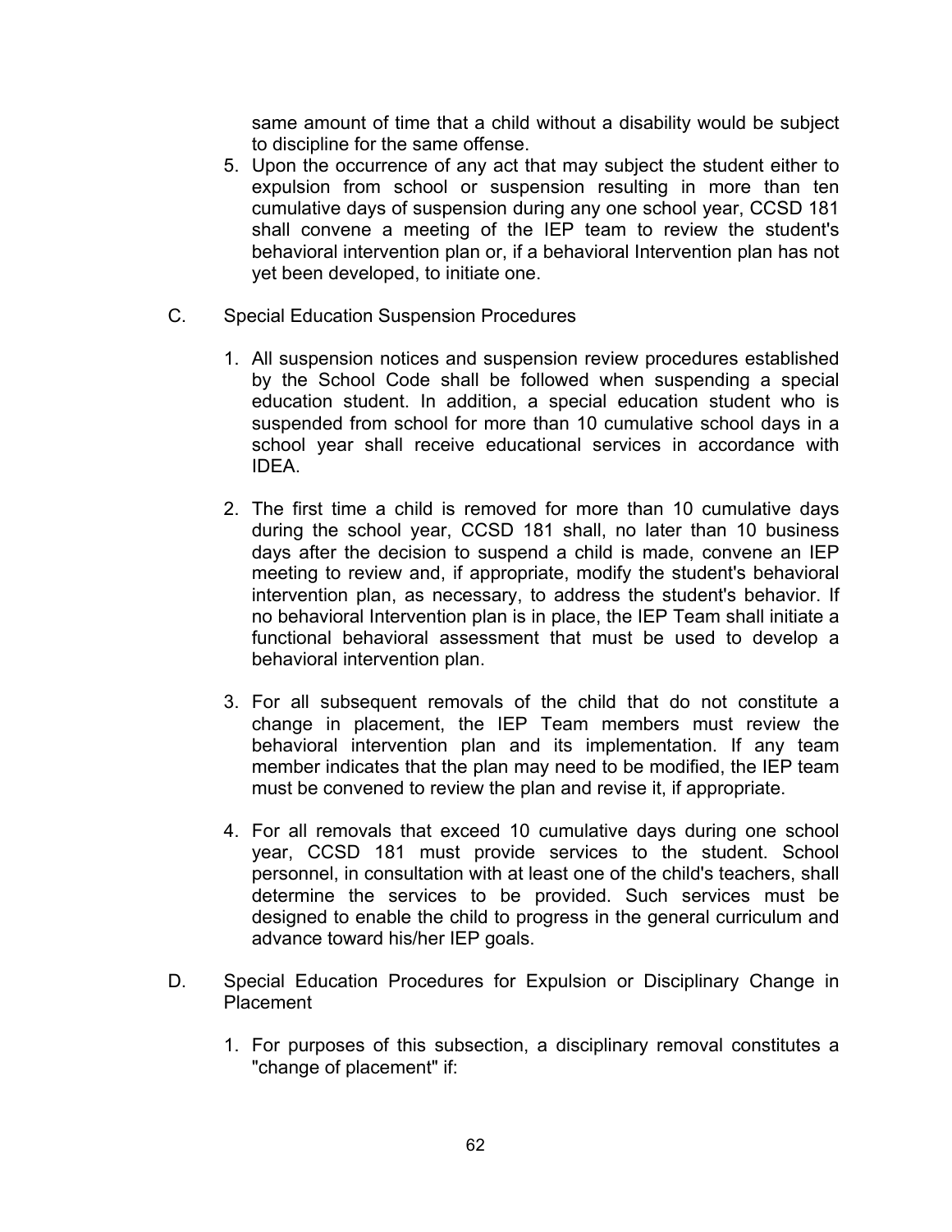same amount of time that a child without a disability would be subject to discipline for the same offense.

5. Upon the occurrence of any act that may subject the student either to expulsion from school or suspension resulting in more than ten cumulative days of suspension during any one school year, CCSD 181 shall convene a meeting of the IEP team to review the student's behavioral intervention plan or, if a behavioral Intervention plan has not yet been developed, to initiate one.

C. Special Education Suspension Procedures

1. All suspension notices and suspension review procedures established by the School Code shall be followed when suspending a special education student. In addition, a special education student who is suspended from school for more than 10 cumulative school days in a school year shall receive educational services in accordance with IDEA.

2. The first time a child is removed for more than 10 cumulative days during the school year, CCSD 181 shall, no later than 10 business days after the decision to suspend a child is made, convene an IEP meeting to review and, if appropriate, modify the student's behavioral intervention plan, as necessary, to address the student's behavior. If no behavioral Intervention plan is in place, the IEP Team shall initiate a functional behavioral assessment that must be used to develop a behavioral intervention plan.

3. For all subsequent removals of the child that do not constitute a change in placement, the IEP Team members must review the behavioral intervention plan and its implementation. If any team member indicates that the plan may need to be modified, the IEP team must be convened to review the plan and revise it, if appropriate.

4. For all removals that exceed 10 cumulative days during one school year, CCSD 181 must provide services to the student. School personnel, in consultation with at least one of the child's teachers, shall determine the services to be provided. Such services must be designed to enable the child to progress in the general curriculum and advance toward his/her IEP goals.

D. Special Education Procedures for Expulsion or Disciplinary Change in Placement

1. For purposes of this subsection, a disciplinary removal constitutes a "change of placement" if: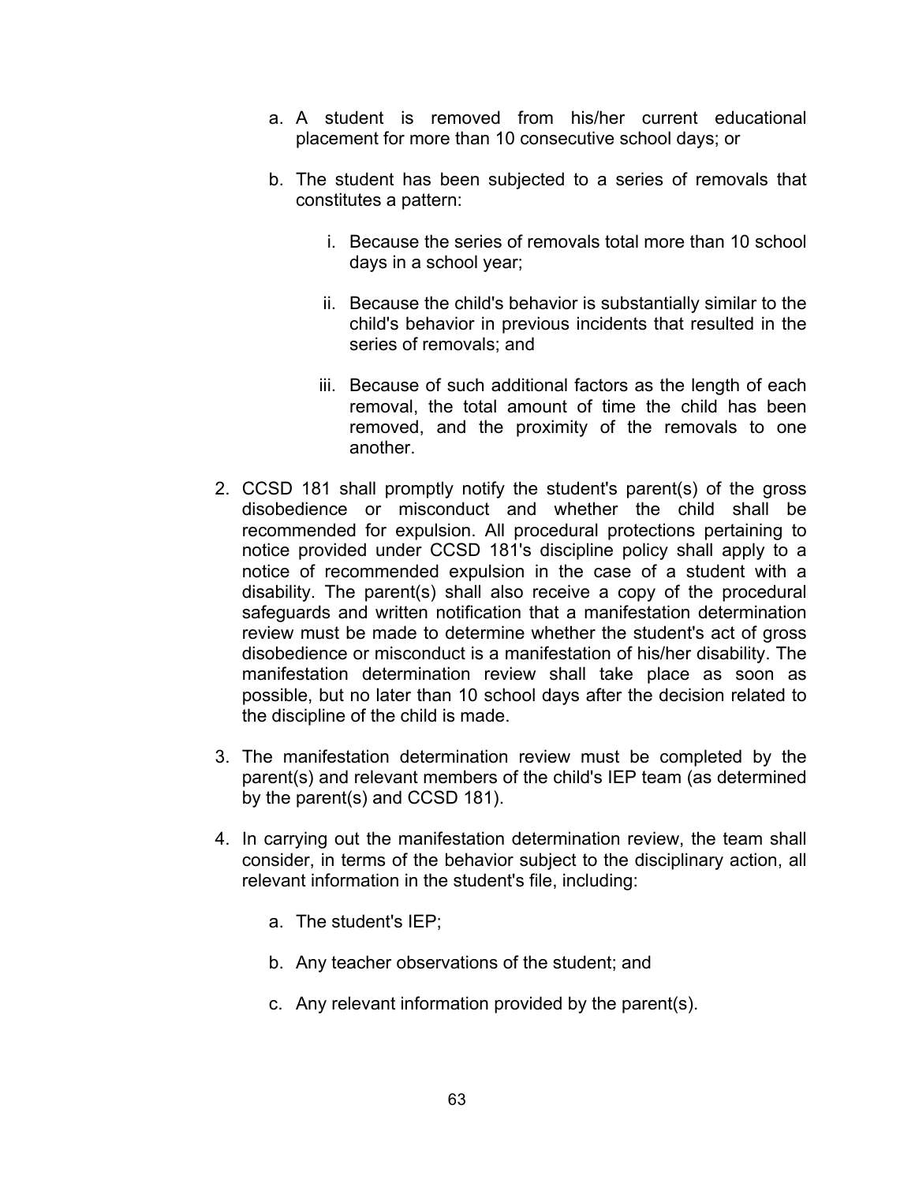a. A student is removed from his/her current educational placement for more than 10 consecutive school days; or

b. The student has been subjected to a series of removals that constitutes a pattern:

   i. Because the series of removals total more than 10 school days in a school year;

   ii. Because the child's behavior is substantially similar to the child's behavior in previous incidents that resulted in the series of removals; and

   iii. Because of such additional factors as the length of each removal, the total amount of time the child has been removed, and the proximity of the removals to one another.

2. CCSD 181 shall promptly notify the student's parent(s) of the gross disobedience or misconduct and whether the child shall be recommended for expulsion. All procedural protections pertaining to notice provided under CCSD 181's discipline policy shall apply to a notice of recommended expulsion in the case of a student with a disability. The parent(s) shall also receive a copy of the procedural safeguards and written notification that a manifestation determination review must be made to determine whether the student's act of gross disobedience or misconduct is a manifestation of his/her disability. The manifestation determination review shall take place as soon as possible, but no later than 10 school days after the decision related to the discipline of the child is made.

3. The manifestation determination review must be completed by the parent(s) and relevant members of the child's IEP team (as determined by the parent(s) and CCSD 181).

4. In carrying out the manifestation determination review, the team shall consider, in terms of the behavior subject to the disciplinary action, all relevant information in the student's file, including:

   a. The student's IEP;

   b. Any teacher observations of the student; and

   c. Any relevant information provided by the parent(s).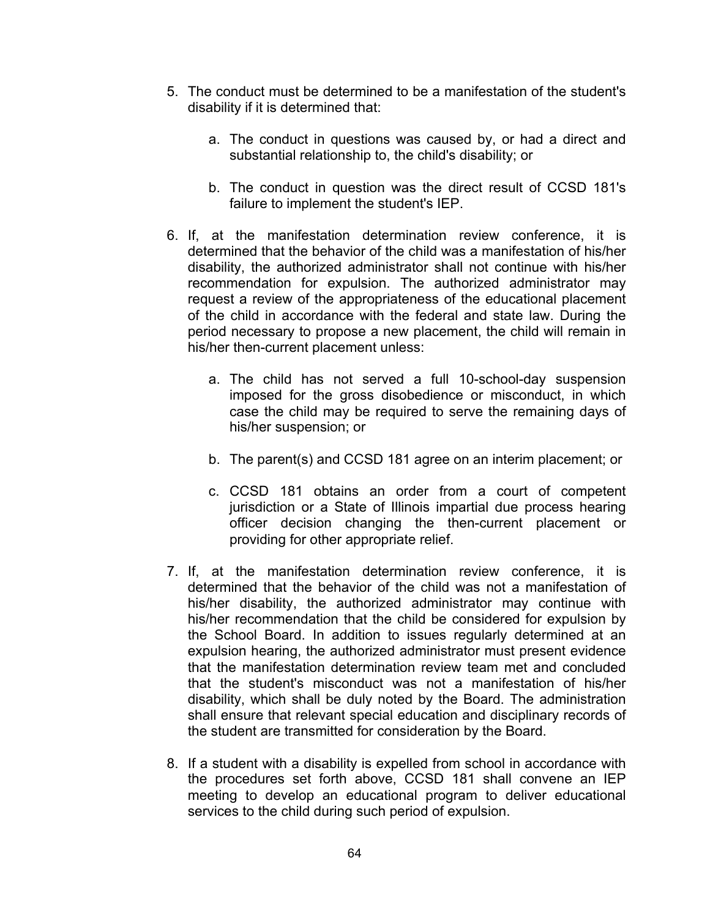5. The conduct must be determined to be a manifestation of the student's disability if it is determined that:

    a. The conduct in questions was caused by, or had a direct and substantial relationship to, the child's disability; or

    b. The conduct in question was the direct result of CCSD 181's failure to implement the student's IEP.

6. If, at the manifestation determination review conference, it is determined that the behavior of the child was a manifestation of his/her disability, the authorized administrator shall not continue with his/her recommendation for expulsion. The authorized administrator may request a review of the appropriateness of the educational placement of the child in accordance with the federal and state law. During the period necessary to propose a new placement, the child will remain in his/her then-current placement unless:

    a. The child has not served a full 10-school-day suspension imposed for the gross disobedience or misconduct, in which case the child may be required to serve the remaining days of his/her suspension; or

    b. The parent(s) and CCSD 181 agree on an interim placement; or

    c. CCSD 181 obtains an order from a court of competent jurisdiction or a State of Illinois impartial due process hearing officer decision changing the then-current placement or providing for other appropriate relief.

7. If, at the manifestation determination review conference, it is determined that the behavior of the child was not a manifestation of his/her disability, the authorized administrator may continue with his/her recommendation that the child be considered for expulsion by the School Board. In addition to issues regularly determined at an expulsion hearing, the authorized administrator must present evidence that the manifestation determination review team met and concluded that the student's misconduct was not a manifestation of his/her disability, which shall be duly noted by the Board. The administration shall ensure that relevant special education and disciplinary records of the student are transmitted for consideration by the Board.

8. If a student with a disability is expelled from school in accordance with the procedures set forth above, CCSD 181 shall convene an IEP meeting to develop an educational program to deliver educational services to the child during such period of expulsion.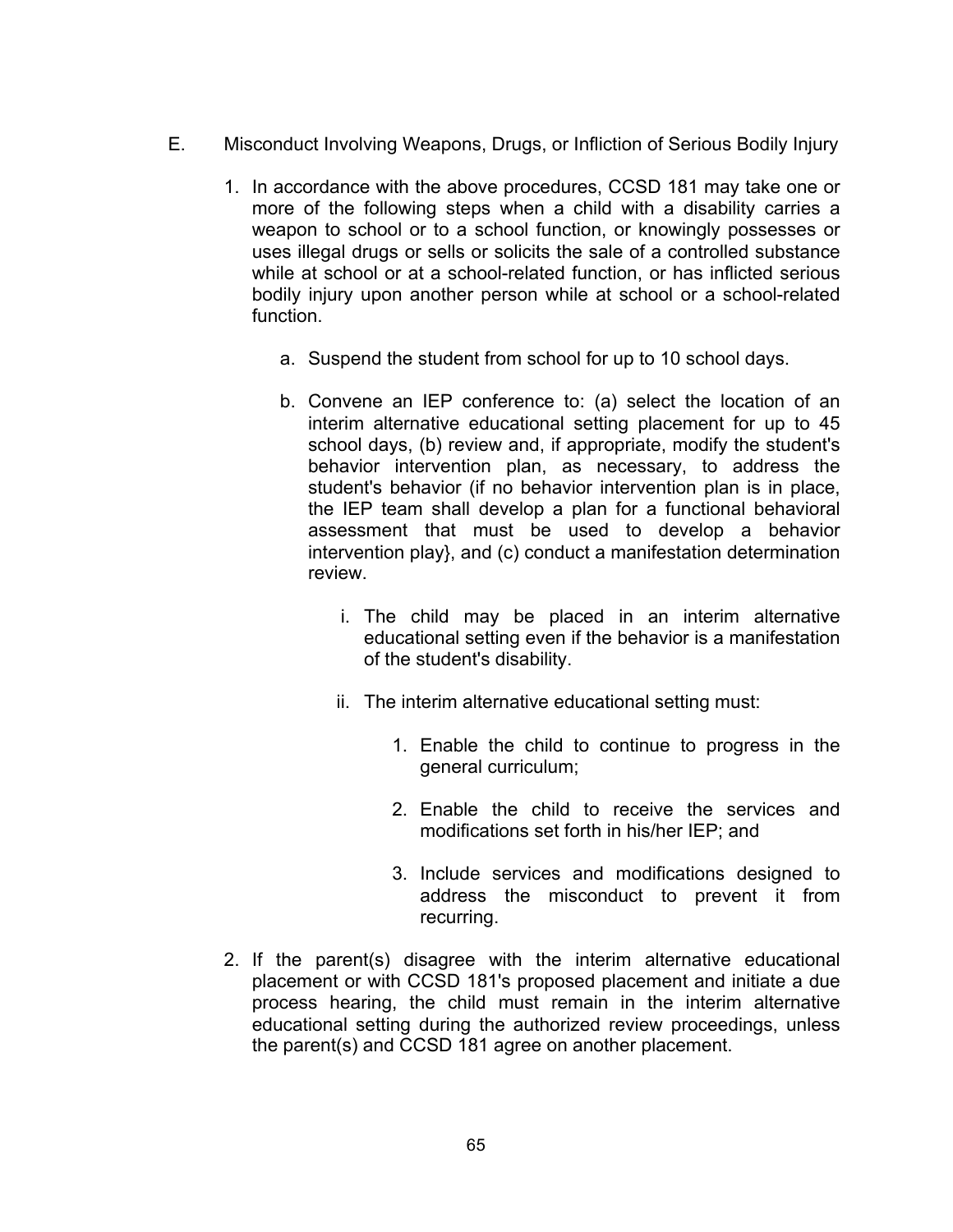E. Misconduct Involving Weapons, Drugs, or Infliction of Serious Bodily Injury

1. In accordance with the above procedures, CCSD 181 may take one or more of the following steps when a child with a disability carries a weapon to school or to a school function, or knowingly possesses or uses illegal drugs or sells or solicits the sale of a controlled substance while at school or at a school-related function, or has inflicted serious bodily injury upon another person while at school or a school-related function.

   a. Suspend the student from school for up to 10 school days.

   b. Convene an IEP conference to: (a) select the location of an interim alternative educational setting placement for up to 45 school days, (b) review and, if appropriate, modify the student's behavior intervention plan, as necessary, to address the student's behavior (if no behavior intervention plan is in place, the IEP team shall develop a plan for a functional behavioral assessment that must be used to develop a behavior intervention play}, and (c) conduct a manifestation determination review.

      i. The child may be placed in an interim alternative educational setting even if the behavior is a manifestation of the student's disability.

      ii. The interim alternative educational setting must:

         1. Enable the child to continue to progress in the general curriculum;

         2. Enable the child to receive the services and modifications set forth in his/her IEP; and

         3. Include services and modifications designed to address the misconduct to prevent it from recurring.

2. If the parent(s) disagree with the interim alternative educational placement or with CCSD 181's proposed placement and initiate a due process hearing, the child must remain in the interim alternative educational setting during the authorized review proceedings, unless the parent(s) and CCSD 181 agree on another placement.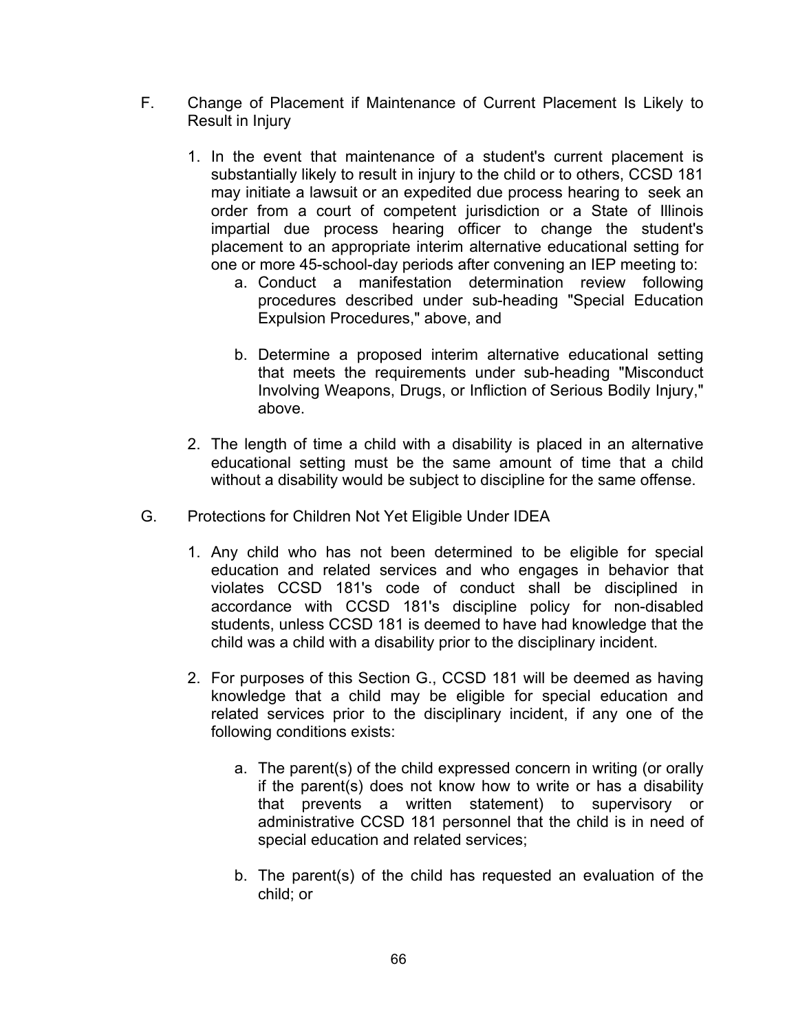F. Change of Placement if Maintenance of Current Placement Is Likely to Result in Injury

1. In the event that maintenance of a student's current placement is substantially likely to result in injury to the child or to others, CCSD 181 may initiate a lawsuit or an expedited due process hearing to seek an order from a court of competent jurisdiction or a State of Illinois impartial due process hearing officer to change the student's placement to an appropriate interim alternative educational setting for one or more 45-school-day periods after convening an IEP meeting to:
   a. Conduct a manifestation determination review following procedures described under sub-heading "Special Education Expulsion Procedures," above, and

   b. Determine a proposed interim alternative educational setting that meets the requirements under sub-heading "Misconduct Involving Weapons, Drugs, or Infliction of Serious Bodily Injury," above.

2. The length of time a child with a disability is placed in an alternative educational setting must be the same amount of time that a child without a disability would be subject to discipline for the same offense.

G. Protections for Children Not Yet Eligible Under IDEA

1. Any child who has not been determined to be eligible for special education and related services and who engages in behavior that violates CCSD 181's code of conduct shall be disciplined in accordance with CCSD 181's discipline policy for non-disabled students, unless CCSD 181 is deemed to have had knowledge that the child was a child with a disability prior to the disciplinary incident.

2. For purposes of this Section G., CCSD 181 will be deemed as having knowledge that a child may be eligible for special education and related services prior to the disciplinary incident, if any one of the following conditions exists:

   a. The parent(s) of the child expressed concern in writing (or orally if the parent(s) does not know how to write or has a disability that prevents a written statement) to supervisory or administrative CCSD 181 personnel that the child is in need of special education and related services;

   b. The parent(s) of the child has requested an evaluation of the child; or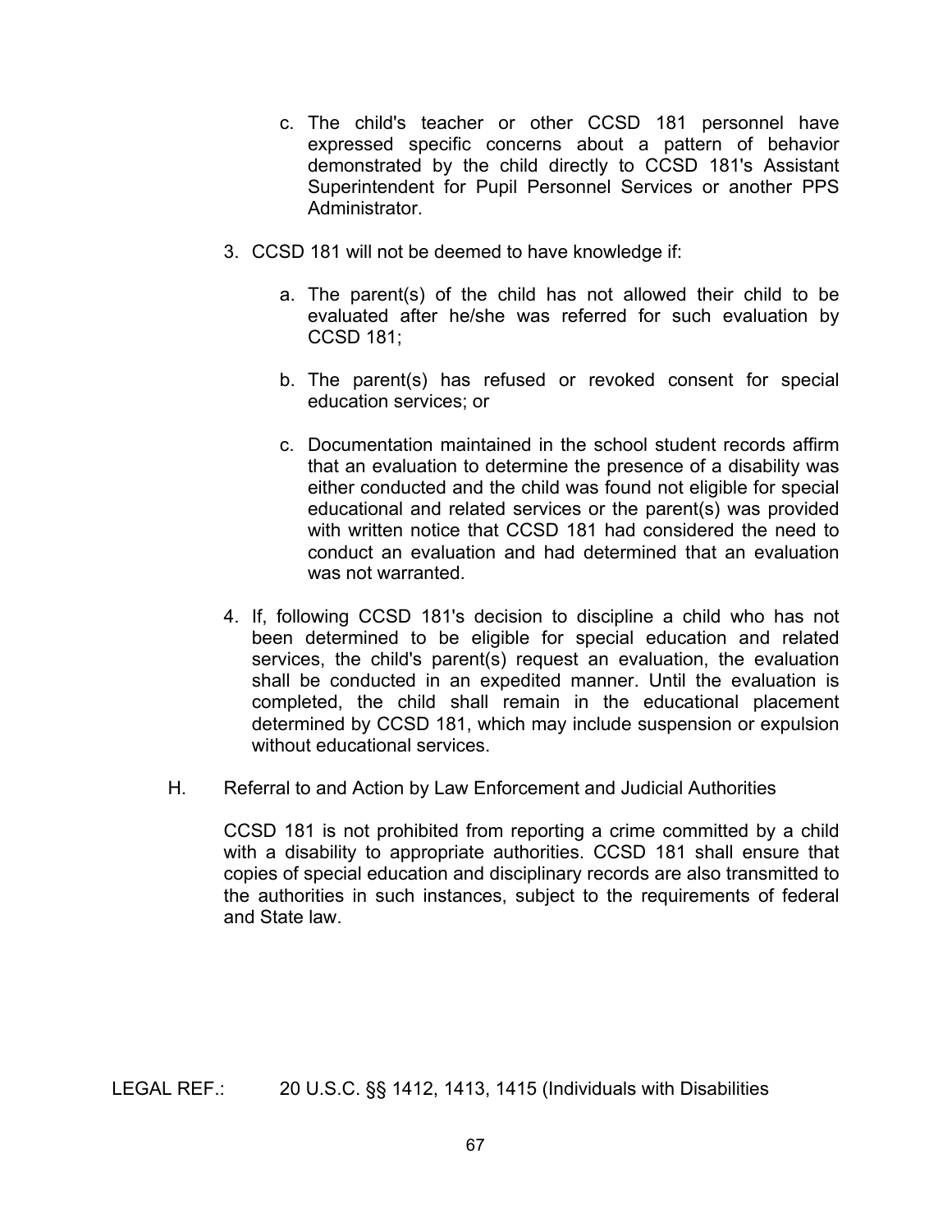c. The child's teacher or other CCSD 181 personnel have expressed specific concerns about a pattern of behavior demonstrated by the child directly to CCSD 181's Assistant Superintendent for Pupil Personnel Services or another PPS Administrator.

3. CCSD 181 will not be deemed to have knowledge if:

   a. The parent(s) of the child has not allowed their child to be evaluated after he/she was referred for such evaluation by CCSD 181;

   b. The parent(s) has refused or revoked consent for special education services; or

   c. Documentation maintained in the school student records affirm that an evaluation to determine the presence of a disability was either conducted and the child was found not eligible for special educational and related services or the parent(s) was provided with written notice that CCSD 181 had considered the need to conduct an evaluation and had determined that an evaluation was not warranted.

4. If, following CCSD 181's decision to discipline a child who has not been determined to be eligible for special education and related services, the child's parent(s) request an evaluation, the evaluation shall be conducted in an expedited manner. Until the evaluation is completed, the child shall remain in the educational placement determined by CCSD 181, which may include suspension or expulsion without educational services.

H. Referral to and Action by Law Enforcement and Judicial Authorities

CCSD 181 is not prohibited from reporting a crime committed by a child with a disability to appropriate authorities. CCSD 181 shall ensure that copies of special education and disciplinary records are also transmitted to the authorities in such instances, subject to the requirements of federal and State law.

LEGAL REF.: 20 U.S.C. §§ 1412, 1413, 1415 (Individuals with Disabilities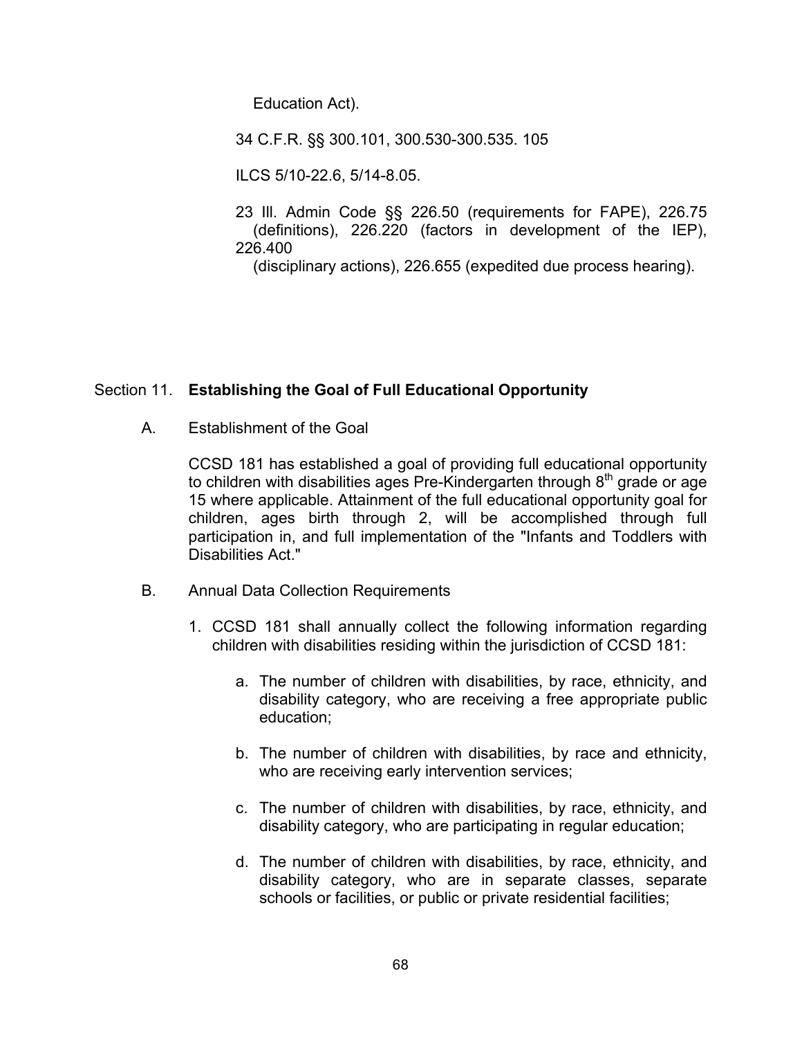Education Act).

34 C.F.R. §§ 300.101, 300.530-300.535. 105

ILCS 5/10-22.6, 5/14-8.05.

23 Ill. Admin Code §§ 226.50 (requirements for FAPE), 226.75 (definitions), 226.220 (factors in development of the IEP), 226.400 (disciplinary actions), 226.655 (expedited due process hearing).

## Section 11. **Establishing the Goal of Full Educational Opportunity**

A. Establishment of the Goal

CCSD 181 has established a goal of providing full educational opportunity to children with disabilities ages Pre-Kindergarten through 8th grade or age 15 where applicable. Attainment of the full educational opportunity goal for children, ages birth through 2, will be accomplished through full participation in, and full implementation of the "Infants and Toddlers with Disabilities Act."

B. Annual Data Collection Requirements

1. CCSD 181 shall annually collect the following information regarding children with disabilities residing within the jurisdiction of CCSD 181:

   a. The number of children with disabilities, by race, ethnicity, and disability category, who are receiving a free appropriate public education;

   b. The number of children with disabilities, by race and ethnicity, who are receiving early intervention services;

   c. The number of children with disabilities, by race, ethnicity, and disability category, who are participating in regular education;

   d. The number of children with disabilities, by race, ethnicity, and disability category, who are in separate classes, separate schools or facilities, or public or private residential facilities;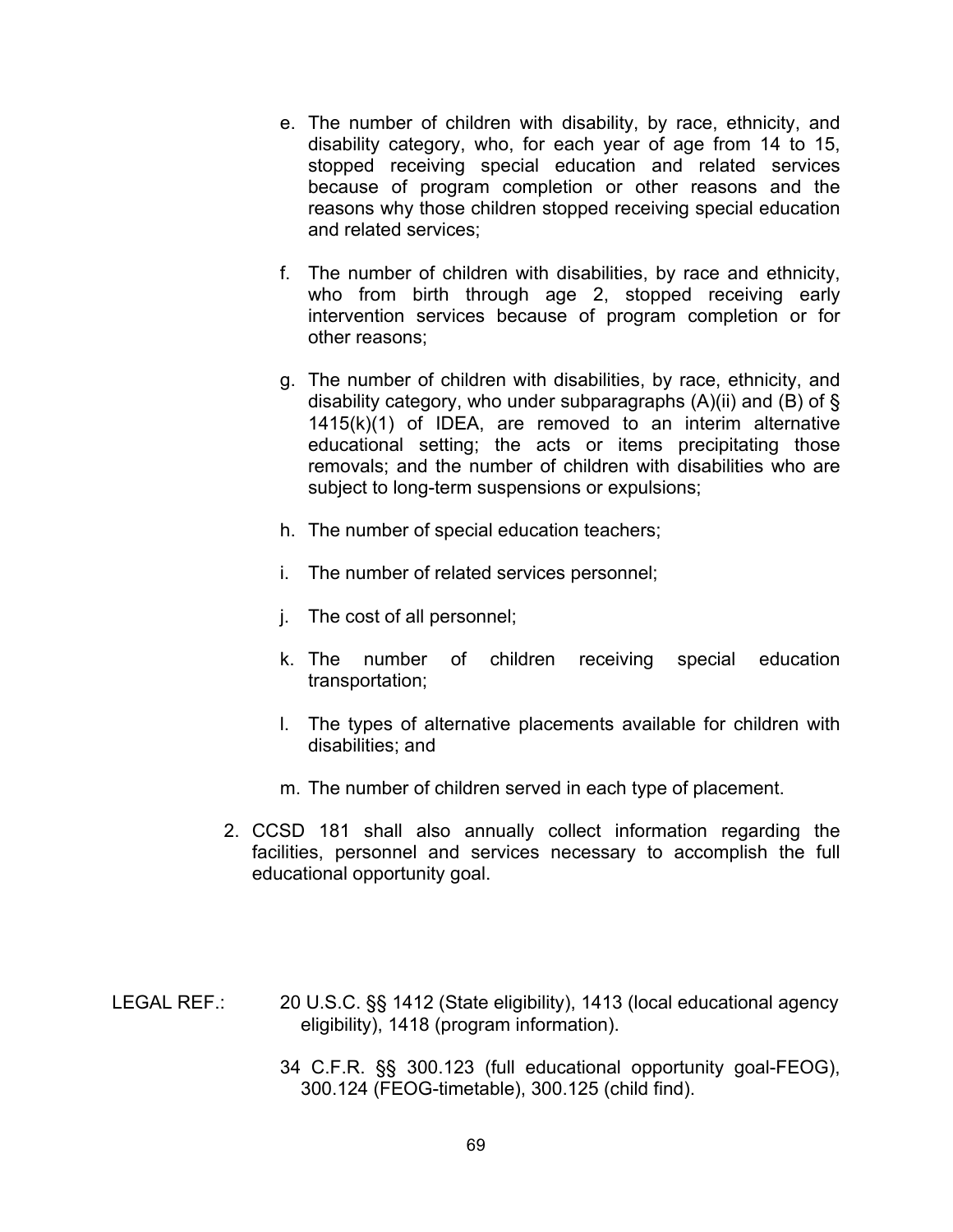e. The number of children with disability, by race, ethnicity, and disability category, who, for each year of age from 14 to 15, stopped receiving special education and related services because of program completion or other reasons and the reasons why those children stopped receiving special education and related services;

   f. The number of children with disabilities, by race and ethnicity, who from birth through age 2, stopped receiving early intervention services because of program completion or for other reasons;

   g. The number of children with disabilities, by race, ethnicity, and disability category, who under subparagraphs (A)(ii) and (B) of § 1415(k)(1) of IDEA, are removed to an interim alternative educational setting; the acts or items precipitating those removals; and the number of children with disabilities who are subject to long-term suspensions or expulsions;

   h. The number of special education teachers;

   i. The number of related services personnel;

   j. The cost of all personnel;

   k. The number of children receiving special education transportation;

   l. The types of alternative placements available for children with disabilities; and

   m. The number of children served in each type of placement.

2. CCSD 181 shall also annually collect information regarding the facilities, personnel and services necessary to accomplish the full educational opportunity goal.

LEGAL REF.: 20 U.S.C. §§ 1412 (State eligibility), 1413 (local educational agency eligibility), 1418 (program information).

34 C.F.R. §§ 300.123 (full educational opportunity goal-FEOG), 300.124 (FEOG-timetable), 300.125 (child find).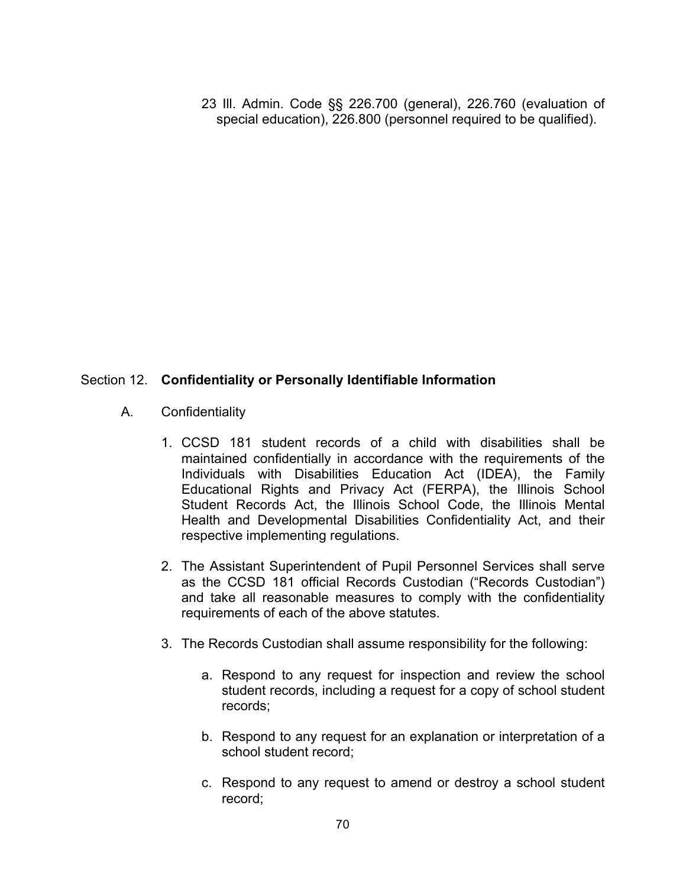23 Ill. Admin. Code §§ 226.700 (general), 226.760 (evaluation of special education), 226.800 (personnel required to be qualified).

Section 12. **Confidentiality or Personally Identifiable Information**

A. Confidentiality

1. CCSD 181 student records of a child with disabilities shall be maintained confidentially in accordance with the requirements of the Individuals with Disabilities Education Act (IDEA), the Family Educational Rights and Privacy Act (FERPA), the Illinois School Student Records Act, the Illinois School Code, the Illinois Mental Health and Developmental Disabilities Confidentiality Act, and their respective implementing regulations.

2. The Assistant Superintendent of Pupil Personnel Services shall serve as the CCSD 181 official Records Custodian ("Records Custodian") and take all reasonable measures to comply with the confidentiality requirements of each of the above statutes.

3. The Records Custodian shall assume responsibility for the following:

   a. Respond to any request for inspection and review the school student records, including a request for a copy of school student records;

   b. Respond to any request for an explanation or interpretation of a school student record;

   c. Respond to any request to amend or destroy a school student record;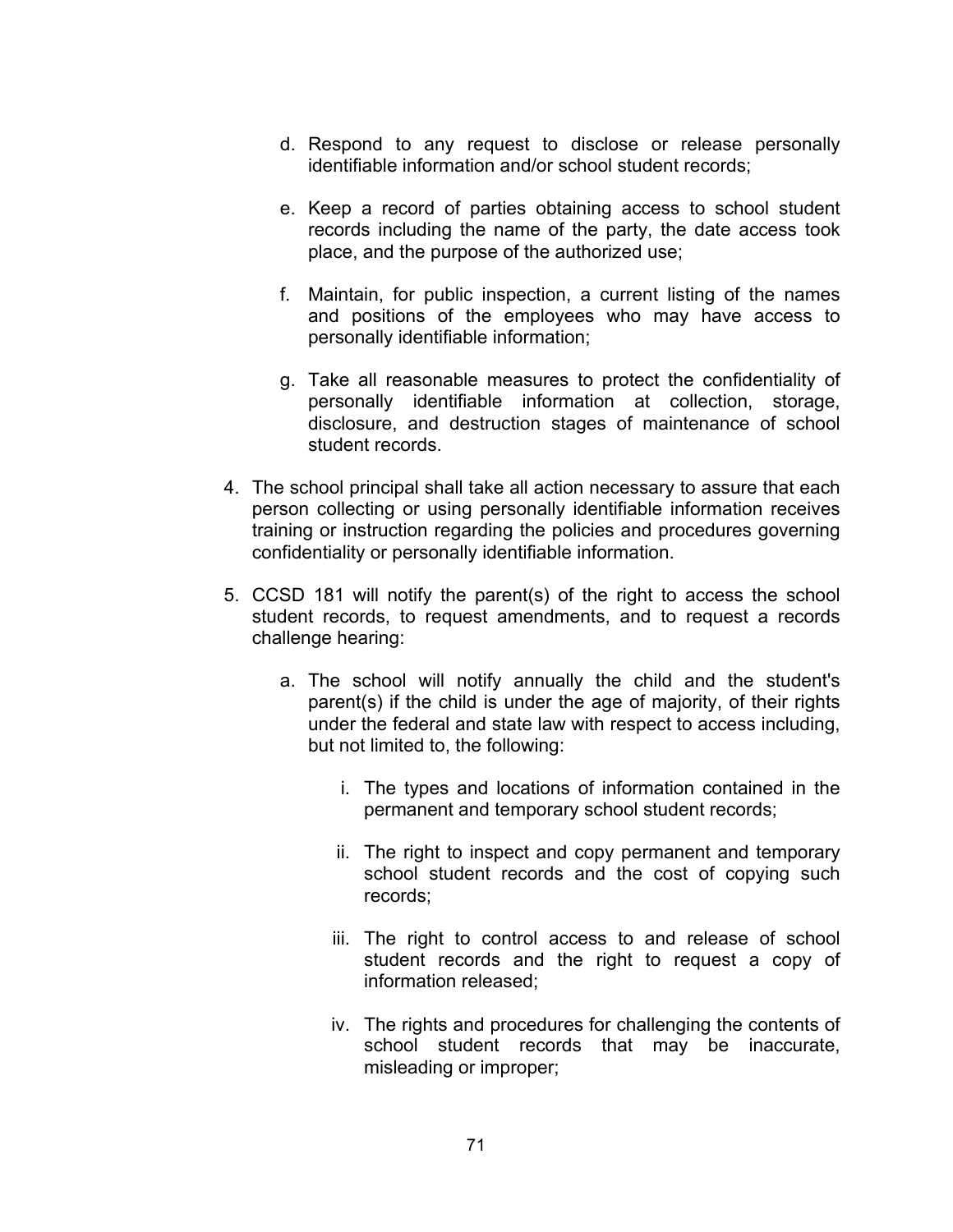d. Respond to any request to disclose or release personally identifiable information and/or school student records;

e. Keep a record of parties obtaining access to school student records including the name of the party, the date access took place, and the purpose of the authorized use;

f. Maintain, for public inspection, a current listing of the names and positions of the employees who may have access to personally identifiable information;

g. Take all reasonable measures to protect the confidentiality of personally identifiable information at collection, storage, disclosure, and destruction stages of maintenance of school student records.

4. The school principal shall take all action necessary to assure that each person collecting or using personally identifiable information receives training or instruction regarding the policies and procedures governing confidentiality or personally identifiable information.

5. CCSD 181 will notify the parent(s) of the right to access the school student records, to request amendments, and to request a records challenge hearing:

   a. The school will notify annually the child and the student's parent(s) if the child is under the age of majority, of their rights under the federal and state law with respect to access including, but not limited to, the following:

      i. The types and locations of information contained in the permanent and temporary school student records;

      ii. The right to inspect and copy permanent and temporary school student records and the cost of copying such records;

      iii. The right to control access to and release of school student records and the right to request a copy of information released;

      iv. The rights and procedures for challenging the contents of school student records that may be inaccurate, misleading or improper;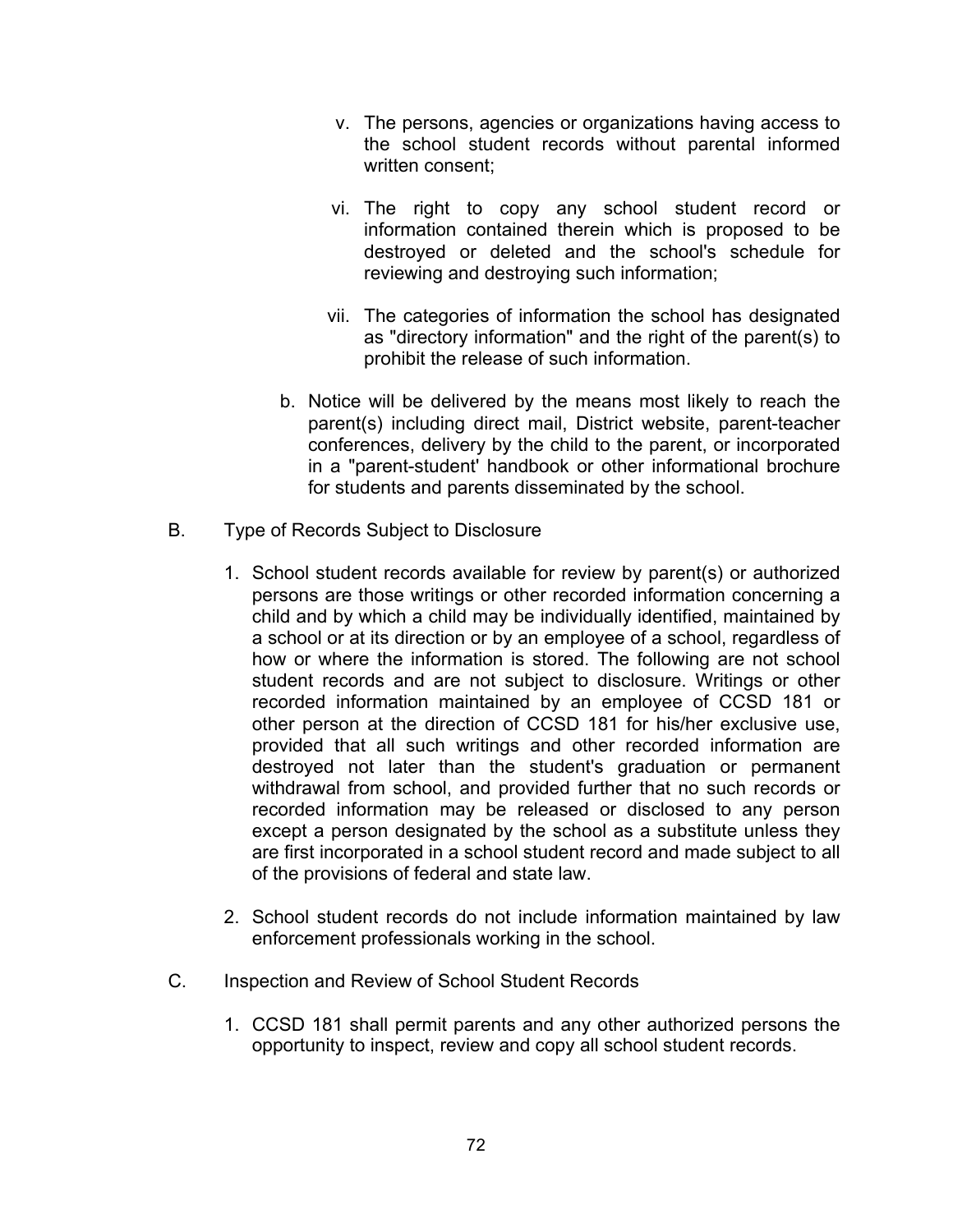v. The persons, agencies or organizations having access to the school student records without parental informed written consent;

   vi. The right to copy any school student record or information contained therein which is proposed to be destroyed or deleted and the school's schedule for reviewing and destroying such information;

   vii. The categories of information the school has designated as "directory information" and the right of the parent(s) to prohibit the release of such information.

b. Notice will be delivered by the means most likely to reach the parent(s) including direct mail, District website, parent-teacher conferences, delivery by the child to the parent, or incorporated in a "parent-student' handbook or other informational brochure for students and parents disseminated by the school.

B. Type of Records Subject to Disclosure

1. School student records available for review by parent(s) or authorized persons are those writings or other recorded information concerning a child and by which a child may be individually identified, maintained by a school or at its direction or by an employee of a school, regardless of how or where the information is stored. The following are not school student records and are not subject to disclosure. Writings or other recorded information maintained by an employee of CCSD 181 or other person at the direction of CCSD 181 for his/her exclusive use, provided that all such writings and other recorded information are destroyed not later than the student's graduation or permanent withdrawal from school, and provided further that no such records or recorded information may be released or disclosed to any person except a person designated by the school as a substitute unless they are first incorporated in a school student record and made subject to all of the provisions of federal and state law.

2. School student records do not include information maintained by law enforcement professionals working in the school.

C. Inspection and Review of School Student Records

1. CCSD 181 shall permit parents and any other authorized persons the opportunity to inspect, review and copy all school student records.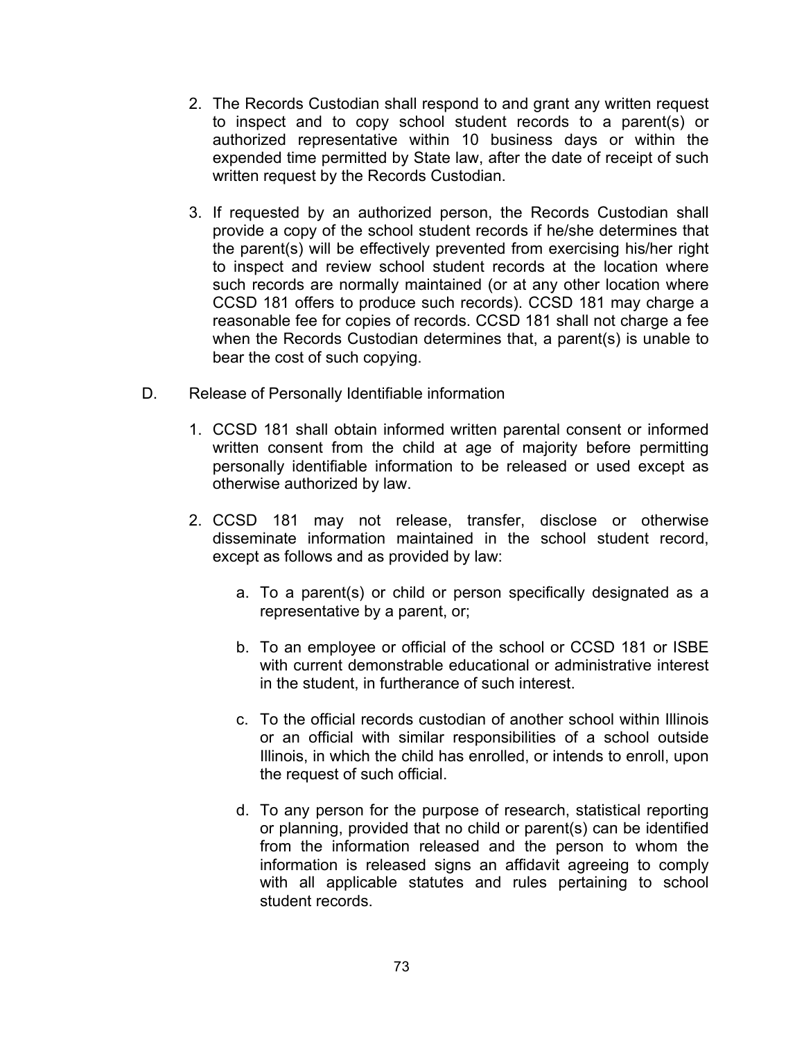2. The Records Custodian shall respond to and grant any written request to inspect and to copy school student records to a parent(s) or authorized representative within 10 business days or within the expended time permitted by State law, after the date of receipt of such written request by the Records Custodian.

3. If requested by an authorized person, the Records Custodian shall provide a copy of the school student records if he/she determines that the parent(s) will be effectively prevented from exercising his/her right to inspect and review school student records at the location where such records are normally maintained (or at any other location where CCSD 181 offers to produce such records). CCSD 181 may charge a reasonable fee for copies of records. CCSD 181 shall not charge a fee when the Records Custodian determines that, a parent(s) is unable to bear the cost of such copying.

D. Release of Personally Identifiable information

1. CCSD 181 shall obtain informed written parental consent or informed written consent from the child at age of majority before permitting personally identifiable information to be released or used except as otherwise authorized by law.

2. CCSD 181 may not release, transfer, disclose or otherwise disseminate information maintained in the school student record, except as follows and as provided by law:

   a. To a parent(s) or child or person specifically designated as a representative by a parent, or;

   b. To an employee or official of the school or CCSD 181 or ISBE with current demonstrable educational or administrative interest in the student, in furtherance of such interest.

   c. To the official records custodian of another school within Illinois or an official with similar responsibilities of a school outside Illinois, in which the child has enrolled, or intends to enroll, upon the request of such official.

   d. To any person for the purpose of research, statistical reporting or planning, provided that no child or parent(s) can be identified from the information released and the person to whom the information is released signs an affidavit agreeing to comply with all applicable statutes and rules pertaining to school student records.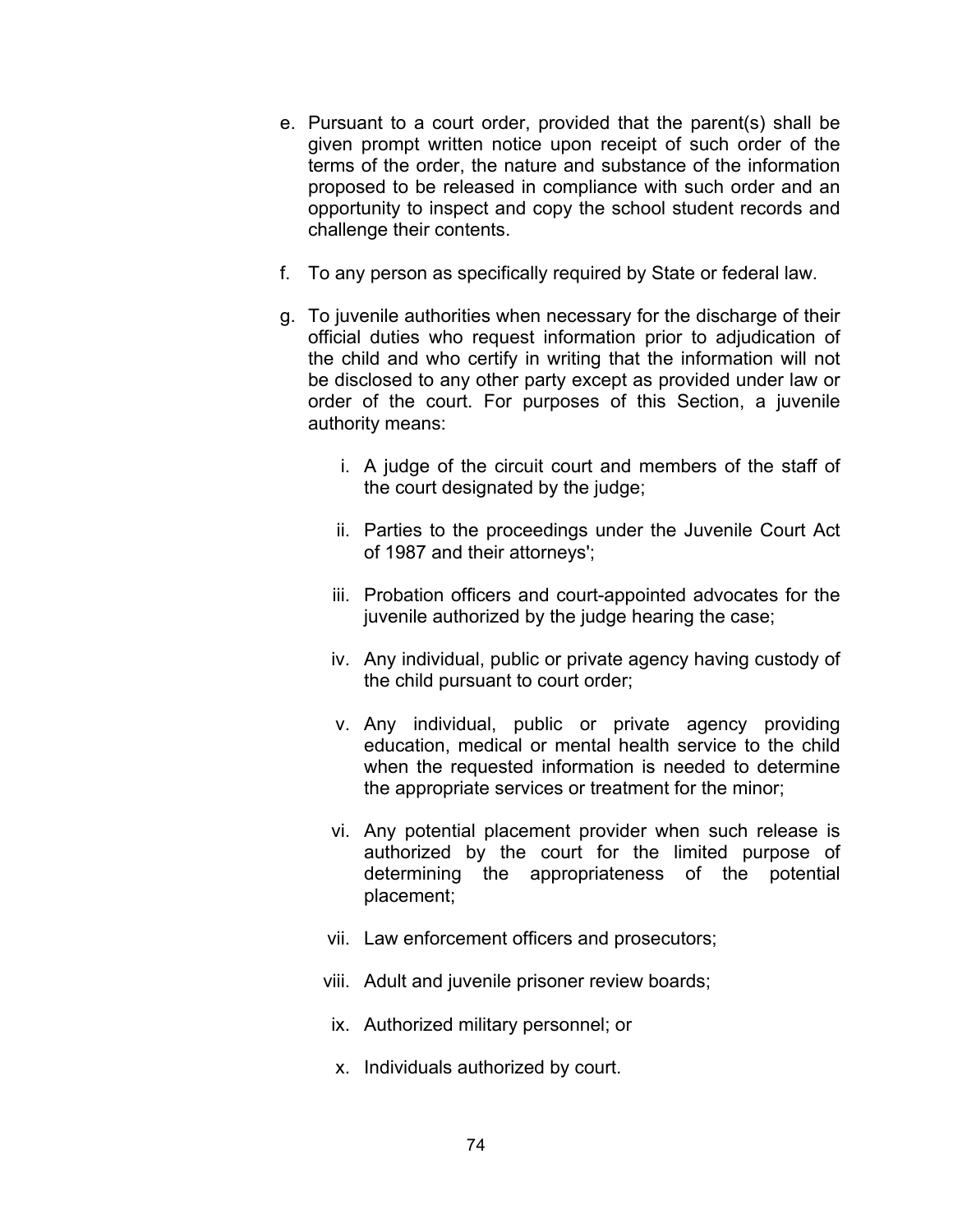e. Pursuant to a court order, provided that the parent(s) shall be given prompt written notice upon receipt of such order of the terms of the order, the nature and substance of the information proposed to be released in compliance with such order and an opportunity to inspect and copy the school student records and challenge their contents.

f. To any person as specifically required by State or federal law.

g. To juvenile authorities when necessary for the discharge of their official duties who request information prior to adjudication of the child and who certify in writing that the information will not be disclosed to any other party except as provided under law or order of the court. For purposes of this Section, a juvenile authority means:

   i. A judge of the circuit court and members of the staff of the court designated by the judge;

   ii. Parties to the proceedings under the Juvenile Court Act of 1987 and their attorneys';

   iii. Probation officers and court-appointed advocates for the juvenile authorized by the judge hearing the case;

   iv. Any individual, public or private agency having custody of the child pursuant to court order;

   v. Any individual, public or private agency providing education, medical or mental health service to the child when the requested information is needed to determine the appropriate services or treatment for the minor;

   vi. Any potential placement provider when such release is authorized by the court for the limited purpose of determining the appropriateness of the potential placement;

   vii. Law enforcement officers and prosecutors;

   viii. Adult and juvenile prisoner review boards;

   ix. Authorized military personnel; or

   x. Individuals authorized by court.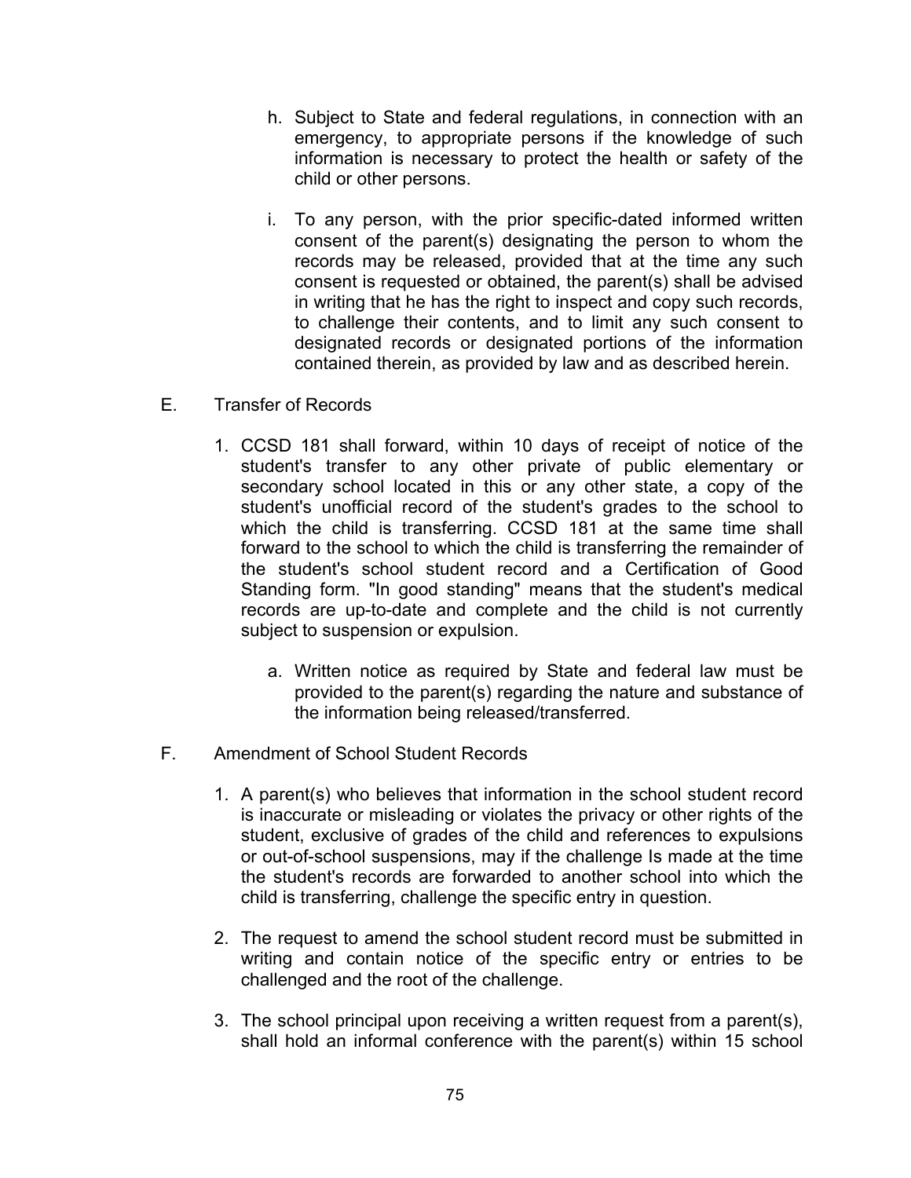h. Subject to State and federal regulations, in connection with an emergency, to appropriate persons if the knowledge of such information is necessary to protect the health or safety of the child or other persons.

i. To any person, with the prior specific-dated informed written consent of the parent(s) designating the person to whom the records may be released, provided that at the time any such consent is requested or obtained, the parent(s) shall be advised in writing that he has the right to inspect and copy such records, to challenge their contents, and to limit any such consent to designated records or designated portions of the information contained therein, as provided by law and as described herein.

E. Transfer of Records

1. CCSD 181 shall forward, within 10 days of receipt of notice of the student's transfer to any other private of public elementary or secondary school located in this or any other state, a copy of the student's unofficial record of the student's grades to the school to which the child is transferring. CCSD 181 at the same time shall forward to the school to which the child is transferring the remainder of the student's school student record and a Certification of Good Standing form. "In good standing" means that the student's medical records are up-to-date and complete and the child is not currently subject to suspension or expulsion.

   a. Written notice as required by State and federal law must be provided to the parent(s) regarding the nature and substance of the information being released/transferred.

F. Amendment of School Student Records

1. A parent(s) who believes that information in the school student record is inaccurate or misleading or violates the privacy or other rights of the student, exclusive of grades of the child and references to expulsions or out-of-school suspensions, may if the challenge Is made at the time the student's records are forwarded to another school into which the child is transferring, challenge the specific entry in question.

2. The request to amend the school student record must be submitted in writing and contain notice of the specific entry or entries to be challenged and the root of the challenge.

3. The school principal upon receiving a written request from a parent(s), shall hold an informal conference with the parent(s) within 15 school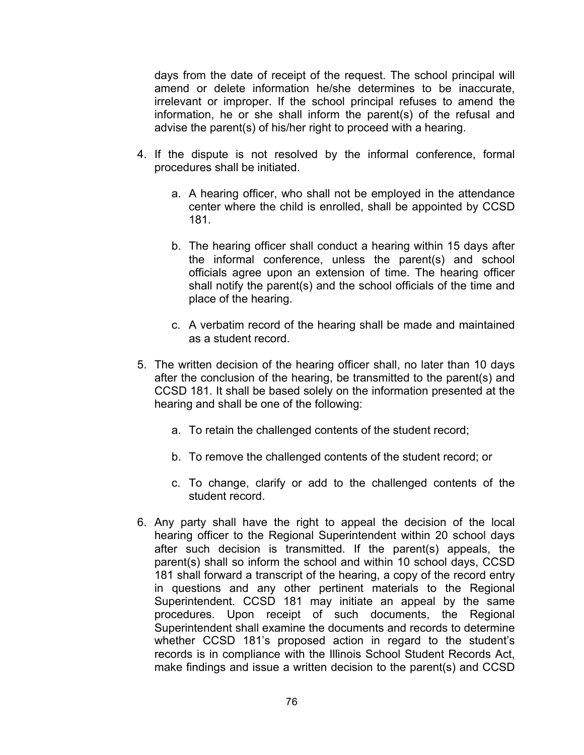days from the date of receipt of the request. The school principal will amend or delete information he/she determines to be inaccurate, irrelevant or improper. If the school principal refuses to amend the information, he or she shall inform the parent(s) of the refusal and advise the parent(s) of his/her right to proceed with a hearing.

4. If the dispute is not resolved by the informal conference, formal procedures shall be initiated.

   a. A hearing officer, who shall not be employed in the attendance center where the child is enrolled, shall be appointed by CCSD 181.

   b. The hearing officer shall conduct a hearing within 15 days after the informal conference, unless the parent(s) and school officials agree upon an extension of time. The hearing officer shall notify the parent(s) and the school officials of the time and place of the hearing.

   c. A verbatim record of the hearing shall be made and maintained as a student record.

5. The written decision of the hearing officer shall, no later than 10 days after the conclusion of the hearing, be transmitted to the parent(s) and CCSD 181. It shall be based solely on the information presented at the hearing and shall be one of the following:

   a. To retain the challenged contents of the student record;

   b. To remove the challenged contents of the student record; or

   c. To change, clarify or add to the challenged contents of the student record.

6. Any party shall have the right to appeal the decision of the local hearing officer to the Regional Superintendent within 20 school days after such decision is transmitted. If the parent(s) appeals, the parent(s) shall so inform the school and within 10 school days, CCSD 181 shall forward a transcript of the hearing, a copy of the record entry in questions and any other pertinent materials to the Regional Superintendent. CCSD 181 may initiate an appeal by the same procedures. Upon receipt of such documents, the Regional Superintendent shall examine the documents and records to determine whether CCSD 181's proposed action in regard to the student's records is in compliance with the Illinois School Student Records Act, make findings and issue a written decision to the parent(s) and CCSD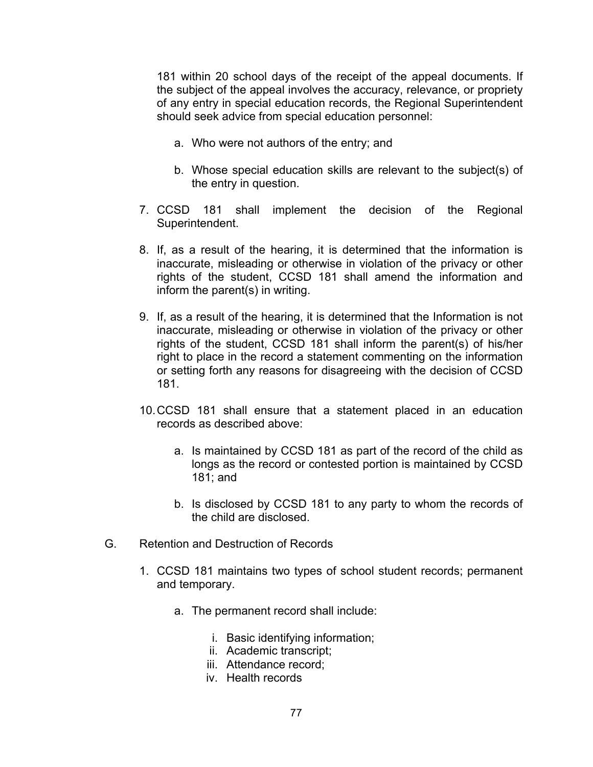181 within 20 school days of the receipt of the appeal documents. If the subject of the appeal involves the accuracy, relevance, or propriety of any entry in special education records, the Regional Superintendent should seek advice from special education personnel:

   a. Who were not authors of the entry; and

   b. Whose special education skills are relevant to the subject(s) of the entry in question.

7. CCSD 181 shall implement the decision of the Regional Superintendent.

8. If, as a result of the hearing, it is determined that the information is inaccurate, misleading or otherwise in violation of the privacy or other rights of the student, CCSD 181 shall amend the information and inform the parent(s) in writing.

9. If, as a result of the hearing, it is determined that the Information is not inaccurate, misleading or otherwise in violation of the privacy or other rights of the student, CCSD 181 shall inform the parent(s) of his/her right to place in the record a statement commenting on the information or setting forth any reasons for disagreeing with the decision of CCSD 181.

10. CCSD 181 shall ensure that a statement placed in an education records as described above:

    a. Is maintained by CCSD 181 as part of the record of the child as longs as the record or contested portion is maintained by CCSD 181; and

    b. Is disclosed by CCSD 181 to any party to whom the records of the child are disclosed.

G. Retention and Destruction of Records

1. CCSD 181 maintains two types of school student records; permanent and temporary.

   a. The permanent record shall include:

      i. Basic identifying information;
      ii. Academic transcript;
      iii. Attendance record;
      iv. Health records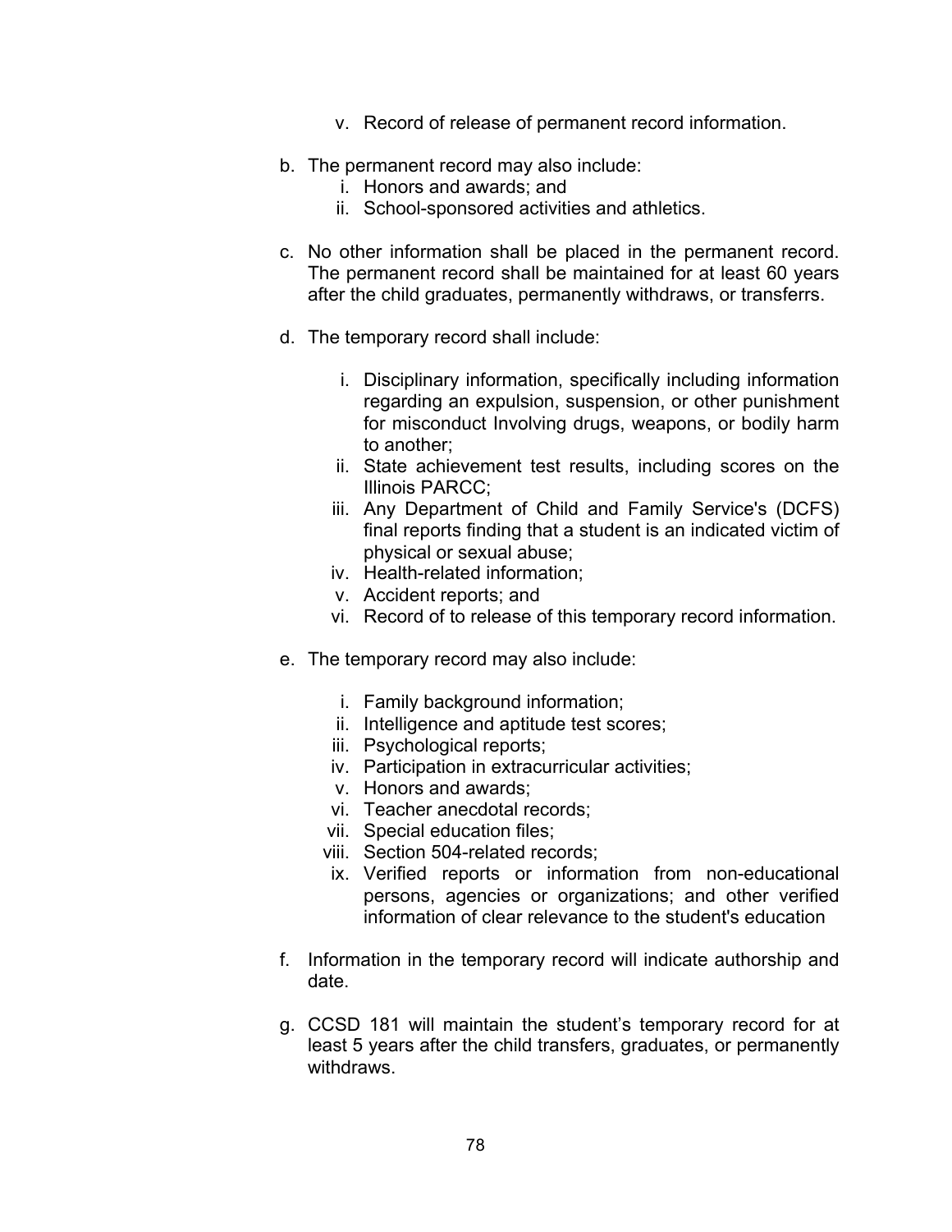v. Record of release of permanent record information.

b. The permanent record may also include:
   i. Honors and awards; and
   ii. School-sponsored activities and athletics.

c. No other information shall be placed in the permanent record. The permanent record shall be maintained for at least 60 years after the child graduates, permanently withdraws, or transferrs.

d. The temporary record shall include:

   i. Disciplinary information, specifically including information regarding an expulsion, suspension, or other punishment for misconduct Involving drugs, weapons, or bodily harm to another;
   ii. State achievement test results, including scores on the Illinois PARCC;
   iii. Any Department of Child and Family Service's (DCFS) final reports finding that a student is an indicated victim of physical or sexual abuse;
   iv. Health-related information;
   v. Accident reports; and
   vi. Record of to release of this temporary record information.

e. The temporary record may also include:

   i. Family background information;
   ii. Intelligence and aptitude test scores;
   iii. Psychological reports;
   iv. Participation in extracurricular activities;
   v. Honors and awards;
   vi. Teacher anecdotal records;
   vii. Special education files;
   viii. Section 504-related records;
   ix. Verified reports or information from non-educational persons, agencies or organizations; and other verified information of clear relevance to the student's education

f. Information in the temporary record will indicate authorship and date.

g. CCSD 181 will maintain the student's temporary record for at least 5 years after the child transfers, graduates, or permanently withdraws.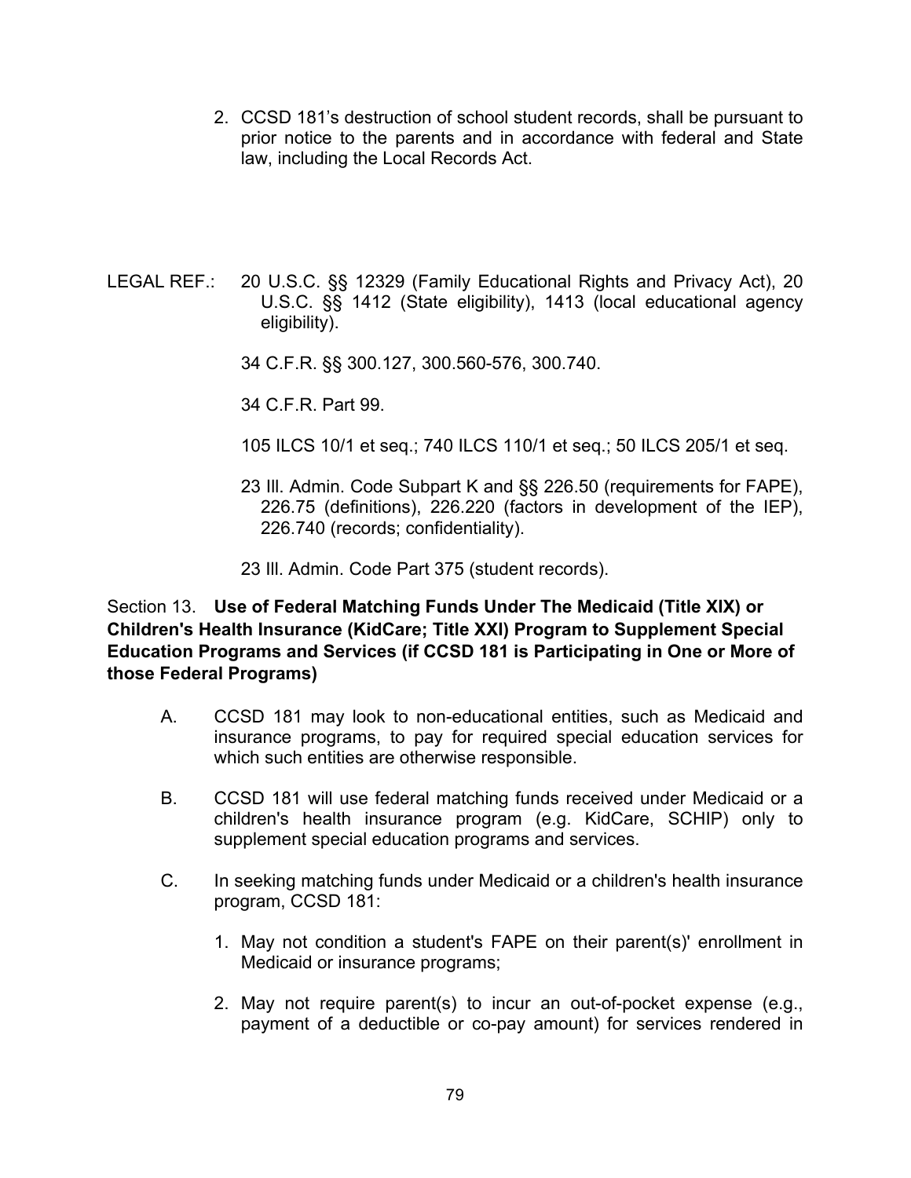2. CCSD 181's destruction of school student records, shall be pursuant to prior notice to the parents and in accordance with federal and State law, including the Local Records Act.

LEGAL REF.: 20 U.S.C. §§ 12329 (Family Educational Rights and Privacy Act), 20 U.S.C. §§ 1412 (State eligibility), 1413 (local educational agency eligibility).

34 C.F.R. §§ 300.127, 300.560-576, 300.740.

34 C.F.R. Part 99.

105 ILCS 10/1 et seq.; 740 ILCS 110/1 et seq.; 50 ILCS 205/1 et seq.

23 Ill. Admin. Code Subpart K and §§ 226.50 (requirements for FAPE), 226.75 (definitions), 226.220 (factors in development of the IEP), 226.740 (records; confidentiality).

23 Ill. Admin. Code Part 375 (student records).

Section 13. **Use of Federal Matching Funds Under The Medicaid (Title XIX) or Children's Health Insurance (KidCare; Title XXI) Program to Supplement Special Education Programs and Services (if CCSD 181 is Participating in One or More of those Federal Programs)**

A. CCSD 181 may look to non-educational entities, such as Medicaid and insurance programs, to pay for required special education services for which such entities are otherwise responsible.

B. CCSD 181 will use federal matching funds received under Medicaid or a children's health insurance program (e.g. KidCare, SCHIP) only to supplement special education programs and services.

C. In seeking matching funds under Medicaid or a children's health insurance program, CCSD 181:

1. May not condition a student's FAPE on their parent(s)' enrollment in Medicaid or insurance programs;

2. May not require parent(s) to incur an out-of-pocket expense (e.g., payment of a deductible or co-pay amount) for services rendered in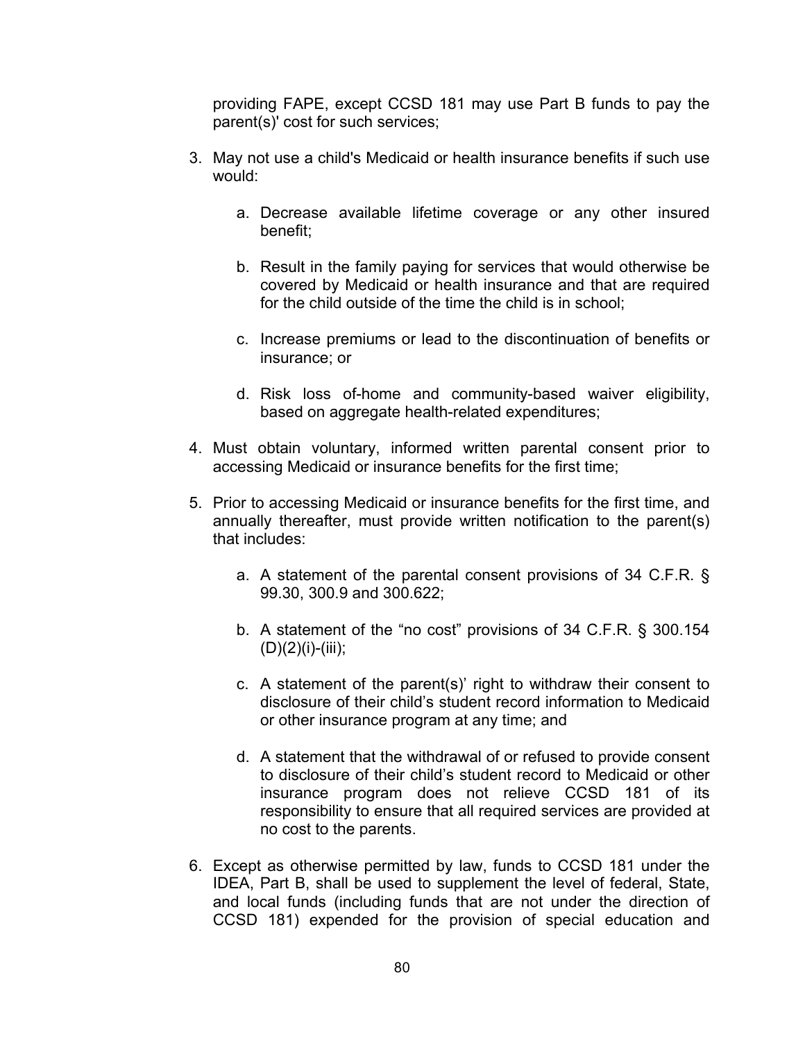providing FAPE, except CCSD 181 may use Part B funds to pay the parent(s)' cost for such services;

3. May not use a child's Medicaid or health insurance benefits if such use would:

    a. Decrease available lifetime coverage or any other insured benefit;

    b. Result in the family paying for services that would otherwise be covered by Medicaid or health insurance and that are required for the child outside of the time the child is in school;

    c. Increase premiums or lead to the discontinuation of benefits or insurance; or

    d. Risk loss of-home and community-based waiver eligibility, based on aggregate health-related expenditures;

4. Must obtain voluntary, informed written parental consent prior to accessing Medicaid or insurance benefits for the first time;

5. Prior to accessing Medicaid or insurance benefits for the first time, and annually thereafter, must provide written notification to the parent(s) that includes:

    a. A statement of the parental consent provisions of 34 C.F.R. § 99.30, 300.9 and 300.622;

    b. A statement of the "no cost" provisions of 34 C.F.R. § 300.154 (D)(2)(i)-(iii);

    c. A statement of the parent(s)' right to withdraw their consent to disclosure of their child's student record information to Medicaid or other insurance program at any time; and

    d. A statement that the withdrawal of or refused to provide consent to disclosure of their child's student record to Medicaid or other insurance program does not relieve CCSD 181 of its responsibility to ensure that all required services are provided at no cost to the parents.

6. Except as otherwise permitted by law, funds to CCSD 181 under the IDEA, Part B, shall be used to supplement the level of federal, State, and local funds (including funds that are not under the direction of CCSD 181) expended for the provision of special education and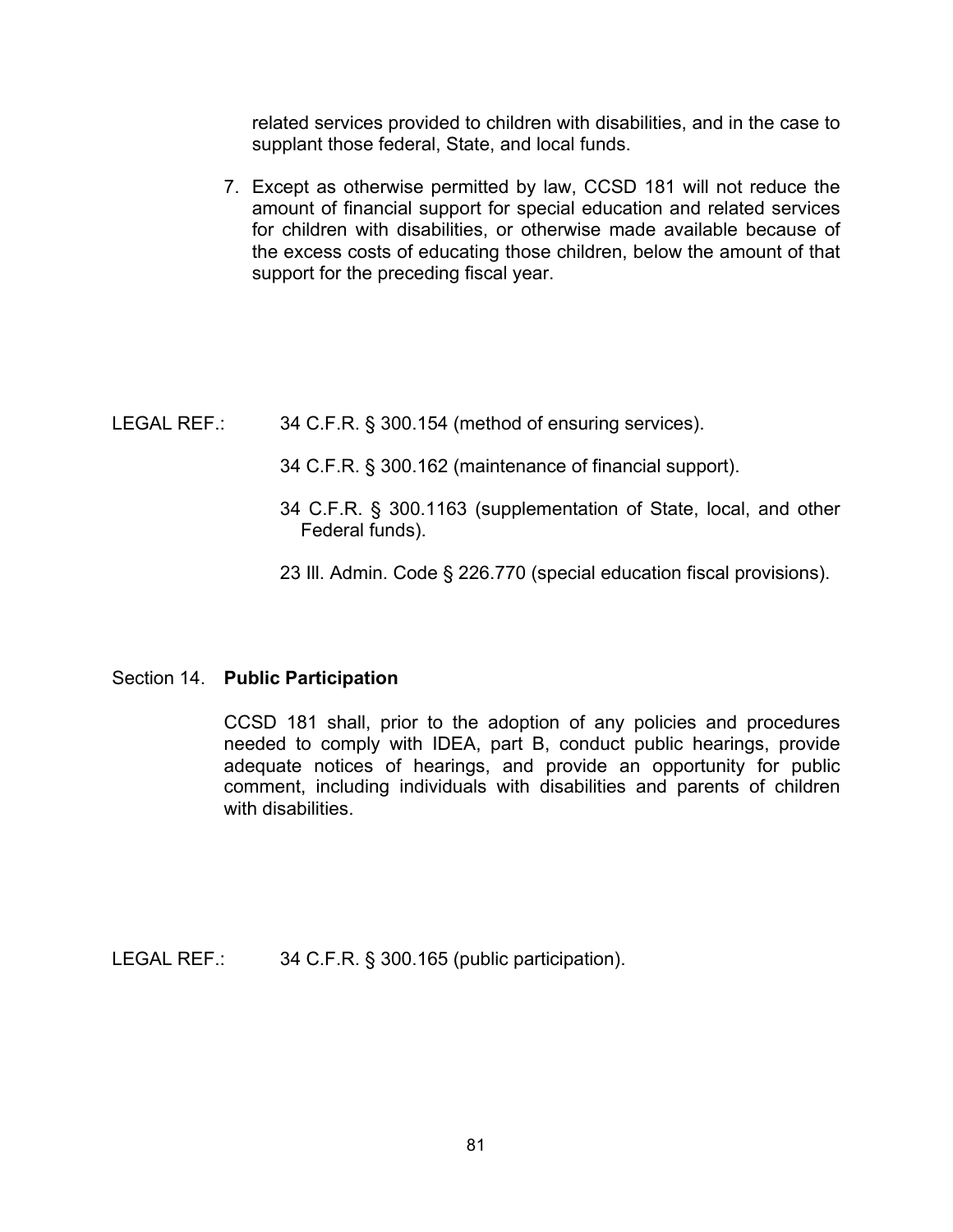related services provided to children with disabilities, and in the case to supplant those federal, State, and local funds.

7. Except as otherwise permitted by law, CCSD 181 will not reduce the amount of financial support for special education and related services for children with disabilities, or otherwise made available because of the excess costs of educating those children, below the amount of that support for the preceding fiscal year.

LEGAL REF.: 34 C.F.R. § 300.154 (method of ensuring services).

34 C.F.R. § 300.162 (maintenance of financial support).

34 C.F.R. § 300.1163 (supplementation of State, local, and other Federal funds).

23 Ill. Admin. Code § 226.770 (special education fiscal provisions).

Section 14. **Public Participation**

CCSD 181 shall, prior to the adoption of any policies and procedures needed to comply with IDEA, part B, conduct public hearings, provide adequate notices of hearings, and provide an opportunity for public comment, including individuals with disabilities and parents of children with disabilities.

LEGAL REF.: 34 C.F.R. § 300.165 (public participation).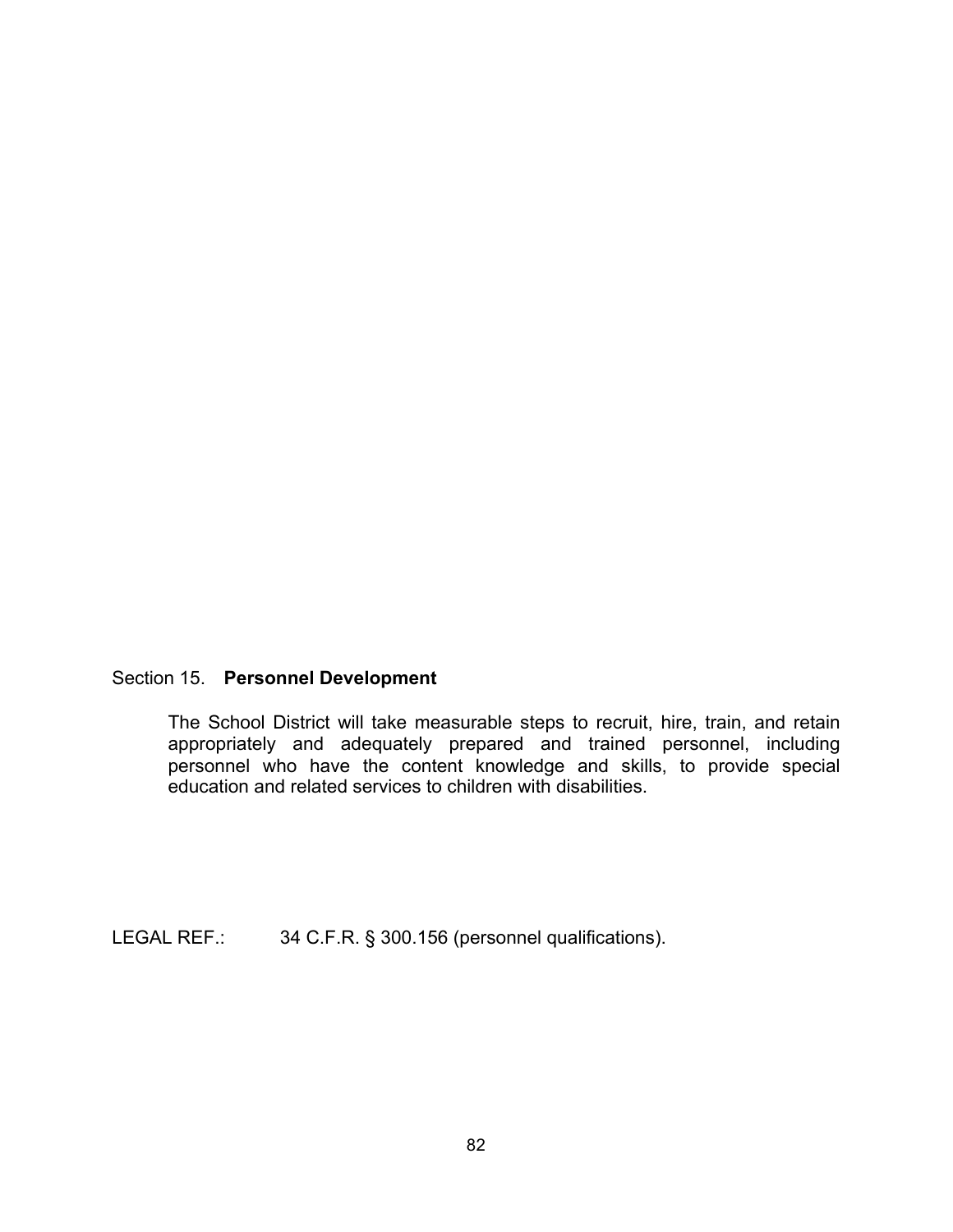## Section 15. **Personnel Development**

The School District will take measurable steps to recruit, hire, train, and retain appropriately and adequately prepared and trained personnel, including personnel who have the content knowledge and skills, to provide special education and related services to children with disabilities.

LEGAL REF.: 34 C.F.R. § 300.156 (personnel qualifications).